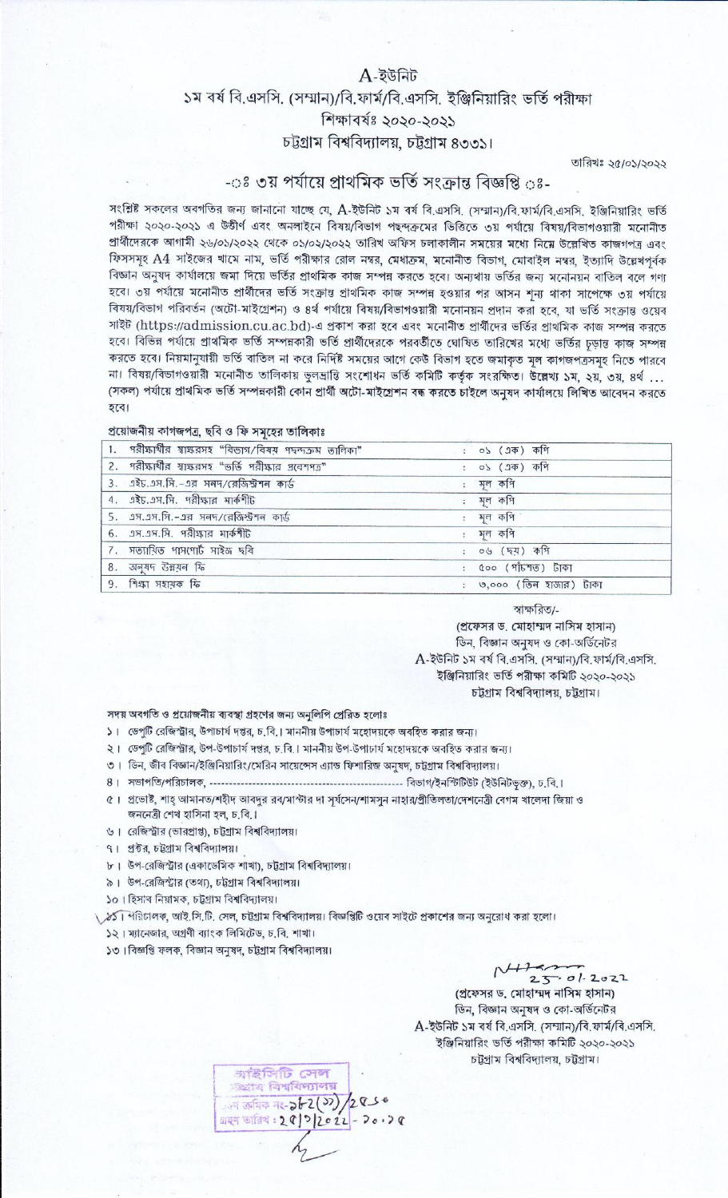# A-ইউনিট

## ১ম বর্ষ বি.এসসি. (সম্মান)/বি.ফার্ম/বি.এসসি. ইঞ্জিনিয়ারিং ভর্তি পরীক্ষা

### শিক্ষাবর্ষঃ ২০২০-২০২১

### চট্টগ্রাম বিশ্ববিদ্যালয়, চট্টগ্রাম ৪৩৩১।

তারিখঃ ২৫/০১/২০২২

## -ঃ ৩য় পর্যায়ে প্রাথমিক ভর্তি সংক্রান্ত বিজ্ঞপ্তি ঃ-

সংশ্লিষ্ট সকলের অবগতির জন্য জানানো যাচ্ছে যে, A-ইউনিট ১ম বর্ষ বি.এসসি. (সম্মান)/বি.ফার্ম/বি.এসসি. ইঞ্জিনিয়ারিং ভর্তি পরীক্ষা ২০২০-২০২১ এ উত্তীর্ণ এবং অনলাইনে বিষয়/বিভাগ পছন্দক্রমের ভিত্তিতে ৩য় পর্যায়ে বিষয়/বিভাগওয়ারী মনোনীত প্রার্থীদেরকে আগামী ২৬/০১/২০২২ থেকে ০১/০২/২০২২ তারিখ অফিস চলাকালীন সময়ের মধ্যে নিম্নে উল্লেখিত কাজগপত্র এবং ফিসসমূহ A4 সাইজের খামে নাম, ভর্তি পরীক্ষার রোল নম্বর, মেধাক্রম, মনোনীত বিভাগ, মোবাইল নম্বর, ইত্যাদি উল্লেখপূর্বক বিজ্ঞান অনুষদ কার্যালয়ে জমা দিয়ে ভর্তির প্রাথমিক কাজ সম্পন্ন করতে হবে। অন্যথায় ভর্তির জন্য মনোনয়ন বাতিল বলে গণ্য হবে। ৩য় পর্যায়ে মনোনীত প্রার্থীদের ভর্তি সংক্রান্ত প্রাথমিক কাজ সম্পন্ন হওয়ার পর আসন শূন্য থাকা সাপেক্ষে ৩য় পর্যায়ে বিষয়/বিভাগ পরিবর্তন (অটো-মাইগ্রেশন) ও ৪র্থ পর্যায়ে বিষয়/বিভাগওয়ারী মনোনয়ন প্রদান করা হবে, যা ভর্তি সংক্রান্ত ওয়েব সাইট (https://admission.cu.ac.bd)-এ প্রকাশ করা হবে এবং মনোনীত প্রার্থীদের ভর্তির প্রাথমিক কাজ সম্পন্ন করতে হবে। বিভিন্ন পর্যায়ে প্রাথমিক ভর্তি সম্পন্নকারী ভর্তি প্রার্থীদেরকে পরবর্তীতে ঘোষিত তারিখের মধ্যে ভর্তির চূড়ান্ত কাজ সম্পন্ন করতে হবে। নিয়মানুযায়ী ভর্তি বাতিল না করে নির্দিষ্ট সময়ের আগে কেউ বিভাগ হতে জমাকৃত মূল কাগজপত্রসমূহ নিতে পারবে না। বিষয়/বিভাগওয়ারী মনোনীত তালিকায় ভুলভ্রান্তি সংশোধন ভর্তি কমিটি কর্তৃক সংরক্ষিত। উল্লেখ্য ১ম, ২য়, ৩য়, ৪র্থ ... (সকল) পর্যায়ে প্রাথমিক ভর্তি সম্পন্নকারী কোন প্রার্থী অটো-মাইগ্রেশন বন্ধ করতে চাইলে অনুষদ কার্যালয়ে লিখিত আবেদন করতে হবে।

**প্রয়োজনীয় কাগজপত্র, ছবি ও ফি সমূহের তালিকাঃ**

| | | |
|---|---|---|
| 1. পরীক্ষার্থীর স্বাক্ষরসহ "বিভাগ/বিষয় পছন্দক্রম তালিকা" | : | ০১ (এক) কপি |
| 2. পরীক্ষার্থীর স্বাক্ষরসহ "ভর্তি পরীক্ষার প্রবেশপত্র" | : | ০১ (এক) কপি |
| 3. এইচ.এস.সি.-এর সনদ/রেজিস্ট্রশন কার্ড | : | মূল কপি |
| 4. এইচ.এস.সি. পরীক্ষার মার্কশীট | : | মূল কপি |
| 5. এস.এস.সি.-এর সনদ/রেজিস্ট্রশন কার্ড | : | মূল কপি |
| 6. এস.এস.সি. পরীক্ষার মার্কশীট | : | মূল কপি |
| 7. সত্যায়িত পাসপোর্ট সাইজ ছবি | : | ০৬ (ছয়) কপি |
| 8. অনুষদ উন্নয়ন ফি | : | ৫০০ (পাঁচশত) টাকা |
| 9. শিক্ষা সহায়ক ফি | : | ৩,০০০ (তিন হাজার) টাকা |

স্বাক্ষরিত/-
(প্রফেসর ড. মোহাম্মদ নাসিম হাসান)
ডিন, বিজ্ঞান অনুষদ ও কো-অর্ডিনেটর
A-ইউনিট ১ম বর্ষ বি.এসসি. (সম্মান)/বি.ফার্ম/বি.এসসি.
ইঞ্জিনিয়ারিং ভর্তি পরীক্ষা কমিটি ২০২০-২০২১
চট্টগ্রাম বিশ্ববিদ্যালয়, চট্টগ্রাম।

সদয় অবগতি ও প্রয়োজনীয় ব্যবস্থা গ্রহণের জন্য অনুলিপি প্রেরিত হলোঃ

১। ডেপুটি রেজিস্ট্রার, উপাচার্য দপ্তর, চ.বি.। মাননীয় উপাচার্য মহোদয়কে অবহিত করার জন্য।
২। ডেপুটি রেজিস্ট্রার, উপ-উপাচার্য দপ্তর, চ.বি.। মাননীয় উপ-উপাচার্য মহোদয়কে অবহিত করার জন্য।
৩। ডিন, জীব বিজ্ঞান/ইঞ্জিনিয়ারিং/মেরিন সায়েন্সেস অ্যান্ড ফিশারিজ অনুষদ, চট্টগ্রাম বিশ্ববিদ্যালয়।
৪। সভাপতি/পরিচালক, ---------------------------------------------- বিভাগ/ইনস্টিটিউট (ইউনিটভুক্ত), চ.বি.।
৫। প্রভোস্ট, শাহ্ আমানত/শহীদ আবদুর রব/মাস্টার দা সূর্যসেন/শামসুন নাহার/প্রীতিলতা/দেশনেত্রী বেগম খালেদা জিয়া ও জননেত্রী শেখ হাসিনা হল, চ.বি.।
৬। রেজিস্ট্রার (ভারপ্রাপ্ত), চট্টগ্রাম বিশ্ববিদ্যালয়।
৭। প্রক্টর, চট্টগ্রাম বিশ্ববিদ্যালয়।
৮। উপ-রেজিস্ট্রার (একাডেমিক শাখা), চট্টগ্রাম বিশ্ববিদ্যালয়।
৯। উপ-রেজিস্ট্রার (তথ্য), চট্টগ্রাম বিশ্ববিদ্যালয়।
১০। হিসাব নিয়ামক, চট্টগ্রাম বিশ্ববিদ্যালয়।
১১। পরিচালক, আই.সি.টি. সেল, চট্টগ্রাম বিশ্ববিদ্যালয়। বিজ্ঞপ্তিটি ওয়েব সাইটে প্রকাশের জন্য অনুরোধ করা হলো।
১২। ম্যানেজার, অগ্রণী ব্যাংক লিমিটেড, চ.বি. শাখা।
১৩। বিজ্ঞপ্তি ফলক, বিজ্ঞান অনুষদ, চট্টগ্রাম বিশ্ববিদ্যালয়।

25.01.2022
(প্রফেসর ড. মোহাম্মদ নাসিম হাসান)
ডিন, বিজ্ঞান অনুষদ ও কো-অর্ডিনেটর
A-ইউনিট ১ম বর্ষ বি.এসসি. (সম্মান)/বি.ফার্ম/বি.এসসি.
ইঞ্জিনিয়ারিং ভর্তি পরীক্ষা কমিটি ২০২০-২০২১
চট্টগ্রাম বিশ্ববিদ্যালয়, চট্টগ্রাম।

আইসিটি সেল
চট্টগ্রাম বিশ্ববিদ্যালয়
প্রাপ্তি ক্রমিক নং-
গ্রহণ তারিখ: 25/1/2022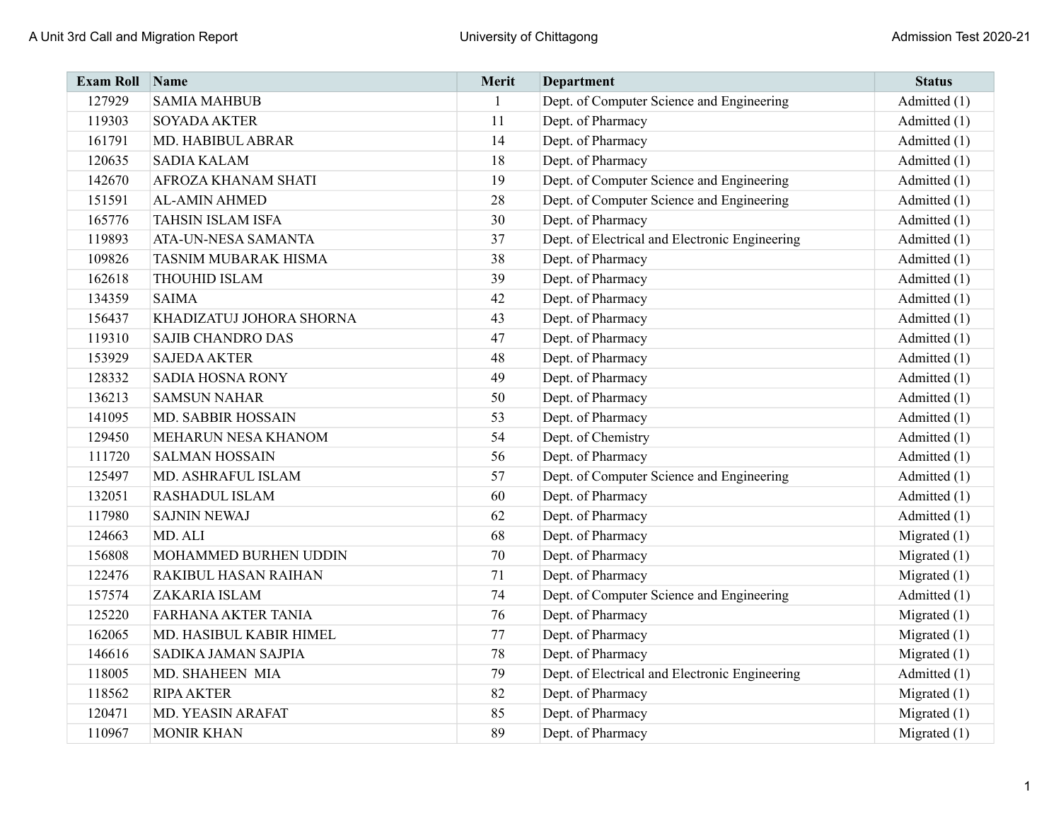| Exam Roll | Name | Merit | Department | Status |
|---|---|---|---|---|
| 127929 | SAMIA MAHBUB | 1 | Dept. of Computer Science and Engineering | Admitted (1) |
| 119303 | SOYADA AKTER | 11 | Dept. of Pharmacy | Admitted (1) |
| 161791 | MD. HABIBUL ABRAR | 14 | Dept. of Pharmacy | Admitted (1) |
| 120635 | SADIA KALAM | 18 | Dept. of Pharmacy | Admitted (1) |
| 142670 | AFROZA KHANAM SHATI | 19 | Dept. of Computer Science and Engineering | Admitted (1) |
| 151591 | AL-AMIN AHMED | 28 | Dept. of Computer Science and Engineering | Admitted (1) |
| 165776 | TAHSIN ISLAM ISFA | 30 | Dept. of Pharmacy | Admitted (1) |
| 119893 | ATA-UN-NESA SAMANTA | 37 | Dept. of Electrical and Electronic Engineering | Admitted (1) |
| 109826 | TASNIM MUBARAK HISMA | 38 | Dept. of Pharmacy | Admitted (1) |
| 162618 | THOUHID ISLAM | 39 | Dept. of Pharmacy | Admitted (1) |
| 134359 | SAIMA | 42 | Dept. of Pharmacy | Admitted (1) |
| 156437 | KHADIZATUJ JOHORA SHORNA | 43 | Dept. of Pharmacy | Admitted (1) |
| 119310 | SAJIB CHANDRO DAS | 47 | Dept. of Pharmacy | Admitted (1) |
| 153929 | SAJEDA AKTER | 48 | Dept. of Pharmacy | Admitted (1) |
| 128332 | SADIA HOSNA RONY | 49 | Dept. of Pharmacy | Admitted (1) |
| 136213 | SAMSUN NAHAR | 50 | Dept. of Pharmacy | Admitted (1) |
| 141095 | MD. SABBIR HOSSAIN | 53 | Dept. of Pharmacy | Admitted (1) |
| 129450 | MEHARUN NESA KHANOM | 54 | Dept. of Chemistry | Admitted (1) |
| 111720 | SALMAN HOSSAIN | 56 | Dept. of Pharmacy | Admitted (1) |
| 125497 | MD. ASHRAFUL ISLAM | 57 | Dept. of Computer Science and Engineering | Admitted (1) |
| 132051 | RASHADUL ISLAM | 60 | Dept. of Pharmacy | Admitted (1) |
| 117980 | SAJNIN NEWAJ | 62 | Dept. of Pharmacy | Admitted (1) |
| 124663 | MD. ALI | 68 | Dept. of Pharmacy | Migrated (1) |
| 156808 | MOHAMMED BURHEN UDDIN | 70 | Dept. of Pharmacy | Migrated (1) |
| 122476 | RAKIBUL HASAN RAIHAN | 71 | Dept. of Pharmacy | Migrated (1) |
| 157574 | ZAKARIA ISLAM | 74 | Dept. of Computer Science and Engineering | Admitted (1) |
| 125220 | FARHANA AKTER TANIA | 76 | Dept. of Pharmacy | Migrated (1) |
| 162065 | MD. HASIBUL KABIR HIMEL | 77 | Dept. of Pharmacy | Migrated (1) |
| 146616 | SADIKA JAMAN SAJPIA | 78 | Dept. of Pharmacy | Migrated (1) |
| 118005 | MD. SHAHEEN MIA | 79 | Dept. of Electrical and Electronic Engineering | Admitted (1) |
| 118562 | RIPA AKTER | 82 | Dept. of Pharmacy | Migrated (1) |
| 120471 | MD. YEASIN ARAFAT | 85 | Dept. of Pharmacy | Migrated (1) |
| 110967 | MONIR KHAN | 89 | Dept. of Pharmacy | Migrated (1) |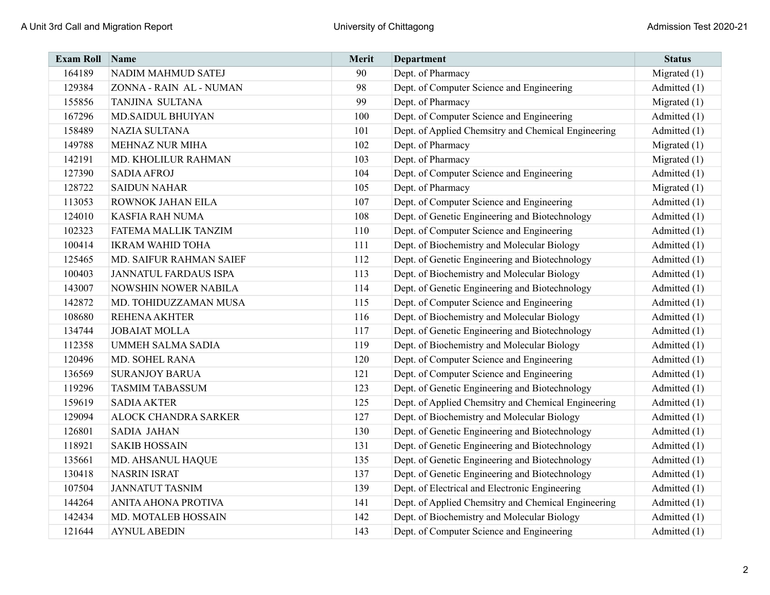| Exam Roll | Name | Merit | Department | Status |
|---|---|---|---|---|
| 164189 | NADIM MAHMUD SATEJ | 90 | Dept. of Pharmacy | Migrated (1) |
| 129384 | ZONNA - RAIN AL - NUMAN | 98 | Dept. of Computer Science and Engineering | Admitted (1) |
| 155856 | TANJINA SULTANA | 99 | Dept. of Pharmacy | Migrated (1) |
| 167296 | MD.SAIDUL BHUIYAN | 100 | Dept. of Computer Science and Engineering | Admitted (1) |
| 158489 | NAZIA SULTANA | 101 | Dept. of Applied Chemsitry and Chemical Engineering | Admitted (1) |
| 149788 | MEHNAZ NUR MIHA | 102 | Dept. of Pharmacy | Migrated (1) |
| 142191 | MD. KHOLILUR RAHMAN | 103 | Dept. of Pharmacy | Migrated (1) |
| 127390 | SADIA AFROJ | 104 | Dept. of Computer Science and Engineering | Admitted (1) |
| 128722 | SAIDUN NAHAR | 105 | Dept. of Pharmacy | Migrated (1) |
| 113053 | ROWNOK JAHAN EILA | 107 | Dept. of Computer Science and Engineering | Admitted (1) |
| 124010 | KASFIA RAH NUMA | 108 | Dept. of Genetic Engineering and Biotechnology | Admitted (1) |
| 102323 | FATEMA MALLIK TANZIM | 110 | Dept. of Computer Science and Engineering | Admitted (1) |
| 100414 | IKRAM WAHID TOHA | 111 | Dept. of Biochemistry and Molecular Biology | Admitted (1) |
| 125465 | MD. SAIFUR RAHMAN SAIEF | 112 | Dept. of Genetic Engineering and Biotechnology | Admitted (1) |
| 100403 | JANNATUL FARDAUS ISPA | 113 | Dept. of Biochemistry and Molecular Biology | Admitted (1) |
| 143007 | NOWSHIN NOWER NABILA | 114 | Dept. of Genetic Engineering and Biotechnology | Admitted (1) |
| 142872 | MD. TOHIDUZZAMAN MUSA | 115 | Dept. of Computer Science and Engineering | Admitted (1) |
| 108680 | REHENA AKHTER | 116 | Dept. of Biochemistry and Molecular Biology | Admitted (1) |
| 134744 | JOBAIAT MOLLA | 117 | Dept. of Genetic Engineering and Biotechnology | Admitted (1) |
| 112358 | UMMEH SALMA SADIA | 119 | Dept. of Biochemistry and Molecular Biology | Admitted (1) |
| 120496 | MD. SOHEL RANA | 120 | Dept. of Computer Science and Engineering | Admitted (1) |
| 136569 | SURANJOY BARUA | 121 | Dept. of Computer Science and Engineering | Admitted (1) |
| 119296 | TASMIM TABASSUM | 123 | Dept. of Genetic Engineering and Biotechnology | Admitted (1) |
| 159619 | SADIA AKTER | 125 | Dept. of Applied Chemsitry and Chemical Engineering | Admitted (1) |
| 129094 | ALOCK CHANDRA SARKER | 127 | Dept. of Biochemistry and Molecular Biology | Admitted (1) |
| 126801 | SADIA JAHAN | 130 | Dept. of Genetic Engineering and Biotechnology | Admitted (1) |
| 118921 | SAKIB HOSSAIN | 131 | Dept. of Genetic Engineering and Biotechnology | Admitted (1) |
| 135661 | MD. AHSANUL HAQUE | 135 | Dept. of Genetic Engineering and Biotechnology | Admitted (1) |
| 130418 | NASRIN ISRAT | 137 | Dept. of Genetic Engineering and Biotechnology | Admitted (1) |
| 107504 | JANNATUT TASNIM | 139 | Dept. of Electrical and Electronic Engineering | Admitted (1) |
| 144264 | ANITA AHONA PROTIVA | 141 | Dept. of Applied Chemsitry and Chemical Engineering | Admitted (1) |
| 142434 | MD. MOTALEB HOSSAIN | 142 | Dept. of Biochemistry and Molecular Biology | Admitted (1) |
| 121644 | AYNUL ABEDIN | 143 | Dept. of Computer Science and Engineering | Admitted (1) |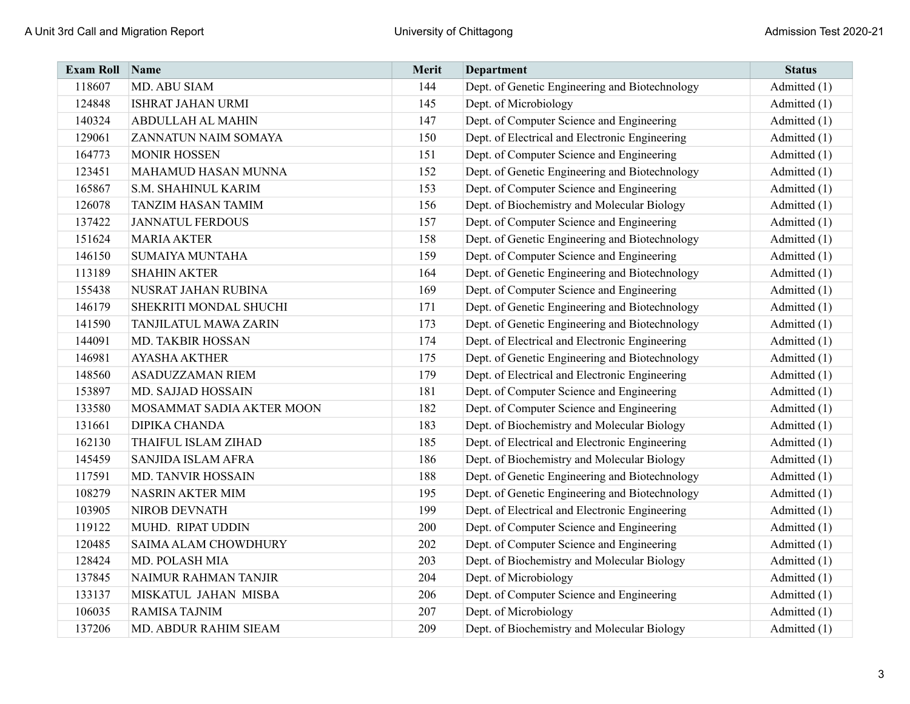| Exam Roll | Name | Merit | Department | Status |
|---|---|---|---|---|
| 118607 | MD. ABU SIAM | 144 | Dept. of Genetic Engineering and Biotechnology | Admitted (1) |
| 124848 | ISHRAT JAHAN URMI | 145 | Dept. of Microbiology | Admitted (1) |
| 140324 | ABDULLAH AL MAHIN | 147 | Dept. of Computer Science and Engineering | Admitted (1) |
| 129061 | ZANNATUN NAIM SOMAYA | 150 | Dept. of Electrical and Electronic Engineering | Admitted (1) |
| 164773 | MONIR HOSSEN | 151 | Dept. of Computer Science and Engineering | Admitted (1) |
| 123451 | MAHAMUD HASAN MUNNA | 152 | Dept. of Genetic Engineering and Biotechnology | Admitted (1) |
| 165867 | S.M. SHAHINUL KARIM | 153 | Dept. of Computer Science and Engineering | Admitted (1) |
| 126078 | TANZIM HASAN TAMIM | 156 | Dept. of Biochemistry and Molecular Biology | Admitted (1) |
| 137422 | JANNATUL FERDOUS | 157 | Dept. of Computer Science and Engineering | Admitted (1) |
| 151624 | MARIA AKTER | 158 | Dept. of Genetic Engineering and Biotechnology | Admitted (1) |
| 146150 | SUMAIYA MUNTAHA | 159 | Dept. of Computer Science and Engineering | Admitted (1) |
| 113189 | SHAHIN AKTER | 164 | Dept. of Genetic Engineering and Biotechnology | Admitted (1) |
| 155438 | NUSRAT JAHAN RUBINA | 169 | Dept. of Computer Science and Engineering | Admitted (1) |
| 146179 | SHEKRITI MONDAL SHUCHI | 171 | Dept. of Genetic Engineering and Biotechnology | Admitted (1) |
| 141590 | TANJILATUL MAWA ZARIN | 173 | Dept. of Genetic Engineering and Biotechnology | Admitted (1) |
| 144091 | MD. TAKBIR HOSSAN | 174 | Dept. of Electrical and Electronic Engineering | Admitted (1) |
| 146981 | AYASHA AKTHER | 175 | Dept. of Genetic Engineering and Biotechnology | Admitted (1) |
| 148560 | ASADUZZAMAN RIEM | 179 | Dept. of Electrical and Electronic Engineering | Admitted (1) |
| 153897 | MD. SAJJAD HOSSAIN | 181 | Dept. of Computer Science and Engineering | Admitted (1) |
| 133580 | MOSAMMAT SADIA AKTER MOON | 182 | Dept. of Computer Science and Engineering | Admitted (1) |
| 131661 | DIPIKA CHANDA | 183 | Dept. of Biochemistry and Molecular Biology | Admitted (1) |
| 162130 | THAIFUL ISLAM ZIHAD | 185 | Dept. of Electrical and Electronic Engineering | Admitted (1) |
| 145459 | SANJIDA ISLAM AFRA | 186 | Dept. of Biochemistry and Molecular Biology | Admitted (1) |
| 117591 | MD. TANVIR HOSSAIN | 188 | Dept. of Genetic Engineering and Biotechnology | Admitted (1) |
| 108279 | NASRIN AKTER MIM | 195 | Dept. of Genetic Engineering and Biotechnology | Admitted (1) |
| 103905 | NIROB DEVNATH | 199 | Dept. of Electrical and Electronic Engineering | Admitted (1) |
| 119122 | MUHD. RIPAT UDDIN | 200 | Dept. of Computer Science and Engineering | Admitted (1) |
| 120485 | SAIMA ALAM CHOWDHURY | 202 | Dept. of Computer Science and Engineering | Admitted (1) |
| 128424 | MD. POLASH MIA | 203 | Dept. of Biochemistry and Molecular Biology | Admitted (1) |
| 137845 | NAIMUR RAHMAN TANJIR | 204 | Dept. of Microbiology | Admitted (1) |
| 133137 | MISKATUL JAHAN MISBA | 206 | Dept. of Computer Science and Engineering | Admitted (1) |
| 106035 | RAMISA TAJNIM | 207 | Dept. of Microbiology | Admitted (1) |
| 137206 | MD. ABDUR RAHIM SIEAM | 209 | Dept. of Biochemistry and Molecular Biology | Admitted (1) |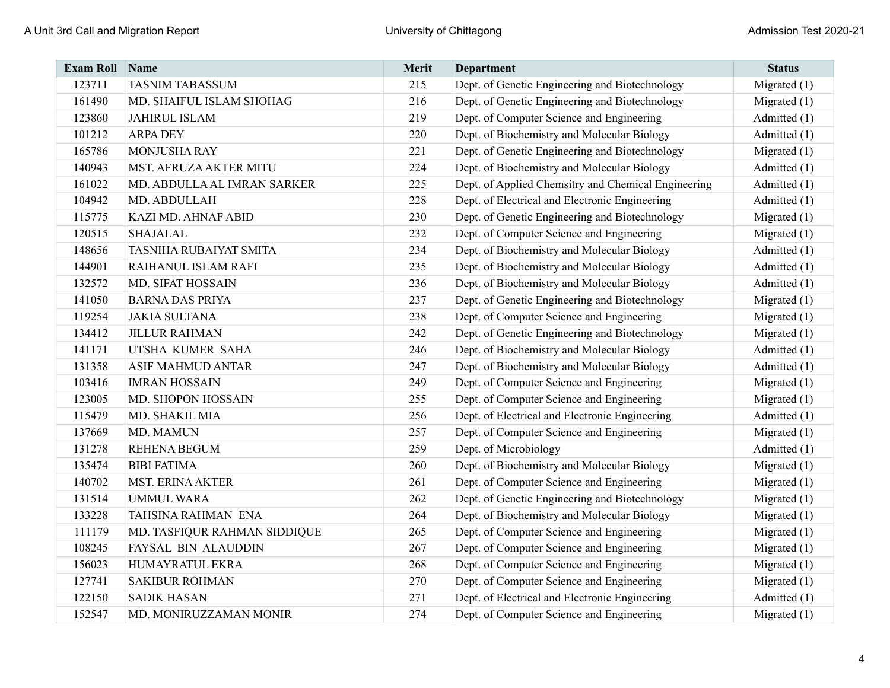| Exam Roll | Name | Merit | Department | Status |
|---|---|---|---|---|
| 123711 | TASNIM TABASSUM | 215 | Dept. of Genetic Engineering and Biotechnology | Migrated (1) |
| 161490 | MD. SHAIFUL ISLAM SHOHAG | 216 | Dept. of Genetic Engineering and Biotechnology | Migrated (1) |
| 123860 | JAHIRUL ISLAM | 219 | Dept. of Computer Science and Engineering | Admitted (1) |
| 101212 | ARPA DEY | 220 | Dept. of Biochemistry and Molecular Biology | Admitted (1) |
| 165786 | MONJUSHA RAY | 221 | Dept. of Genetic Engineering and Biotechnology | Migrated (1) |
| 140943 | MST. AFRUZA AKTER MITU | 224 | Dept. of Biochemistry and Molecular Biology | Admitted (1) |
| 161022 | MD. ABDULLA AL IMRAN SARKER | 225 | Dept. of Applied Chemsitry and Chemical Engineering | Admitted (1) |
| 104942 | MD. ABDULLAH | 228 | Dept. of Electrical and Electronic Engineering | Admitted (1) |
| 115775 | KAZI MD. AHNAF ABID | 230 | Dept. of Genetic Engineering and Biotechnology | Migrated (1) |
| 120515 | SHAJALAL | 232 | Dept. of Computer Science and Engineering | Migrated (1) |
| 148656 | TASNIHA RUBAIYAT SMITA | 234 | Dept. of Biochemistry and Molecular Biology | Admitted (1) |
| 144901 | RAIHANUL ISLAM RAFI | 235 | Dept. of Biochemistry and Molecular Biology | Admitted (1) |
| 132572 | MD. SIFAT HOSSAIN | 236 | Dept. of Biochemistry and Molecular Biology | Admitted (1) |
| 141050 | BARNA DAS PRIYA | 237 | Dept. of Genetic Engineering and Biotechnology | Migrated (1) |
| 119254 | JAKIA SULTANA | 238 | Dept. of Computer Science and Engineering | Migrated (1) |
| 134412 | JILLUR RAHMAN | 242 | Dept. of Genetic Engineering and Biotechnology | Migrated (1) |
| 141171 | UTSHA KUMER SAHA | 246 | Dept. of Biochemistry and Molecular Biology | Admitted (1) |
| 131358 | ASIF MAHMUD ANTAR | 247 | Dept. of Biochemistry and Molecular Biology | Admitted (1) |
| 103416 | IMRAN HOSSAIN | 249 | Dept. of Computer Science and Engineering | Migrated (1) |
| 123005 | MD. SHOPON HOSSAIN | 255 | Dept. of Computer Science and Engineering | Migrated (1) |
| 115479 | MD. SHAKIL MIA | 256 | Dept. of Electrical and Electronic Engineering | Admitted (1) |
| 137669 | MD. MAMUN | 257 | Dept. of Computer Science and Engineering | Migrated (1) |
| 131278 | REHENA BEGUM | 259 | Dept. of Microbiology | Admitted (1) |
| 135474 | BIBI FATIMA | 260 | Dept. of Biochemistry and Molecular Biology | Migrated (1) |
| 140702 | MST. ERINA AKTER | 261 | Dept. of Computer Science and Engineering | Migrated (1) |
| 131514 | UMMUL WARA | 262 | Dept. of Genetic Engineering and Biotechnology | Migrated (1) |
| 133228 | TAHSINA RAHMAN ENA | 264 | Dept. of Biochemistry and Molecular Biology | Migrated (1) |
| 111179 | MD. TASFIQUR RAHMAN SIDDIQUE | 265 | Dept. of Computer Science and Engineering | Migrated (1) |
| 108245 | FAYSAL BIN ALAUDDIN | 267 | Dept. of Computer Science and Engineering | Migrated (1) |
| 156023 | HUMAYRATUL EKRA | 268 | Dept. of Computer Science and Engineering | Migrated (1) |
| 127741 | SAKIBUR ROHMAN | 270 | Dept. of Computer Science and Engineering | Migrated (1) |
| 122150 | SADIK HASAN | 271 | Dept. of Electrical and Electronic Engineering | Admitted (1) |
| 152547 | MD. MONIRUZZAMAN MONIR | 274 | Dept. of Computer Science and Engineering | Migrated (1) |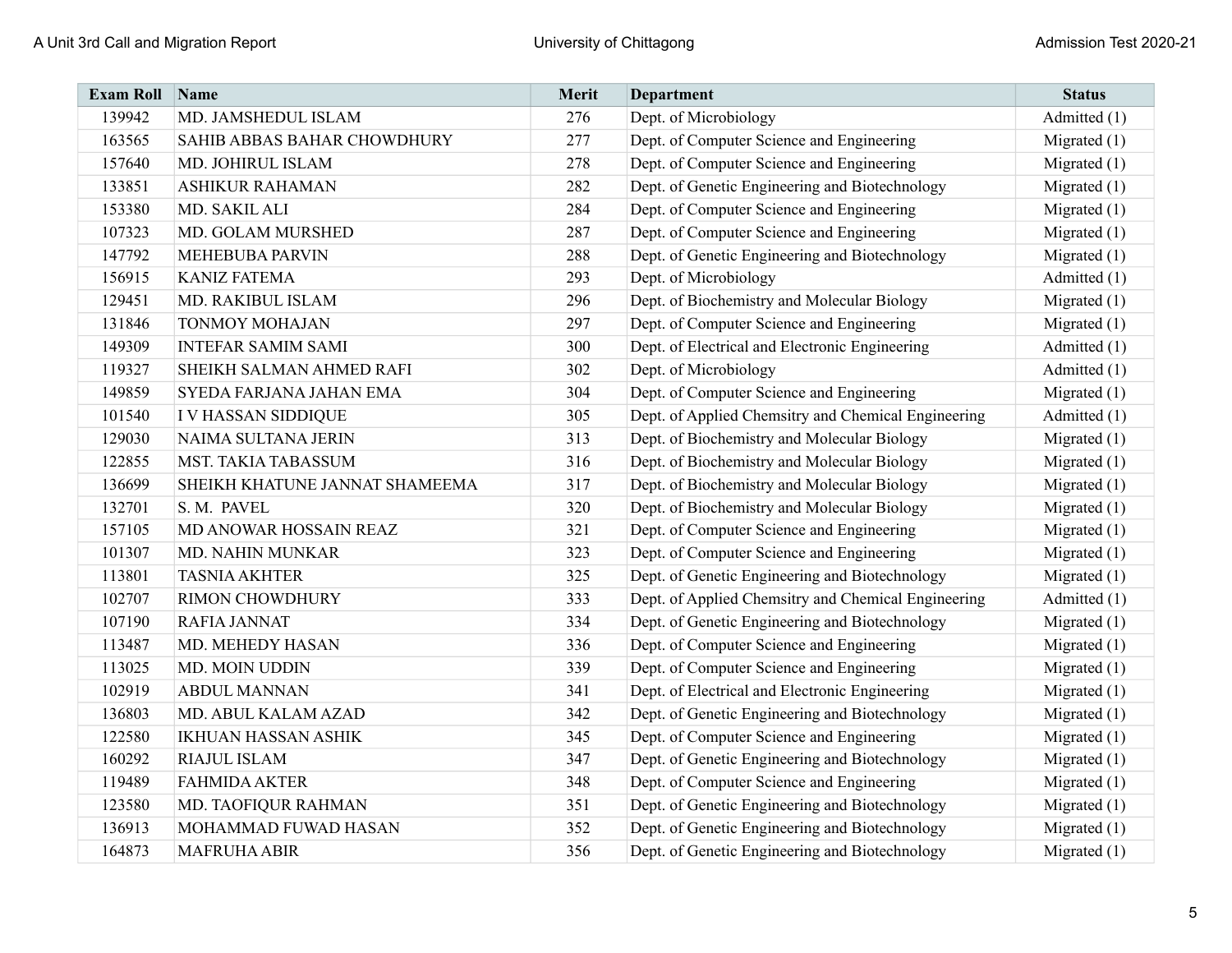| Exam Roll | Name | Merit | Department | Status |
|---|---|---|---|---|
| 139942 | MD. JAMSHEDUL ISLAM | 276 | Dept. of Microbiology | Admitted (1) |
| 163565 | SAHIB ABBAS BAHAR CHOWDHURY | 277 | Dept. of Computer Science and Engineering | Migrated (1) |
| 157640 | MD. JOHIRUL ISLAM | 278 | Dept. of Computer Science and Engineering | Migrated (1) |
| 133851 | ASHIKUR RAHAMAN | 282 | Dept. of Genetic Engineering and Biotechnology | Migrated (1) |
| 153380 | MD. SAKIL ALI | 284 | Dept. of Computer Science and Engineering | Migrated (1) |
| 107323 | MD. GOLAM MURSHED | 287 | Dept. of Computer Science and Engineering | Migrated (1) |
| 147792 | MEHEBUBA PARVIN | 288 | Dept. of Genetic Engineering and Biotechnology | Migrated (1) |
| 156915 | KANIZ FATEMA | 293 | Dept. of Microbiology | Admitted (1) |
| 129451 | MD. RAKIBUL ISLAM | 296 | Dept. of Biochemistry and Molecular Biology | Migrated (1) |
| 131846 | TONMOY MOHAJAN | 297 | Dept. of Computer Science and Engineering | Migrated (1) |
| 149309 | INTEFAR SAMIM SAMI | 300 | Dept. of Electrical and Electronic Engineering | Admitted (1) |
| 119327 | SHEIKH SALMAN AHMED RAFI | 302 | Dept. of Microbiology | Admitted (1) |
| 149859 | SYEDA FARJANA JAHAN EMA | 304 | Dept. of Computer Science and Engineering | Migrated (1) |
| 101540 | I V HASSAN SIDDIQUE | 305 | Dept. of Applied Chemsitry and Chemical Engineering | Admitted (1) |
| 129030 | NAIMA SULTANA JERIN | 313 | Dept. of Biochemistry and Molecular Biology | Migrated (1) |
| 122855 | MST. TAKIA TABASSUM | 316 | Dept. of Biochemistry and Molecular Biology | Migrated (1) |
| 136699 | SHEIKH KHATUNE JANNAT SHAMEEMA | 317 | Dept. of Biochemistry and Molecular Biology | Migrated (1) |
| 132701 | S. M. PAVEL | 320 | Dept. of Biochemistry and Molecular Biology | Migrated (1) |
| 157105 | MD ANOWAR HOSSAIN REAZ | 321 | Dept. of Computer Science and Engineering | Migrated (1) |
| 101307 | MD. NAHIN MUNKAR | 323 | Dept. of Computer Science and Engineering | Migrated (1) |
| 113801 | TASNIA AKHTER | 325 | Dept. of Genetic Engineering and Biotechnology | Migrated (1) |
| 102707 | RIMON CHOWDHURY | 333 | Dept. of Applied Chemsitry and Chemical Engineering | Admitted (1) |
| 107190 | RAFIA JANNAT | 334 | Dept. of Genetic Engineering and Biotechnology | Migrated (1) |
| 113487 | MD. MEHEDY HASAN | 336 | Dept. of Computer Science and Engineering | Migrated (1) |
| 113025 | MD. MOIN UDDIN | 339 | Dept. of Computer Science and Engineering | Migrated (1) |
| 102919 | ABDUL MANNAN | 341 | Dept. of Electrical and Electronic Engineering | Migrated (1) |
| 136803 | MD. ABUL KALAM AZAD | 342 | Dept. of Genetic Engineering and Biotechnology | Migrated (1) |
| 122580 | IKHUAN HASSAN ASHIK | 345 | Dept. of Computer Science and Engineering | Migrated (1) |
| 160292 | RIAJUL ISLAM | 347 | Dept. of Genetic Engineering and Biotechnology | Migrated (1) |
| 119489 | FAHMIDA AKTER | 348 | Dept. of Computer Science and Engineering | Migrated (1) |
| 123580 | MD. TAOFIQUR RAHMAN | 351 | Dept. of Genetic Engineering and Biotechnology | Migrated (1) |
| 136913 | MOHAMMAD FUWAD HASAN | 352 | Dept. of Genetic Engineering and Biotechnology | Migrated (1) |
| 164873 | MAFRUHA ABIR | 356 | Dept. of Genetic Engineering and Biotechnology | Migrated (1) |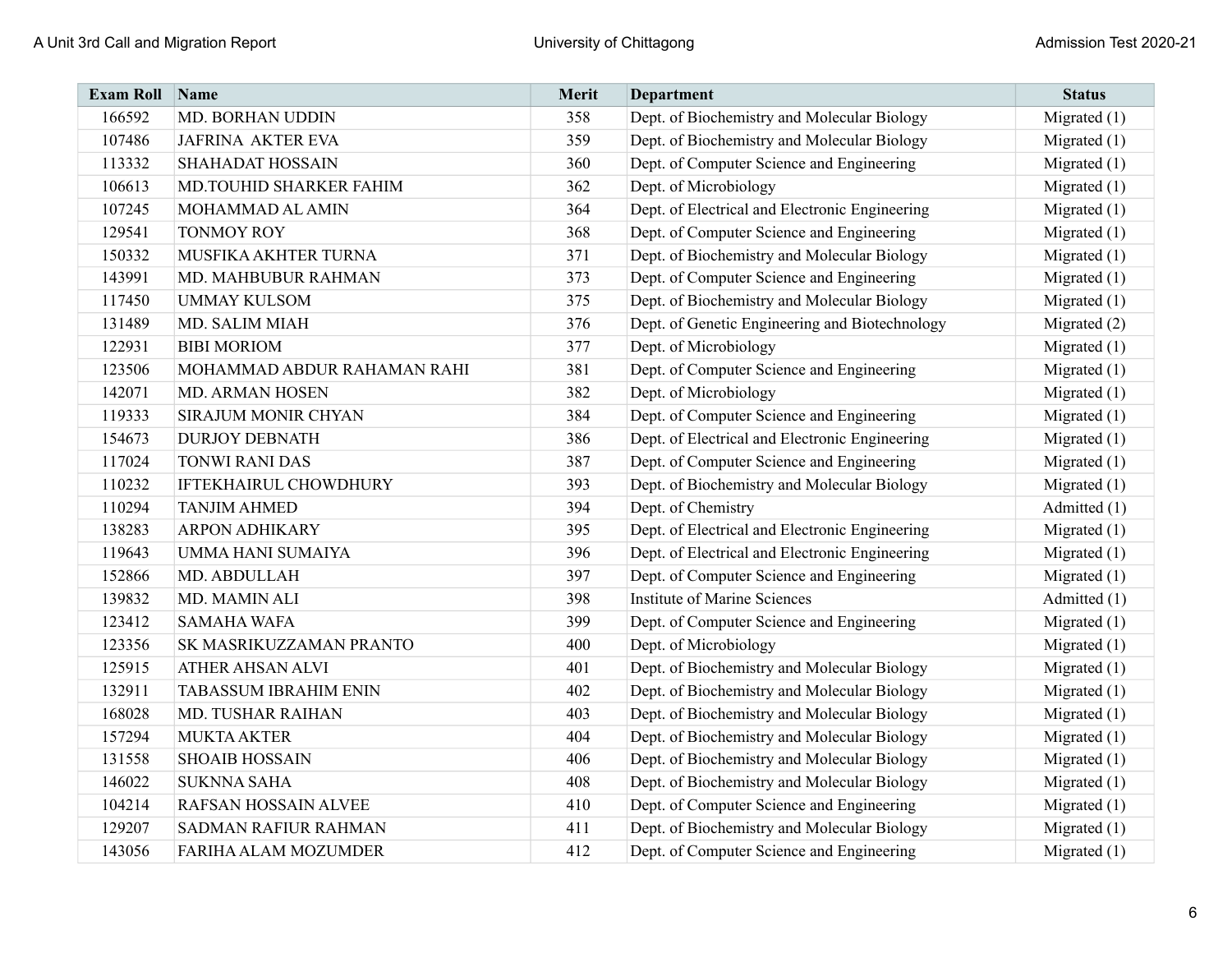| Exam Roll | Name | Merit | Department | Status |
|---|---|---|---|---|
| 166592 | MD. BORHAN UDDIN | 358 | Dept. of Biochemistry and Molecular Biology | Migrated (1) |
| 107486 | JAFRINA AKTER EVA | 359 | Dept. of Biochemistry and Molecular Biology | Migrated (1) |
| 113332 | SHAHADAT HOSSAIN | 360 | Dept. of Computer Science and Engineering | Migrated (1) |
| 106613 | MD.TOUHID SHARKER FAHIM | 362 | Dept. of Microbiology | Migrated (1) |
| 107245 | MOHAMMAD AL AMIN | 364 | Dept. of Electrical and Electronic Engineering | Migrated (1) |
| 129541 | TONMOY ROY | 368 | Dept. of Computer Science and Engineering | Migrated (1) |
| 150332 | MUSFIKA AKHTER TURNA | 371 | Dept. of Biochemistry and Molecular Biology | Migrated (1) |
| 143991 | MD. MAHBUBUR RAHMAN | 373 | Dept. of Computer Science and Engineering | Migrated (1) |
| 117450 | UMMAY KULSOM | 375 | Dept. of Biochemistry and Molecular Biology | Migrated (1) |
| 131489 | MD. SALIM MIAH | 376 | Dept. of Genetic Engineering and Biotechnology | Migrated (2) |
| 122931 | BIBI MORIOM | 377 | Dept. of Microbiology | Migrated (1) |
| 123506 | MOHAMMAD ABDUR RAHAMAN RAHI | 381 | Dept. of Computer Science and Engineering | Migrated (1) |
| 142071 | MD. ARMAN HOSEN | 382 | Dept. of Microbiology | Migrated (1) |
| 119333 | SIRAJUM MONIR CHYAN | 384 | Dept. of Computer Science and Engineering | Migrated (1) |
| 154673 | DURJOY DEBNATH | 386 | Dept. of Electrical and Electronic Engineering | Migrated (1) |
| 117024 | TONWI RANI DAS | 387 | Dept. of Computer Science and Engineering | Migrated (1) |
| 110232 | IFTEKHAIRUL CHOWDHURY | 393 | Dept. of Biochemistry and Molecular Biology | Migrated (1) |
| 110294 | TANJIM AHMED | 394 | Dept. of Chemistry | Admitted (1) |
| 138283 | ARPON ADHIKARY | 395 | Dept. of Electrical and Electronic Engineering | Migrated (1) |
| 119643 | UMMA HANI SUMAIYA | 396 | Dept. of Electrical and Electronic Engineering | Migrated (1) |
| 152866 | MD. ABDULLAH | 397 | Dept. of Computer Science and Engineering | Migrated (1) |
| 139832 | MD. MAMIN ALI | 398 | Institute of Marine Sciences | Admitted (1) |
| 123412 | SAMAHA WAFA | 399 | Dept. of Computer Science and Engineering | Migrated (1) |
| 123356 | SK MASRIKUZZAMAN PRANTO | 400 | Dept. of Microbiology | Migrated (1) |
| 125915 | ATHER AHSAN ALVI | 401 | Dept. of Biochemistry and Molecular Biology | Migrated (1) |
| 132911 | TABASSUM IBRAHIM ENIN | 402 | Dept. of Biochemistry and Molecular Biology | Migrated (1) |
| 168028 | MD. TUSHAR RAIHAN | 403 | Dept. of Biochemistry and Molecular Biology | Migrated (1) |
| 157294 | MUKTA AKTER | 404 | Dept. of Biochemistry and Molecular Biology | Migrated (1) |
| 131558 | SHOAIB HOSSAIN | 406 | Dept. of Biochemistry and Molecular Biology | Migrated (1) |
| 146022 | SUKNNA SAHA | 408 | Dept. of Biochemistry and Molecular Biology | Migrated (1) |
| 104214 | RAFSAN HOSSAIN ALVEE | 410 | Dept. of Computer Science and Engineering | Migrated (1) |
| 129207 | SADMAN RAFIUR RAHMAN | 411 | Dept. of Biochemistry and Molecular Biology | Migrated (1) |
| 143056 | FARIHA ALAM MOZUMDER | 412 | Dept. of Computer Science and Engineering | Migrated (1) |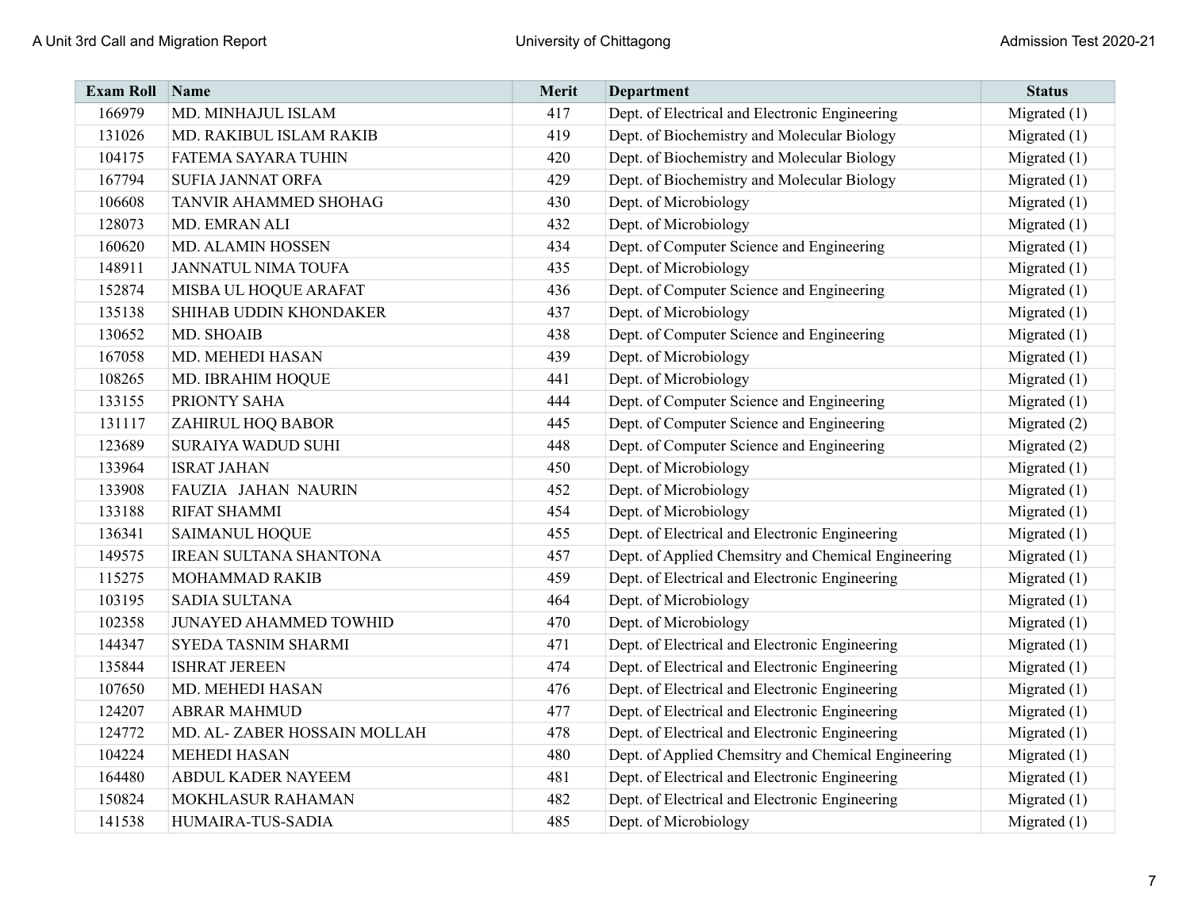| Exam Roll | Name | Merit | Department | Status |
|---|---|---|---|---|
| 166979 | MD. MINHAJUL ISLAM | 417 | Dept. of Electrical and Electronic Engineering | Migrated (1) |
| 131026 | MD. RAKIBUL ISLAM RAKIB | 419 | Dept. of Biochemistry and Molecular Biology | Migrated (1) |
| 104175 | FATEMA SAYARA TUHIN | 420 | Dept. of Biochemistry and Molecular Biology | Migrated (1) |
| 167794 | SUFIA JANNAT ORFA | 429 | Dept. of Biochemistry and Molecular Biology | Migrated (1) |
| 106608 | TANVIR AHAMMED SHOHAG | 430 | Dept. of Microbiology | Migrated (1) |
| 128073 | MD. EMRAN ALI | 432 | Dept. of Microbiology | Migrated (1) |
| 160620 | MD. ALAMIN HOSSEN | 434 | Dept. of Computer Science and Engineering | Migrated (1) |
| 148911 | JANNATUL NIMA TOUFA | 435 | Dept. of Microbiology | Migrated (1) |
| 152874 | MISBA UL HOQUE ARAFAT | 436 | Dept. of Computer Science and Engineering | Migrated (1) |
| 135138 | SHIHAB UDDIN KHONDAKER | 437 | Dept. of Microbiology | Migrated (1) |
| 130652 | MD. SHOAIB | 438 | Dept. of Computer Science and Engineering | Migrated (1) |
| 167058 | MD. MEHEDI HASAN | 439 | Dept. of Microbiology | Migrated (1) |
| 108265 | MD. IBRAHIM HOQUE | 441 | Dept. of Microbiology | Migrated (1) |
| 133155 | PRIONTY SAHA | 444 | Dept. of Computer Science and Engineering | Migrated (1) |
| 131117 | ZAHIRUL HOQ BABOR | 445 | Dept. of Computer Science and Engineering | Migrated (2) |
| 123689 | SURAIYA WADUD SUHI | 448 | Dept. of Computer Science and Engineering | Migrated (2) |
| 133964 | ISRAT JAHAN | 450 | Dept. of Microbiology | Migrated (1) |
| 133908 | FAUZIA JAHAN NAURIN | 452 | Dept. of Microbiology | Migrated (1) |
| 133188 | RIFAT SHAMMI | 454 | Dept. of Microbiology | Migrated (1) |
| 136341 | SAIMANUL HOQUE | 455 | Dept. of Electrical and Electronic Engineering | Migrated (1) |
| 149575 | IREAN SULTANA SHANTONA | 457 | Dept. of Applied Chemsitry and Chemical Engineering | Migrated (1) |
| 115275 | MOHAMMAD RAKIB | 459 | Dept. of Electrical and Electronic Engineering | Migrated (1) |
| 103195 | SADIA SULTANA | 464 | Dept. of Microbiology | Migrated (1) |
| 102358 | JUNAYED AHAMMED TOWHID | 470 | Dept. of Microbiology | Migrated (1) |
| 144347 | SYEDA TASNIM SHARMI | 471 | Dept. of Electrical and Electronic Engineering | Migrated (1) |
| 135844 | ISHRAT JEREEN | 474 | Dept. of Electrical and Electronic Engineering | Migrated (1) |
| 107650 | MD. MEHEDI HASAN | 476 | Dept. of Electrical and Electronic Engineering | Migrated (1) |
| 124207 | ABRAR MAHMUD | 477 | Dept. of Electrical and Electronic Engineering | Migrated (1) |
| 124772 | MD. AL- ZABER HOSSAIN MOLLAH | 478 | Dept. of Electrical and Electronic Engineering | Migrated (1) |
| 104224 | MEHEDI HASAN | 480 | Dept. of Applied Chemsitry and Chemical Engineering | Migrated (1) |
| 164480 | ABDUL KADER NAYEEM | 481 | Dept. of Electrical and Electronic Engineering | Migrated (1) |
| 150824 | MOKHLASUR RAHAMAN | 482 | Dept. of Electrical and Electronic Engineering | Migrated (1) |
| 141538 | HUMAIRA-TUS-SADIA | 485 | Dept. of Microbiology | Migrated (1) |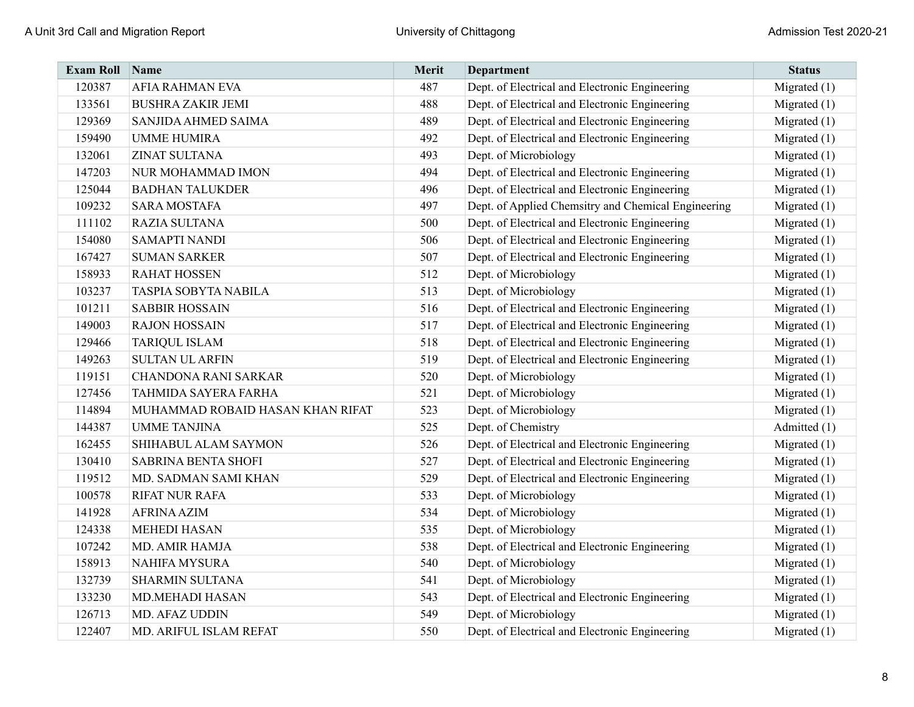| Exam Roll | Name | Merit | Department | Status |
|---|---|---|---|---|
| 120387 | AFIA RAHMAN EVA | 487 | Dept. of Electrical and Electronic Engineering | Migrated (1) |
| 133561 | BUSHRA ZAKIR JEMI | 488 | Dept. of Electrical and Electronic Engineering | Migrated (1) |
| 129369 | SANJIDA AHMED SAIMA | 489 | Dept. of Electrical and Electronic Engineering | Migrated (1) |
| 159490 | UMME HUMIRA | 492 | Dept. of Electrical and Electronic Engineering | Migrated (1) |
| 132061 | ZINAT SULTANA | 493 | Dept. of Microbiology | Migrated (1) |
| 147203 | NUR MOHAMMAD IMON | 494 | Dept. of Electrical and Electronic Engineering | Migrated (1) |
| 125044 | BADHAN TALUKDER | 496 | Dept. of Electrical and Electronic Engineering | Migrated (1) |
| 109232 | SARA MOSTAFA | 497 | Dept. of Applied Chemsitry and Chemical Engineering | Migrated (1) |
| 111102 | RAZIA SULTANA | 500 | Dept. of Electrical and Electronic Engineering | Migrated (1) |
| 154080 | SAMAPTI NANDI | 506 | Dept. of Electrical and Electronic Engineering | Migrated (1) |
| 167427 | SUMAN SARKER | 507 | Dept. of Electrical and Electronic Engineering | Migrated (1) |
| 158933 | RAHAT HOSSEN | 512 | Dept. of Microbiology | Migrated (1) |
| 103237 | TASPIA SOBYTA NABILA | 513 | Dept. of Microbiology | Migrated (1) |
| 101211 | SABBIR HOSSAIN | 516 | Dept. of Electrical and Electronic Engineering | Migrated (1) |
| 149003 | RAJON HOSSAIN | 517 | Dept. of Electrical and Electronic Engineering | Migrated (1) |
| 129466 | TARIQUL ISLAM | 518 | Dept. of Electrical and Electronic Engineering | Migrated (1) |
| 149263 | SULTAN UL ARFIN | 519 | Dept. of Electrical and Electronic Engineering | Migrated (1) |
| 119151 | CHANDONA RANI SARKAR | 520 | Dept. of Microbiology | Migrated (1) |
| 127456 | TAHMIDA SAYERA FARHA | 521 | Dept. of Microbiology | Migrated (1) |
| 114894 | MUHAMMAD ROBAID HASAN KHAN RIFAT | 523 | Dept. of Microbiology | Migrated (1) |
| 144387 | UMME TANJINA | 525 | Dept. of Chemistry | Admitted (1) |
| 162455 | SHIHABUL ALAM SAYMON | 526 | Dept. of Electrical and Electronic Engineering | Migrated (1) |
| 130410 | SABRINA BENTA SHOFI | 527 | Dept. of Electrical and Electronic Engineering | Migrated (1) |
| 119512 | MD. SADMAN SAMI KHAN | 529 | Dept. of Electrical and Electronic Engineering | Migrated (1) |
| 100578 | RIFAT NUR RAFA | 533 | Dept. of Microbiology | Migrated (1) |
| 141928 | AFRINA AZIM | 534 | Dept. of Microbiology | Migrated (1) |
| 124338 | MEHEDI HASAN | 535 | Dept. of Microbiology | Migrated (1) |
| 107242 | MD. AMIR HAMJA | 538 | Dept. of Electrical and Electronic Engineering | Migrated (1) |
| 158913 | NAHIFA MYSURA | 540 | Dept. of Microbiology | Migrated (1) |
| 132739 | SHARMIN SULTANA | 541 | Dept. of Microbiology | Migrated (1) |
| 133230 | MD.MEHADI HASAN | 543 | Dept. of Electrical and Electronic Engineering | Migrated (1) |
| 126713 | MD. AFAZ UDDIN | 549 | Dept. of Microbiology | Migrated (1) |
| 122407 | MD. ARIFUL ISLAM REFAT | 550 | Dept. of Electrical and Electronic Engineering | Migrated (1) |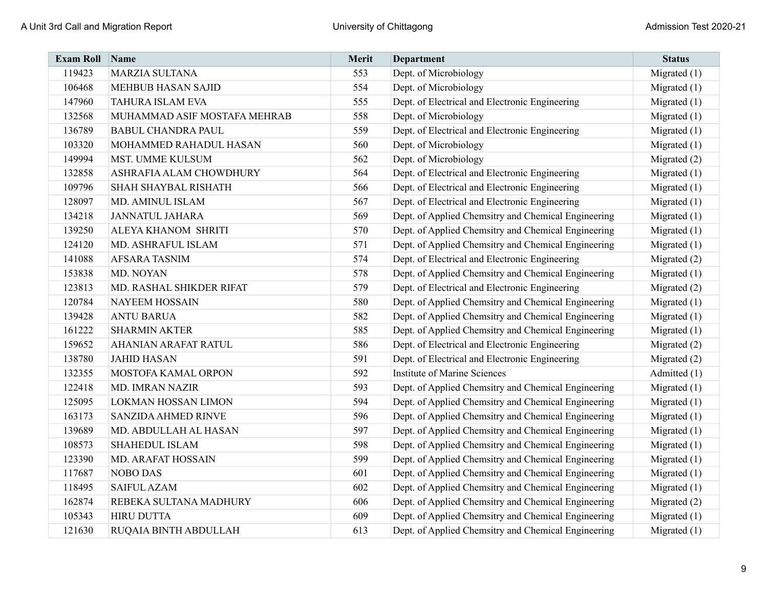| Exam Roll | Name | Merit | Department | Status |
|---|---|---|---|---|
| 119423 | MARZIA SULTANA | 553 | Dept. of Microbiology | Migrated (1) |
| 106468 | MEHBUB HASAN SAJID | 554 | Dept. of Microbiology | Migrated (1) |
| 147960 | TAHURA ISLAM EVA | 555 | Dept. of Electrical and Electronic Engineering | Migrated (1) |
| 132568 | MUHAMMAD ASIF MOSTAFA MEHRAB | 558 | Dept. of Microbiology | Migrated (1) |
| 136789 | BABUL CHANDRA PAUL | 559 | Dept. of Electrical and Electronic Engineering | Migrated (1) |
| 103320 | MOHAMMED RAHADUL HASAN | 560 | Dept. of Microbiology | Migrated (1) |
| 149994 | MST. UMME KULSUM | 562 | Dept. of Microbiology | Migrated (2) |
| 132858 | ASHRAFIA ALAM CHOWDHURY | 564 | Dept. of Electrical and Electronic Engineering | Migrated (1) |
| 109796 | SHAH SHAYBAL RISHATH | 566 | Dept. of Electrical and Electronic Engineering | Migrated (1) |
| 128097 | MD. AMINUL ISLAM | 567 | Dept. of Electrical and Electronic Engineering | Migrated (1) |
| 134218 | JANNATUL JAHARA | 569 | Dept. of Applied Chemsitry and Chemical Engineering | Migrated (1) |
| 139250 | ALEYA KHANOM SHRITI | 570 | Dept. of Applied Chemsitry and Chemical Engineering | Migrated (1) |
| 124120 | MD. ASHRAFUL ISLAM | 571 | Dept. of Applied Chemsitry and Chemical Engineering | Migrated (1) |
| 141088 | AFSARA TASNIM | 574 | Dept. of Electrical and Electronic Engineering | Migrated (2) |
| 153838 | MD. NOYAN | 578 | Dept. of Applied Chemsitry and Chemical Engineering | Migrated (1) |
| 123813 | MD. RASHAL SHIKDER RIFAT | 579 | Dept. of Electrical and Electronic Engineering | Migrated (2) |
| 120784 | NAYEEM HOSSAIN | 580 | Dept. of Applied Chemsitry and Chemical Engineering | Migrated (1) |
| 139428 | ANTU BARUA | 582 | Dept. of Applied Chemsitry and Chemical Engineering | Migrated (1) |
| 161222 | SHARMIN AKTER | 585 | Dept. of Applied Chemsitry and Chemical Engineering | Migrated (1) |
| 159652 | AHANIAN ARAFAT RATUL | 586 | Dept. of Electrical and Electronic Engineering | Migrated (2) |
| 138780 | JAHID HASAN | 591 | Dept. of Electrical and Electronic Engineering | Migrated (2) |
| 132355 | MOSTOFA KAMAL ORPON | 592 | Institute of Marine Sciences | Admitted (1) |
| 122418 | MD. IMRAN NAZIR | 593 | Dept. of Applied Chemsitry and Chemical Engineering | Migrated (1) |
| 125095 | LOKMAN HOSSAN LIMON | 594 | Dept. of Applied Chemsitry and Chemical Engineering | Migrated (1) |
| 163173 | SANZIDA AHMED RINVE | 596 | Dept. of Applied Chemsitry and Chemical Engineering | Migrated (1) |
| 139689 | MD. ABDULLAH AL HASAN | 597 | Dept. of Applied Chemsitry and Chemical Engineering | Migrated (1) |
| 108573 | SHAHEDUL ISLAM | 598 | Dept. of Applied Chemsitry and Chemical Engineering | Migrated (1) |
| 123390 | MD. ARAFAT HOSSAIN | 599 | Dept. of Applied Chemsitry and Chemical Engineering | Migrated (1) |
| 117687 | NOBO DAS | 601 | Dept. of Applied Chemsitry and Chemical Engineering | Migrated (1) |
| 118495 | SAIFUL AZAM | 602 | Dept. of Applied Chemsitry and Chemical Engineering | Migrated (1) |
| 162874 | REBEKA SULTANA MADHURY | 606 | Dept. of Applied Chemsitry and Chemical Engineering | Migrated (2) |
| 105343 | HIRU DUTTA | 609 | Dept. of Applied Chemsitry and Chemical Engineering | Migrated (1) |
| 121630 | RUQAIA BINTH ABDULLAH | 613 | Dept. of Applied Chemsitry and Chemical Engineering | Migrated (1) |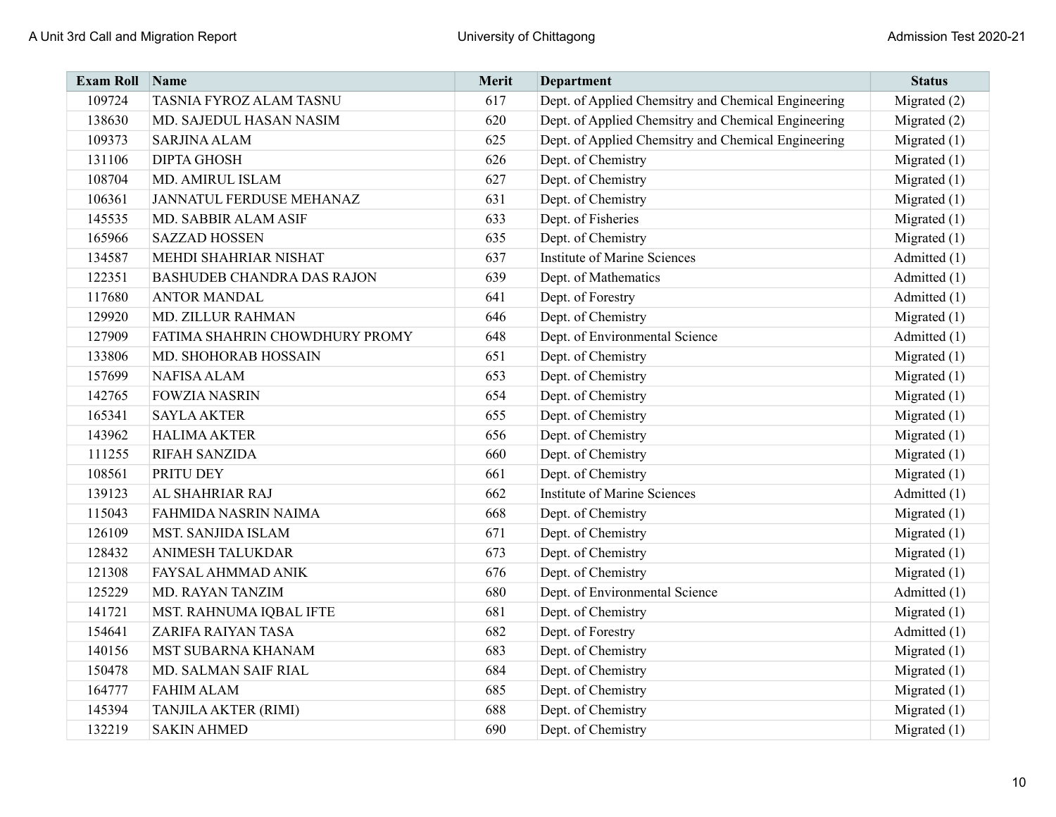| Exam Roll | Name | Merit | Department | Status |
|---|---|---|---|---|
| 109724 | TASNIA FYROZ ALAM TASNU | 617 | Dept. of Applied Chemsitry and Chemical Engineering | Migrated (2) |
| 138630 | MD. SAJEDUL HASAN NASIM | 620 | Dept. of Applied Chemsitry and Chemical Engineering | Migrated (2) |
| 109373 | SARJINA ALAM | 625 | Dept. of Applied Chemsitry and Chemical Engineering | Migrated (1) |
| 131106 | DIPTA GHOSH | 626 | Dept. of Chemistry | Migrated (1) |
| 108704 | MD. AMIRUL ISLAM | 627 | Dept. of Chemistry | Migrated (1) |
| 106361 | JANNATUL FERDUSE MEHANAZ | 631 | Dept. of Chemistry | Migrated (1) |
| 145535 | MD. SABBIR ALAM ASIF | 633 | Dept. of Fisheries | Migrated (1) |
| 165966 | SAZZAD HOSSEN | 635 | Dept. of Chemistry | Migrated (1) |
| 134587 | MEHDI SHAHRIAR NISHAT | 637 | Institute of Marine Sciences | Admitted (1) |
| 122351 | BASHUDEB CHANDRA DAS RAJON | 639 | Dept. of Mathematics | Admitted (1) |
| 117680 | ANTOR MANDAL | 641 | Dept. of Forestry | Admitted (1) |
| 129920 | MD. ZILLUR RAHMAN | 646 | Dept. of Chemistry | Migrated (1) |
| 127909 | FATIMA SHAHRIN CHOWDHURY PROMY | 648 | Dept. of Environmental Science | Admitted (1) |
| 133806 | MD. SHOHORAB HOSSAIN | 651 | Dept. of Chemistry | Migrated (1) |
| 157699 | NAFISA ALAM | 653 | Dept. of Chemistry | Migrated (1) |
| 142765 | FOWZIA NASRIN | 654 | Dept. of Chemistry | Migrated (1) |
| 165341 | SAYLA AKTER | 655 | Dept. of Chemistry | Migrated (1) |
| 143962 | HALIMA AKTER | 656 | Dept. of Chemistry | Migrated (1) |
| 111255 | RIFAH SANZIDA | 660 | Dept. of Chemistry | Migrated (1) |
| 108561 | PRITU DEY | 661 | Dept. of Chemistry | Migrated (1) |
| 139123 | AL SHAHRIAR RAJ | 662 | Institute of Marine Sciences | Admitted (1) |
| 115043 | FAHMIDA NASRIN NAIMA | 668 | Dept. of Chemistry | Migrated (1) |
| 126109 | MST. SANJIDA ISLAM | 671 | Dept. of Chemistry | Migrated (1) |
| 128432 | ANIMESH TALUKDAR | 673 | Dept. of Chemistry | Migrated (1) |
| 121308 | FAYSAL AHMMAD ANIK | 676 | Dept. of Chemistry | Migrated (1) |
| 125229 | MD. RAYAN TANZIM | 680 | Dept. of Environmental Science | Admitted (1) |
| 141721 | MST. RAHNUMA IQBAL IFTE | 681 | Dept. of Chemistry | Migrated (1) |
| 154641 | ZARIFA RAIYAN TASA | 682 | Dept. of Forestry | Admitted (1) |
| 140156 | MST SUBARNA KHANAM | 683 | Dept. of Chemistry | Migrated (1) |
| 150478 | MD. SALMAN SAIF RIAL | 684 | Dept. of Chemistry | Migrated (1) |
| 164777 | FAHIM ALAM | 685 | Dept. of Chemistry | Migrated (1) |
| 145394 | TANJILA AKTER (RIMI) | 688 | Dept. of Chemistry | Migrated (1) |
| 132219 | SAKIN AHMED | 690 | Dept. of Chemistry | Migrated (1) |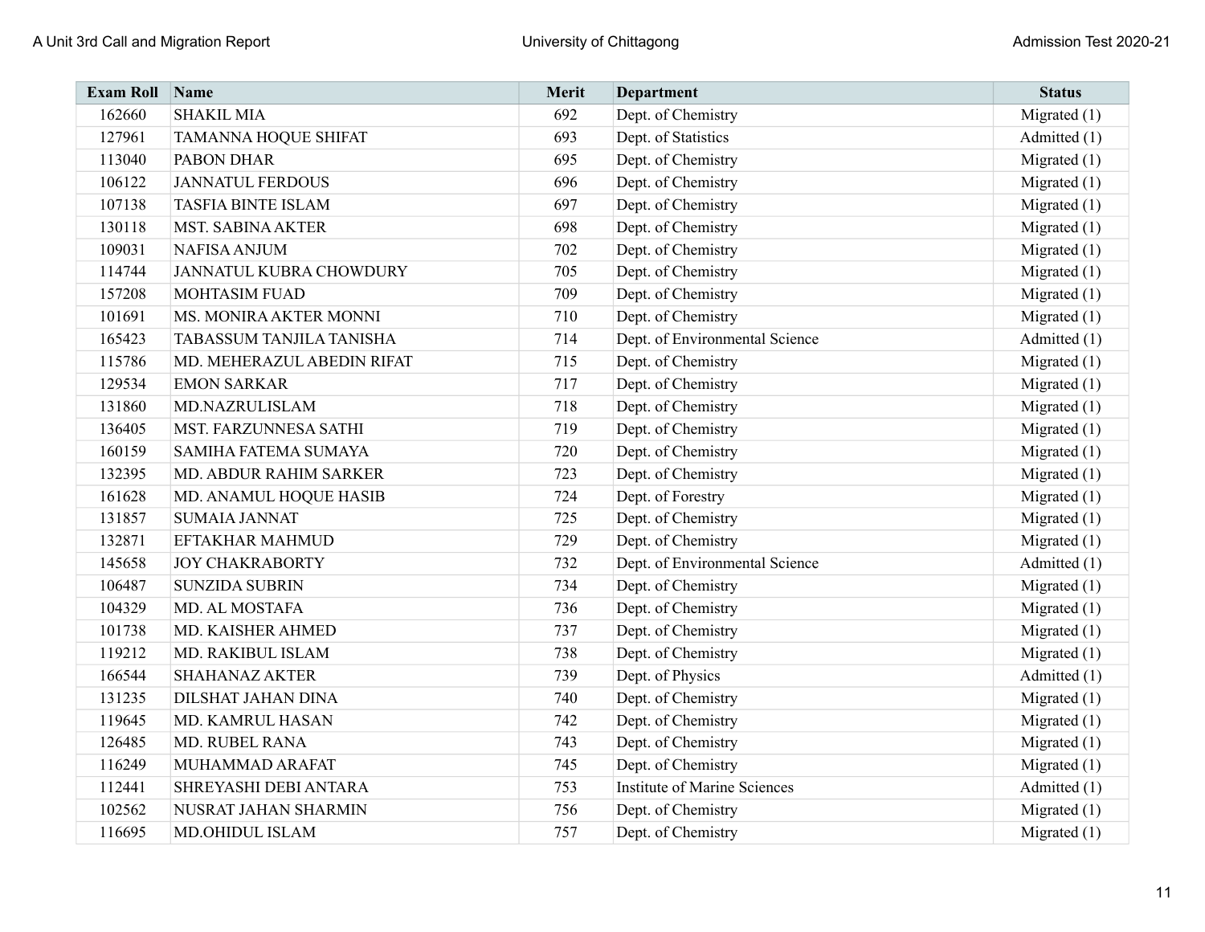| Exam Roll | Name | Merit | Department | Status |
|---|---|---|---|---|
| 162660 | SHAKIL MIA | 692 | Dept. of Chemistry | Migrated (1) |
| 127961 | TAMANNA HOQUE SHIFAT | 693 | Dept. of Statistics | Admitted (1) |
| 113040 | PABON DHAR | 695 | Dept. of Chemistry | Migrated (1) |
| 106122 | JANNATUL FERDOUS | 696 | Dept. of Chemistry | Migrated (1) |
| 107138 | TASFIA BINTE ISLAM | 697 | Dept. of Chemistry | Migrated (1) |
| 130118 | MST. SABINA AKTER | 698 | Dept. of Chemistry | Migrated (1) |
| 109031 | NAFISA ANJUM | 702 | Dept. of Chemistry | Migrated (1) |
| 114744 | JANNATUL KUBRA CHOWDURY | 705 | Dept. of Chemistry | Migrated (1) |
| 157208 | MOHTASIM FUAD | 709 | Dept. of Chemistry | Migrated (1) |
| 101691 | MS. MONIRA AKTER MONNI | 710 | Dept. of Chemistry | Migrated (1) |
| 165423 | TABASSUM TANJILA TANISHA | 714 | Dept. of Environmental Science | Admitted (1) |
| 115786 | MD. MEHERAZUL ABEDIN RIFAT | 715 | Dept. of Chemistry | Migrated (1) |
| 129534 | EMON SARKAR | 717 | Dept. of Chemistry | Migrated (1) |
| 131860 | MD.NAZRULISLAM | 718 | Dept. of Chemistry | Migrated (1) |
| 136405 | MST. FARZUNNESA SATHI | 719 | Dept. of Chemistry | Migrated (1) |
| 160159 | SAMIHA FATEMA SUMAYA | 720 | Dept. of Chemistry | Migrated (1) |
| 132395 | MD. ABDUR RAHIM SARKER | 723 | Dept. of Chemistry | Migrated (1) |
| 161628 | MD. ANAMUL HOQUE HASIB | 724 | Dept. of Forestry | Migrated (1) |
| 131857 | SUMAIA JANNAT | 725 | Dept. of Chemistry | Migrated (1) |
| 132871 | EFTAKHAR MAHMUD | 729 | Dept. of Chemistry | Migrated (1) |
| 145658 | JOY CHAKRABORTY | 732 | Dept. of Environmental Science | Admitted (1) |
| 106487 | SUNZIDA SUBRIN | 734 | Dept. of Chemistry | Migrated (1) |
| 104329 | MD. AL MOSTAFA | 736 | Dept. of Chemistry | Migrated (1) |
| 101738 | MD. KAISHER AHMED | 737 | Dept. of Chemistry | Migrated (1) |
| 119212 | MD. RAKIBUL ISLAM | 738 | Dept. of Chemistry | Migrated (1) |
| 166544 | SHAHANAZ AKTER | 739 | Dept. of Physics | Admitted (1) |
| 131235 | DILSHAT JAHAN DINA | 740 | Dept. of Chemistry | Migrated (1) |
| 119645 | MD. KAMRUL HASAN | 742 | Dept. of Chemistry | Migrated (1) |
| 126485 | MD. RUBEL RANA | 743 | Dept. of Chemistry | Migrated (1) |
| 116249 | MUHAMMAD ARAFAT | 745 | Dept. of Chemistry | Migrated (1) |
| 112441 | SHREYASHI DEBI ANTARA | 753 | Institute of Marine Sciences | Admitted (1) |
| 102562 | NUSRAT JAHAN SHARMIN | 756 | Dept. of Chemistry | Migrated (1) |
| 116695 | MD.OHIDUL ISLAM | 757 | Dept. of Chemistry | Migrated (1) |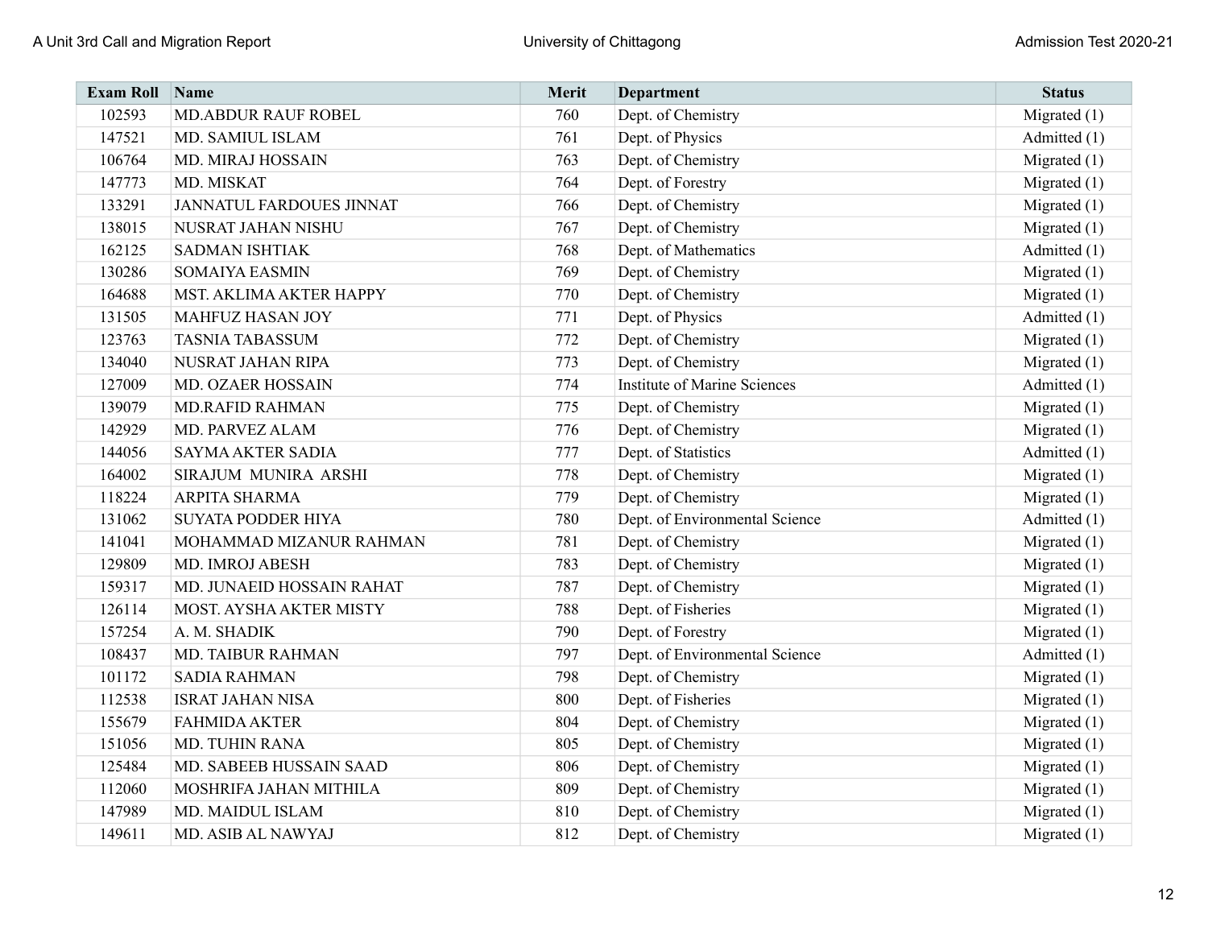| Exam Roll | Name | Merit | Department | Status |
|---|---|---|---|---|
| 102593 | MD.ABDUR RAUF ROBEL | 760 | Dept. of Chemistry | Migrated (1) |
| 147521 | MD. SAMIUL ISLAM | 761 | Dept. of Physics | Admitted (1) |
| 106764 | MD. MIRAJ HOSSAIN | 763 | Dept. of Chemistry | Migrated (1) |
| 147773 | MD. MISKAT | 764 | Dept. of Forestry | Migrated (1) |
| 133291 | JANNATUL FARDOUES JINNAT | 766 | Dept. of Chemistry | Migrated (1) |
| 138015 | NUSRAT JAHAN NISHU | 767 | Dept. of Chemistry | Migrated (1) |
| 162125 | SADMAN ISHTIAK | 768 | Dept. of Mathematics | Admitted (1) |
| 130286 | SOMAIYA EASMIN | 769 | Dept. of Chemistry | Migrated (1) |
| 164688 | MST. AKLIMA AKTER HAPPY | 770 | Dept. of Chemistry | Migrated (1) |
| 131505 | MAHFUZ HASAN JOY | 771 | Dept. of Physics | Admitted (1) |
| 123763 | TASNIA TABASSUM | 772 | Dept. of Chemistry | Migrated (1) |
| 134040 | NUSRAT JAHAN RIPA | 773 | Dept. of Chemistry | Migrated (1) |
| 127009 | MD. OZAER HOSSAIN | 774 | Institute of Marine Sciences | Admitted (1) |
| 139079 | MD.RAFID RAHMAN | 775 | Dept. of Chemistry | Migrated (1) |
| 142929 | MD. PARVEZ ALAM | 776 | Dept. of Chemistry | Migrated (1) |
| 144056 | SAYMA AKTER SADIA | 777 | Dept. of Statistics | Admitted (1) |
| 164002 | SIRAJUM MUNIRA ARSHI | 778 | Dept. of Chemistry | Migrated (1) |
| 118224 | ARPITA SHARMA | 779 | Dept. of Chemistry | Migrated (1) |
| 131062 | SUYATA PODDER HIYA | 780 | Dept. of Environmental Science | Admitted (1) |
| 141041 | MOHAMMAD MIZANUR RAHMAN | 781 | Dept. of Chemistry | Migrated (1) |
| 129809 | MD. IMROJ ABESH | 783 | Dept. of Chemistry | Migrated (1) |
| 159317 | MD. JUNAEID HOSSAIN RAHAT | 787 | Dept. of Chemistry | Migrated (1) |
| 126114 | MOST. AYSHA AKTER MISTY | 788 | Dept. of Fisheries | Migrated (1) |
| 157254 | A. M. SHADIK | 790 | Dept. of Forestry | Migrated (1) |
| 108437 | MD. TAIBUR RAHMAN | 797 | Dept. of Environmental Science | Admitted (1) |
| 101172 | SADIA RAHMAN | 798 | Dept. of Chemistry | Migrated (1) |
| 112538 | ISRAT JAHAN NISA | 800 | Dept. of Fisheries | Migrated (1) |
| 155679 | FAHMIDA AKTER | 804 | Dept. of Chemistry | Migrated (1) |
| 151056 | MD. TUHIN RANA | 805 | Dept. of Chemistry | Migrated (1) |
| 125484 | MD. SABEEB HUSSAIN SAAD | 806 | Dept. of Chemistry | Migrated (1) |
| 112060 | MOSHRIFA JAHAN MITHILA | 809 | Dept. of Chemistry | Migrated (1) |
| 147989 | MD. MAIDUL ISLAM | 810 | Dept. of Chemistry | Migrated (1) |
| 149611 | MD. ASIB AL NAWYAJ | 812 | Dept. of Chemistry | Migrated (1) |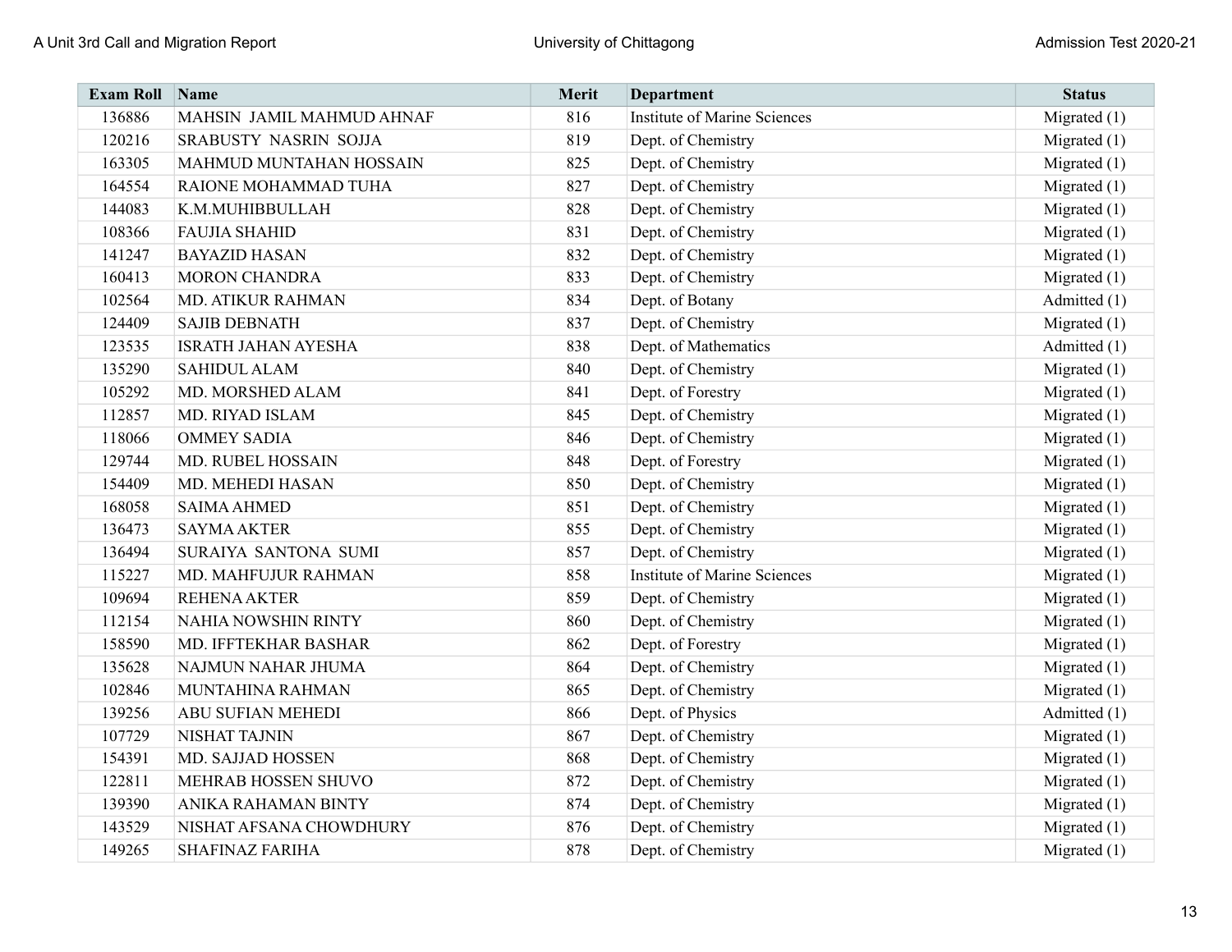| Exam Roll | Name | Merit | Department | Status |
|---|---|---|---|---|
| 136886 | MAHSIN JAMIL MAHMUD AHNAF | 816 | Institute of Marine Sciences | Migrated (1) |
| 120216 | SRABUSTY NASRIN SOJJA | 819 | Dept. of Chemistry | Migrated (1) |
| 163305 | MAHMUD MUNTAHAN HOSSAIN | 825 | Dept. of Chemistry | Migrated (1) |
| 164554 | RAIONE MOHAMMAD TUHA | 827 | Dept. of Chemistry | Migrated (1) |
| 144083 | K.M.MUHIBBULLAH | 828 | Dept. of Chemistry | Migrated (1) |
| 108366 | FAUJIA SHAHID | 831 | Dept. of Chemistry | Migrated (1) |
| 141247 | BAYAZID HASAN | 832 | Dept. of Chemistry | Migrated (1) |
| 160413 | MORON CHANDRA | 833 | Dept. of Chemistry | Migrated (1) |
| 102564 | MD. ATIKUR RAHMAN | 834 | Dept. of Botany | Admitted (1) |
| 124409 | SAJIB DEBNATH | 837 | Dept. of Chemistry | Migrated (1) |
| 123535 | ISRATH JAHAN AYESHA | 838 | Dept. of Mathematics | Admitted (1) |
| 135290 | SAHIDUL ALAM | 840 | Dept. of Chemistry | Migrated (1) |
| 105292 | MD. MORSHED ALAM | 841 | Dept. of Forestry | Migrated (1) |
| 112857 | MD. RIYAD ISLAM | 845 | Dept. of Chemistry | Migrated (1) |
| 118066 | OMMEY SADIA | 846 | Dept. of Chemistry | Migrated (1) |
| 129744 | MD. RUBEL HOSSAIN | 848 | Dept. of Forestry | Migrated (1) |
| 154409 | MD. MEHEDI HASAN | 850 | Dept. of Chemistry | Migrated (1) |
| 168058 | SAIMA AHMED | 851 | Dept. of Chemistry | Migrated (1) |
| 136473 | SAYMA AKTER | 855 | Dept. of Chemistry | Migrated (1) |
| 136494 | SURAIYA SANTONA SUMI | 857 | Dept. of Chemistry | Migrated (1) |
| 115227 | MD. MAHFUJUR RAHMAN | 858 | Institute of Marine Sciences | Migrated (1) |
| 109694 | REHENA AKTER | 859 | Dept. of Chemistry | Migrated (1) |
| 112154 | NAHIA NOWSHIN RINTY | 860 | Dept. of Chemistry | Migrated (1) |
| 158590 | MD. IFFTEKHAR BASHAR | 862 | Dept. of Forestry | Migrated (1) |
| 135628 | NAJMUN NAHAR JHUMA | 864 | Dept. of Chemistry | Migrated (1) |
| 102846 | MUNTAHINA RAHMAN | 865 | Dept. of Chemistry | Migrated (1) |
| 139256 | ABU SUFIAN MEHEDI | 866 | Dept. of Physics | Admitted (1) |
| 107729 | NISHAT TAJNIN | 867 | Dept. of Chemistry | Migrated (1) |
| 154391 | MD. SAJJAD HOSSEN | 868 | Dept. of Chemistry | Migrated (1) |
| 122811 | MEHRAB HOSSEN SHUVO | 872 | Dept. of Chemistry | Migrated (1) |
| 139390 | ANIKA RAHAMAN BINTY | 874 | Dept. of Chemistry | Migrated (1) |
| 143529 | NISHAT AFSANA CHOWDHURY | 876 | Dept. of Chemistry | Migrated (1) |
| 149265 | SHAFINAZ FARIHA | 878 | Dept. of Chemistry | Migrated (1) |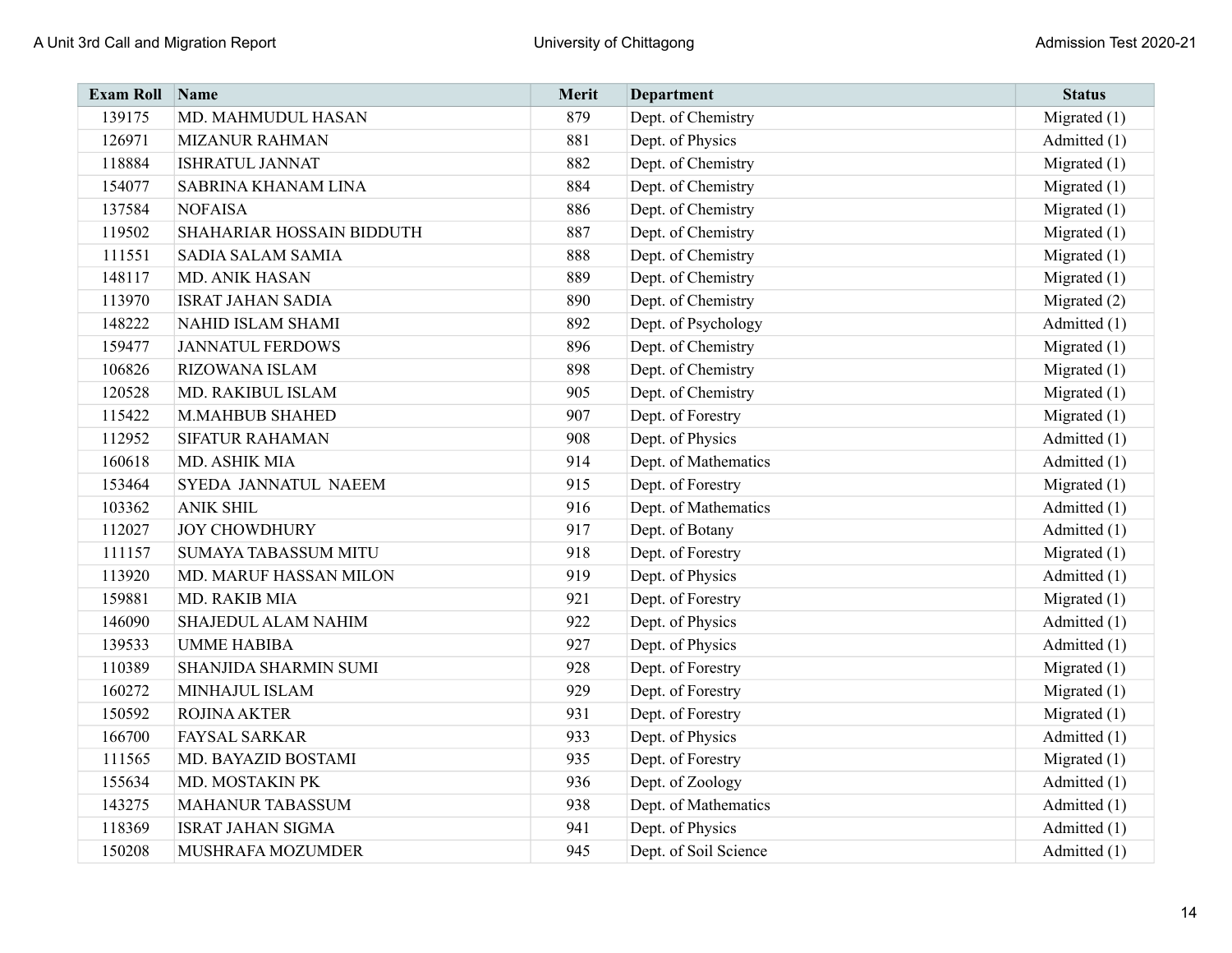| Exam Roll | Name | Merit | Department | Status |
|---|---|---|---|---|
| 139175 | MD. MAHMUDUL HASAN | 879 | Dept. of Chemistry | Migrated (1) |
| 126971 | MIZANUR RAHMAN | 881 | Dept. of Physics | Admitted (1) |
| 118884 | ISHRATUL JANNAT | 882 | Dept. of Chemistry | Migrated (1) |
| 154077 | SABRINA KHANAM LINA | 884 | Dept. of Chemistry | Migrated (1) |
| 137584 | NOFAISA | 886 | Dept. of Chemistry | Migrated (1) |
| 119502 | SHAHARIAR HOSSAIN BIDDUTH | 887 | Dept. of Chemistry | Migrated (1) |
| 111551 | SADIA SALAM SAMIA | 888 | Dept. of Chemistry | Migrated (1) |
| 148117 | MD. ANIK HASAN | 889 | Dept. of Chemistry | Migrated (1) |
| 113970 | ISRAT JAHAN SADIA | 890 | Dept. of Chemistry | Migrated (2) |
| 148222 | NAHID ISLAM SHAMI | 892 | Dept. of Psychology | Admitted (1) |
| 159477 | JANNATUL FERDOWS | 896 | Dept. of Chemistry | Migrated (1) |
| 106826 | RIZOWANA ISLAM | 898 | Dept. of Chemistry | Migrated (1) |
| 120528 | MD. RAKIBUL ISLAM | 905 | Dept. of Chemistry | Migrated (1) |
| 115422 | M.MAHBUB SHAHED | 907 | Dept. of Forestry | Migrated (1) |
| 112952 | SIFATUR RAHAMAN | 908 | Dept. of Physics | Admitted (1) |
| 160618 | MD. ASHIK MIA | 914 | Dept. of Mathematics | Admitted (1) |
| 153464 | SYEDA JANNATUL NAEEM | 915 | Dept. of Forestry | Migrated (1) |
| 103362 | ANIK SHIL | 916 | Dept. of Mathematics | Admitted (1) |
| 112027 | JOY CHOWDHURY | 917 | Dept. of Botany | Admitted (1) |
| 111157 | SUMAYA TABASSUM MITU | 918 | Dept. of Forestry | Migrated (1) |
| 113920 | MD. MARUF HASSAN MILON | 919 | Dept. of Physics | Admitted (1) |
| 159881 | MD. RAKIB MIA | 921 | Dept. of Forestry | Migrated (1) |
| 146090 | SHAJEDUL ALAM NAHIM | 922 | Dept. of Physics | Admitted (1) |
| 139533 | UMME HABIBA | 927 | Dept. of Physics | Admitted (1) |
| 110389 | SHANJIDA SHARMIN SUMI | 928 | Dept. of Forestry | Migrated (1) |
| 160272 | MINHAJUL ISLAM | 929 | Dept. of Forestry | Migrated (1) |
| 150592 | ROJINA AKTER | 931 | Dept. of Forestry | Migrated (1) |
| 166700 | FAYSAL SARKAR | 933 | Dept. of Physics | Admitted (1) |
| 111565 | MD. BAYAZID BOSTAMI | 935 | Dept. of Forestry | Migrated (1) |
| 155634 | MD. MOSTAKIN PK | 936 | Dept. of Zoology | Admitted (1) |
| 143275 | MAHANUR TABASSUM | 938 | Dept. of Mathematics | Admitted (1) |
| 118369 | ISRAT JAHAN SIGMA | 941 | Dept. of Physics | Admitted (1) |
| 150208 | MUSHRAFA MOZUMDER | 945 | Dept. of Soil Science | Admitted (1) |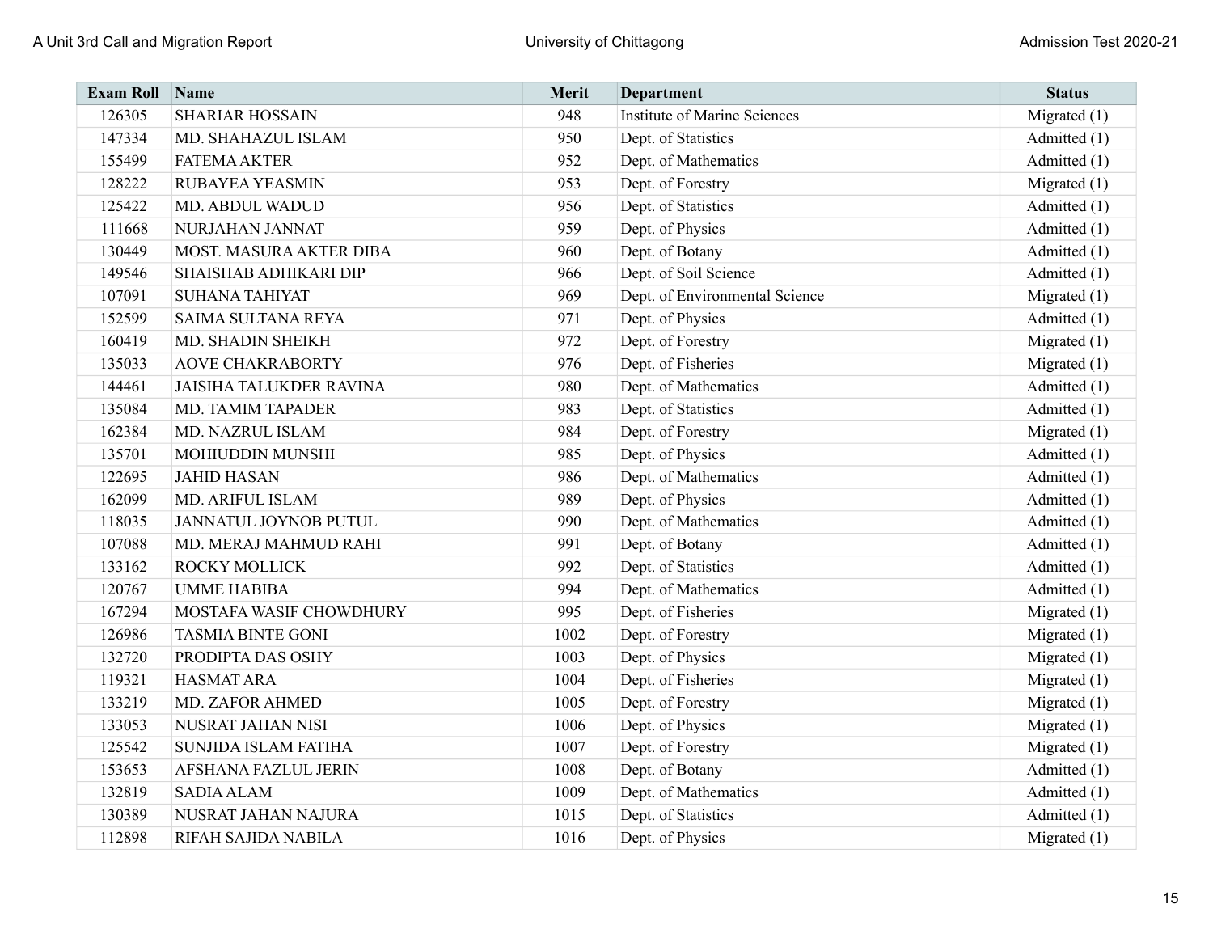| Exam Roll | Name | Merit | Department | Status |
| --- | --- | --- | --- | --- |
| 126305 | SHARIAR HOSSAIN | 948 | Institute of Marine Sciences | Migrated (1) |
| 147334 | MD. SHAHAZUL ISLAM | 950 | Dept. of Statistics | Admitted (1) |
| 155499 | FATEMA AKTER | 952 | Dept. of Mathematics | Admitted (1) |
| 128222 | RUBAYEA YEASMIN | 953 | Dept. of Forestry | Migrated (1) |
| 125422 | MD. ABDUL WADUD | 956 | Dept. of Statistics | Admitted (1) |
| 111668 | NURJAHAN JANNAT | 959 | Dept. of Physics | Admitted (1) |
| 130449 | MOST. MASURA AKTER DIBA | 960 | Dept. of Botany | Admitted (1) |
| 149546 | SHAISHAB ADHIKARI DIP | 966 | Dept. of Soil Science | Admitted (1) |
| 107091 | SUHANA TAHIYAT | 969 | Dept. of Environmental Science | Migrated (1) |
| 152599 | SAIMA SULTANA REYA | 971 | Dept. of Physics | Admitted (1) |
| 160419 | MD. SHADIN SHEIKH | 972 | Dept. of Forestry | Migrated (1) |
| 135033 | AOVE CHAKRABORTY | 976 | Dept. of Fisheries | Migrated (1) |
| 144461 | JAISIHA TALUKDER RAVINA | 980 | Dept. of Mathematics | Admitted (1) |
| 135084 | MD. TAMIM TAPADER | 983 | Dept. of Statistics | Admitted (1) |
| 162384 | MD. NAZRUL ISLAM | 984 | Dept. of Forestry | Migrated (1) |
| 135701 | MOHIUDDIN MUNSHI | 985 | Dept. of Physics | Admitted (1) |
| 122695 | JAHID HASAN | 986 | Dept. of Mathematics | Admitted (1) |
| 162099 | MD. ARIFUL ISLAM | 989 | Dept. of Physics | Admitted (1) |
| 118035 | JANNATUL JOYNOB PUTUL | 990 | Dept. of Mathematics | Admitted (1) |
| 107088 | MD. MERAJ MAHMUD RAHI | 991 | Dept. of Botany | Admitted (1) |
| 133162 | ROCKY MOLLICK | 992 | Dept. of Statistics | Admitted (1) |
| 120767 | UMME HABIBA | 994 | Dept. of Mathematics | Admitted (1) |
| 167294 | MOSTAFA WASIF CHOWDHURY | 995 | Dept. of Fisheries | Migrated (1) |
| 126986 | TASMIA BINTE GONI | 1002 | Dept. of Forestry | Migrated (1) |
| 132720 | PRODIPTA DAS OSHY | 1003 | Dept. of Physics | Migrated (1) |
| 119321 | HASMAT ARA | 1004 | Dept. of Fisheries | Migrated (1) |
| 133219 | MD. ZAFOR AHMED | 1005 | Dept. of Forestry | Migrated (1) |
| 133053 | NUSRAT JAHAN NISI | 1006 | Dept. of Physics | Migrated (1) |
| 125542 | SUNJIDA ISLAM FATIHA | 1007 | Dept. of Forestry | Migrated (1) |
| 153653 | AFSHANA FAZLUL JERIN | 1008 | Dept. of Botany | Admitted (1) |
| 132819 | SADIA ALAM | 1009 | Dept. of Mathematics | Admitted (1) |
| 130389 | NUSRAT JAHAN NAJURA | 1015 | Dept. of Statistics | Admitted (1) |
| 112898 | RIFAH SAJIDA NABILA | 1016 | Dept. of Physics | Migrated (1) |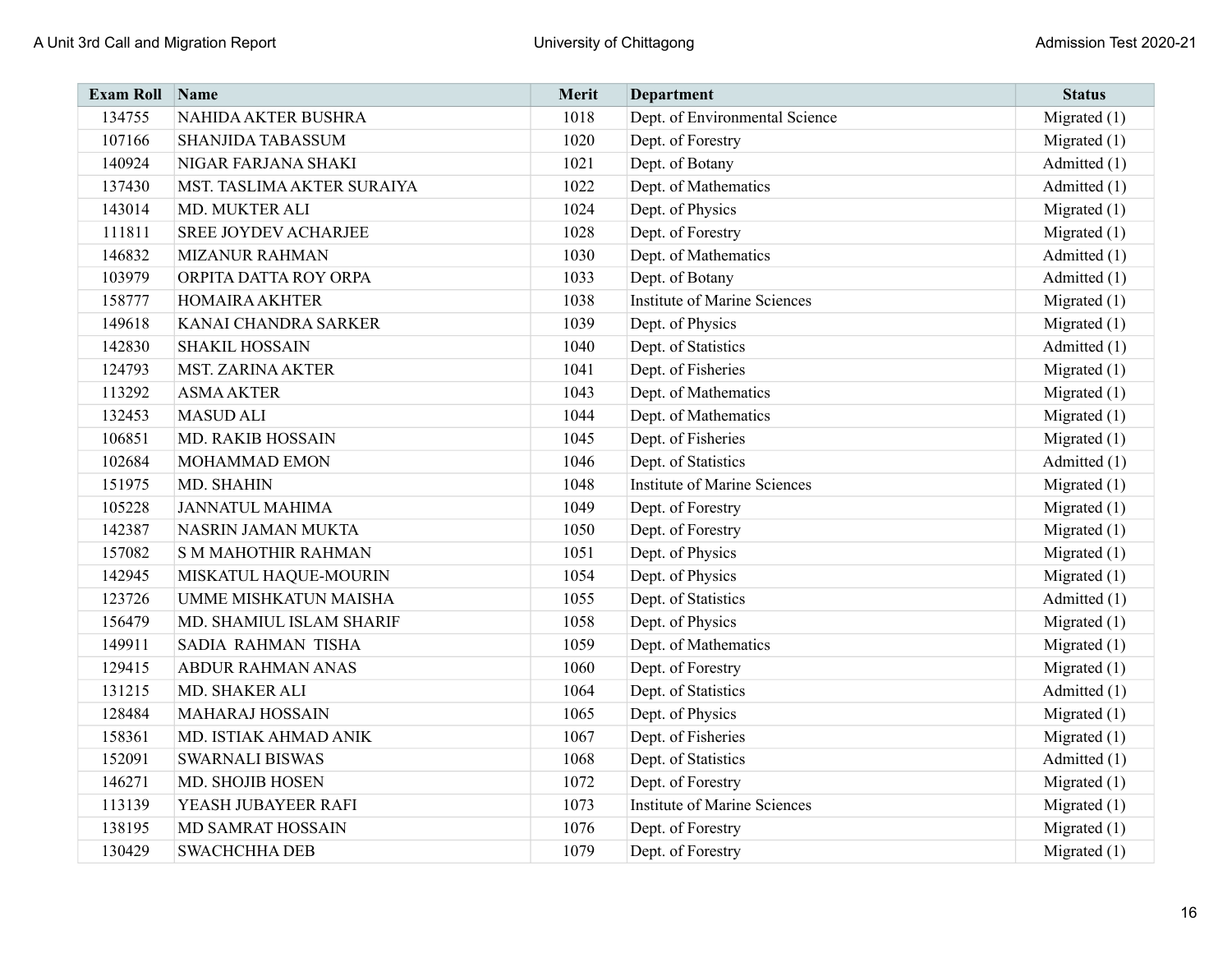| Exam Roll | Name | Merit | Department | Status |
|---|---|---|---|---|
| 134755 | NAHIDA AKTER BUSHRA | 1018 | Dept. of Environmental Science | Migrated (1) |
| 107166 | SHANJIDA TABASSUM | 1020 | Dept. of Forestry | Migrated (1) |
| 140924 | NIGAR FARJANA SHAKI | 1021 | Dept. of Botany | Admitted (1) |
| 137430 | MST. TASLIMA AKTER SURAIYA | 1022 | Dept. of Mathematics | Admitted (1) |
| 143014 | MD. MUKTER ALI | 1024 | Dept. of Physics | Migrated (1) |
| 111811 | SREE JOYDEV ACHARJEE | 1028 | Dept. of Forestry | Migrated (1) |
| 146832 | MIZANUR RAHMAN | 1030 | Dept. of Mathematics | Admitted (1) |
| 103979 | ORPITA DATTA ROY ORPA | 1033 | Dept. of Botany | Admitted (1) |
| 158777 | HOMAIRA AKHTER | 1038 | Institute of Marine Sciences | Migrated (1) |
| 149618 | KANAI CHANDRA SARKER | 1039 | Dept. of Physics | Migrated (1) |
| 142830 | SHAKIL HOSSAIN | 1040 | Dept. of Statistics | Admitted (1) |
| 124793 | MST. ZARINA AKTER | 1041 | Dept. of Fisheries | Migrated (1) |
| 113292 | ASMA AKTER | 1043 | Dept. of Mathematics | Migrated (1) |
| 132453 | MASUD ALI | 1044 | Dept. of Mathematics | Migrated (1) |
| 106851 | MD. RAKIB HOSSAIN | 1045 | Dept. of Fisheries | Migrated (1) |
| 102684 | MOHAMMAD EMON | 1046 | Dept. of Statistics | Admitted (1) |
| 151975 | MD. SHAHIN | 1048 | Institute of Marine Sciences | Migrated (1) |
| 105228 | JANNATUL MAHIMA | 1049 | Dept. of Forestry | Migrated (1) |
| 142387 | NASRIN JAMAN MUKTA | 1050 | Dept. of Forestry | Migrated (1) |
| 157082 | S M MAHOTHIR RAHMAN | 1051 | Dept. of Physics | Migrated (1) |
| 142945 | MISKATUL HAQUE-MOURIN | 1054 | Dept. of Physics | Migrated (1) |
| 123726 | UMME MISHKATUN MAISHA | 1055 | Dept. of Statistics | Admitted (1) |
| 156479 | MD. SHAMIUL ISLAM SHARIF | 1058 | Dept. of Physics | Migrated (1) |
| 149911 | SADIA RAHMAN TISHA | 1059 | Dept. of Mathematics | Migrated (1) |
| 129415 | ABDUR RAHMAN ANAS | 1060 | Dept. of Forestry | Migrated (1) |
| 131215 | MD. SHAKER ALI | 1064 | Dept. of Statistics | Admitted (1) |
| 128484 | MAHARAJ HOSSAIN | 1065 | Dept. of Physics | Migrated (1) |
| 158361 | MD. ISTIAK AHMAD ANIK | 1067 | Dept. of Fisheries | Migrated (1) |
| 152091 | SWARNALI BISWAS | 1068 | Dept. of Statistics | Admitted (1) |
| 146271 | MD. SHOJIB HOSEN | 1072 | Dept. of Forestry | Migrated (1) |
| 113139 | YEASH JUBAYEER RAFI | 1073 | Institute of Marine Sciences | Migrated (1) |
| 138195 | MD SAMRAT HOSSAIN | 1076 | Dept. of Forestry | Migrated (1) |
| 130429 | SWACHCHHA DEB | 1079 | Dept. of Forestry | Migrated (1) |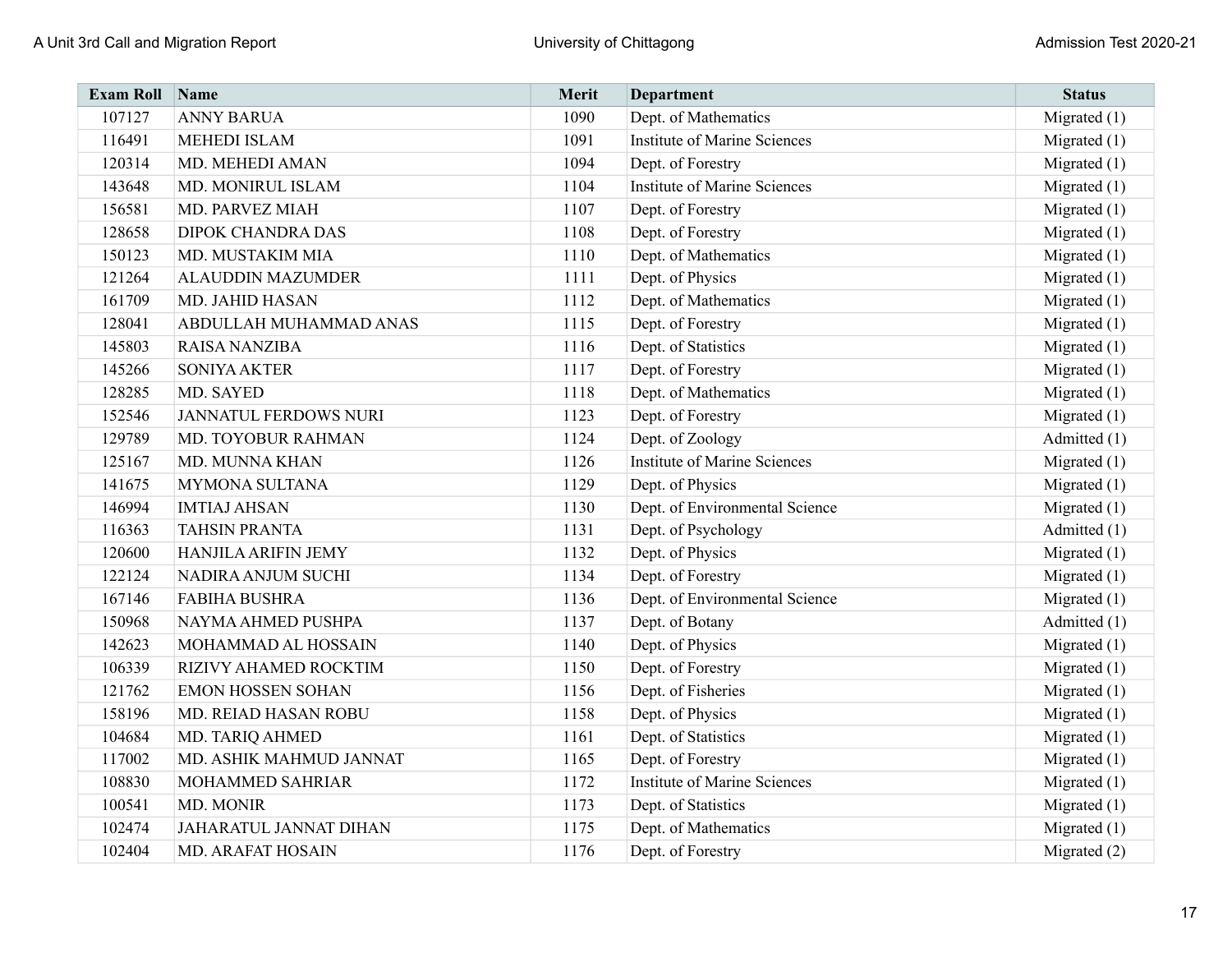| Exam Roll | Name | Merit | Department | Status |
|---|---|---|---|---|
| 107127 | ANNY BARUA | 1090 | Dept. of Mathematics | Migrated (1) |
| 116491 | MEHEDI ISLAM | 1091 | Institute of Marine Sciences | Migrated (1) |
| 120314 | MD. MEHEDI AMAN | 1094 | Dept. of Forestry | Migrated (1) |
| 143648 | MD. MONIRUL ISLAM | 1104 | Institute of Marine Sciences | Migrated (1) |
| 156581 | MD. PARVEZ MIAH | 1107 | Dept. of Forestry | Migrated (1) |
| 128658 | DIPOK CHANDRA DAS | 1108 | Dept. of Forestry | Migrated (1) |
| 150123 | MD. MUSTAKIM MIA | 1110 | Dept. of Mathematics | Migrated (1) |
| 121264 | ALAUDDIN MAZUMDER | 1111 | Dept. of Physics | Migrated (1) |
| 161709 | MD. JAHID HASAN | 1112 | Dept. of Mathematics | Migrated (1) |
| 128041 | ABDULLAH MUHAMMAD ANAS | 1115 | Dept. of Forestry | Migrated (1) |
| 145803 | RAISA NANZIBA | 1116 | Dept. of Statistics | Migrated (1) |
| 145266 | SONIYA AKTER | 1117 | Dept. of Forestry | Migrated (1) |
| 128285 | MD. SAYED | 1118 | Dept. of Mathematics | Migrated (1) |
| 152546 | JANNATUL FERDOWS NURI | 1123 | Dept. of Forestry | Migrated (1) |
| 129789 | MD. TOYOBUR RAHMAN | 1124 | Dept. of Zoology | Admitted (1) |
| 125167 | MD. MUNNA KHAN | 1126 | Institute of Marine Sciences | Migrated (1) |
| 141675 | MYMONA SULTANA | 1129 | Dept. of Physics | Migrated (1) |
| 146994 | IMTIAJ AHSAN | 1130 | Dept. of Environmental Science | Migrated (1) |
| 116363 | TAHSIN PRANTA | 1131 | Dept. of Psychology | Admitted (1) |
| 120600 | HANJILA ARIFIN JEMY | 1132 | Dept. of Physics | Migrated (1) |
| 122124 | NADIRA ANJUM SUCHI | 1134 | Dept. of Forestry | Migrated (1) |
| 167146 | FABIHA BUSHRA | 1136 | Dept. of Environmental Science | Migrated (1) |
| 150968 | NAYMA AHMED PUSHPA | 1137 | Dept. of Botany | Admitted (1) |
| 142623 | MOHAMMAD AL HOSSAIN | 1140 | Dept. of Physics | Migrated (1) |
| 106339 | RIZIVY AHAMED ROCKTIM | 1150 | Dept. of Forestry | Migrated (1) |
| 121762 | EMON HOSSEN SOHAN | 1156 | Dept. of Fisheries | Migrated (1) |
| 158196 | MD. REIAD HASAN ROBU | 1158 | Dept. of Physics | Migrated (1) |
| 104684 | MD. TARIQ AHMED | 1161 | Dept. of Statistics | Migrated (1) |
| 117002 | MD. ASHIK MAHMUD JANNAT | 1165 | Dept. of Forestry | Migrated (1) |
| 108830 | MOHAMMED SAHRIAR | 1172 | Institute of Marine Sciences | Migrated (1) |
| 100541 | MD. MONIR | 1173 | Dept. of Statistics | Migrated (1) |
| 102474 | JAHARATUL JANNAT DIHAN | 1175 | Dept. of Mathematics | Migrated (1) |
| 102404 | MD. ARAFAT HOSAIN | 1176 | Dept. of Forestry | Migrated (2) |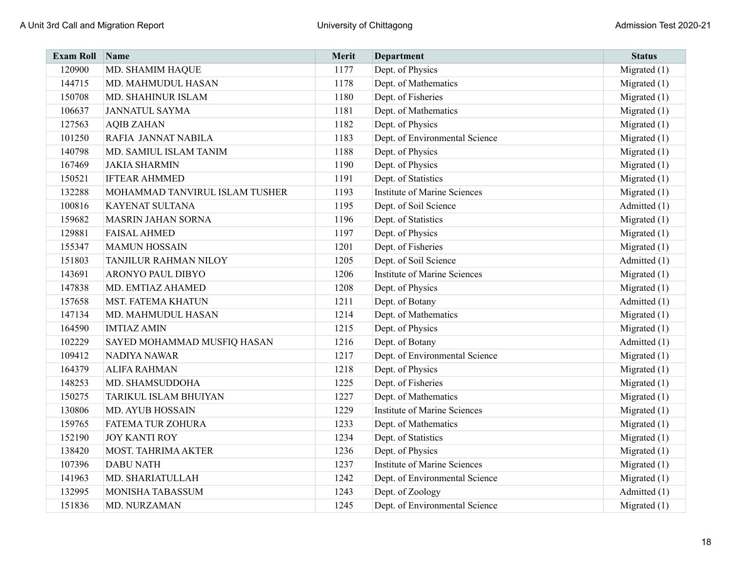| Exam Roll | Name | Merit | Department | Status |
|---|---|---|---|---|
| 120900 | MD. SHAMIM HAQUE | 1177 | Dept. of Physics | Migrated (1) |
| 144715 | MD. MAHMUDUL HASAN | 1178 | Dept. of Mathematics | Migrated (1) |
| 150708 | MD. SHAHINUR ISLAM | 1180 | Dept. of Fisheries | Migrated (1) |
| 106637 | JANNATUL SAYMA | 1181 | Dept. of Mathematics | Migrated (1) |
| 127563 | AQIB ZAHAN | 1182 | Dept. of Physics | Migrated (1) |
| 101250 | RAFIA JANNAT NABILA | 1183 | Dept. of Environmental Science | Migrated (1) |
| 140798 | MD. SAMIUL ISLAM TANIM | 1188 | Dept. of Physics | Migrated (1) |
| 167469 | JAKIA SHARMIN | 1190 | Dept. of Physics | Migrated (1) |
| 150521 | IFTEAR AHMMED | 1191 | Dept. of Statistics | Migrated (1) |
| 132288 | MOHAMMAD TANVIRUL ISLAM TUSHER | 1193 | Institute of Marine Sciences | Migrated (1) |
| 100816 | KAYENAT SULTANA | 1195 | Dept. of Soil Science | Admitted (1) |
| 159682 | MASRIN JAHAN SORNA | 1196 | Dept. of Statistics | Migrated (1) |
| 129881 | FAISAL AHMED | 1197 | Dept. of Physics | Migrated (1) |
| 155347 | MAMUN HOSSAIN | 1201 | Dept. of Fisheries | Migrated (1) |
| 151803 | TANJILUR RAHMAN NILOY | 1205 | Dept. of Soil Science | Admitted (1) |
| 143691 | ARONYO PAUL DIBYO | 1206 | Institute of Marine Sciences | Migrated (1) |
| 147838 | MD. EMTIAZ AHAMED | 1208 | Dept. of Physics | Migrated (1) |
| 157658 | MST. FATEMA KHATUN | 1211 | Dept. of Botany | Admitted (1) |
| 147134 | MD. MAHMUDUL HASAN | 1214 | Dept. of Mathematics | Migrated (1) |
| 164590 | IMTIAZ AMIN | 1215 | Dept. of Physics | Migrated (1) |
| 102229 | SAYED MOHAMMAD MUSFIQ HASAN | 1216 | Dept. of Botany | Admitted (1) |
| 109412 | NADIYA NAWAR | 1217 | Dept. of Environmental Science | Migrated (1) |
| 164379 | ALIFA RAHMAN | 1218 | Dept. of Physics | Migrated (1) |
| 148253 | MD. SHAMSUDDOHA | 1225 | Dept. of Fisheries | Migrated (1) |
| 150275 | TARIKUL ISLAM BHUIYAN | 1227 | Dept. of Mathematics | Migrated (1) |
| 130806 | MD. AYUB HOSSAIN | 1229 | Institute of Marine Sciences | Migrated (1) |
| 159765 | FATEMA TUR ZOHURA | 1233 | Dept. of Mathematics | Migrated (1) |
| 152190 | JOY KANTI ROY | 1234 | Dept. of Statistics | Migrated (1) |
| 138420 | MOST. TAHRIMA AKTER | 1236 | Dept. of Physics | Migrated (1) |
| 107396 | DABU NATH | 1237 | Institute of Marine Sciences | Migrated (1) |
| 141963 | MD. SHARIATULLAH | 1242 | Dept. of Environmental Science | Migrated (1) |
| 132995 | MONISHA TABASSUM | 1243 | Dept. of Zoology | Admitted (1) |
| 151836 | MD. NURZAMAN | 1245 | Dept. of Environmental Science | Migrated (1) |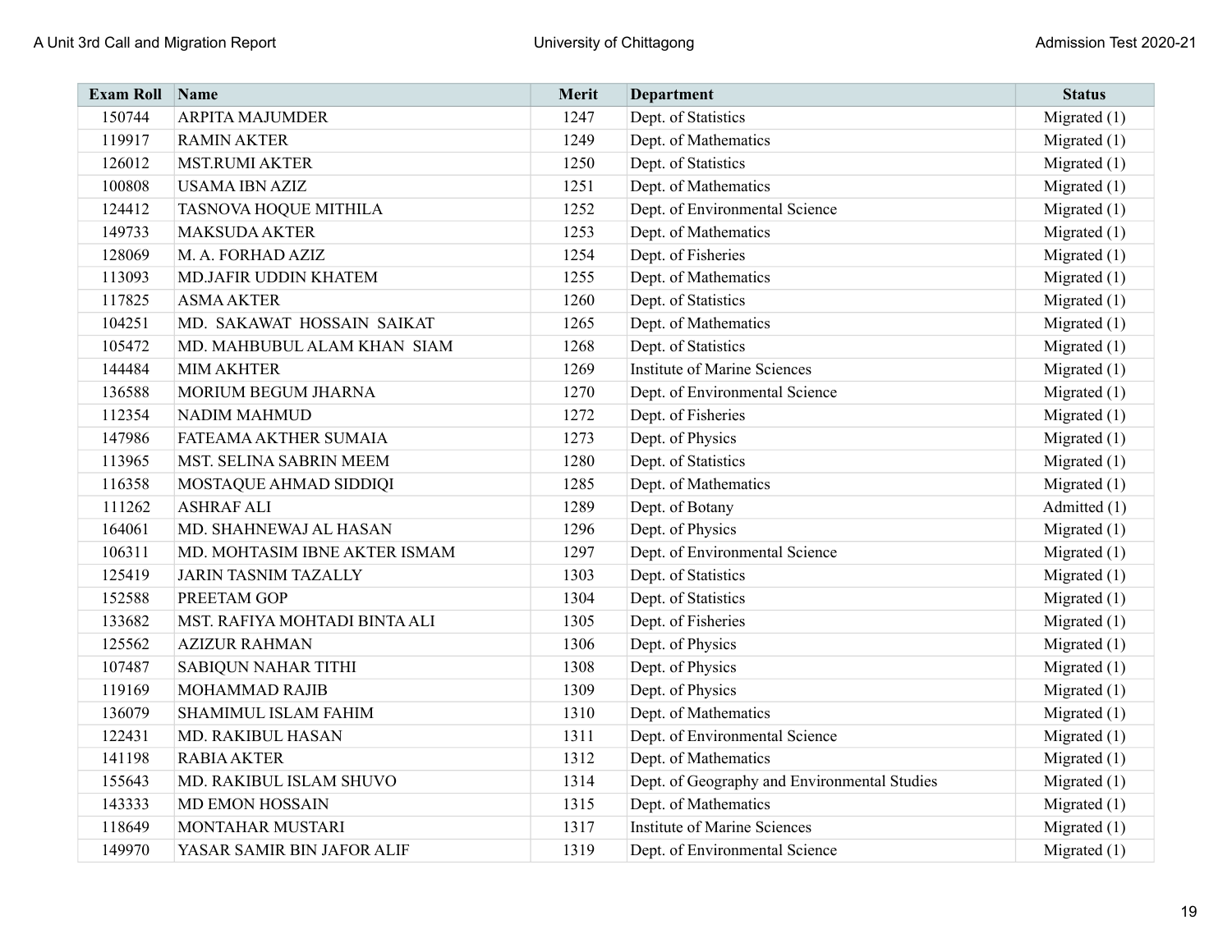| Exam Roll | Name | Merit | Department | Status |
|---|---|---|---|---|
| 150744 | ARPITA MAJUMDER | 1247 | Dept. of Statistics | Migrated (1) |
| 119917 | RAMIN AKTER | 1249 | Dept. of Mathematics | Migrated (1) |
| 126012 | MST.RUMI AKTER | 1250 | Dept. of Statistics | Migrated (1) |
| 100808 | USAMA IBN AZIZ | 1251 | Dept. of Mathematics | Migrated (1) |
| 124412 | TASNOVA HOQUE MITHILA | 1252 | Dept. of Environmental Science | Migrated (1) |
| 149733 | MAKSUDA AKTER | 1253 | Dept. of Mathematics | Migrated (1) |
| 128069 | M. A. FORHAD AZIZ | 1254 | Dept. of Fisheries | Migrated (1) |
| 113093 | MD.JAFIR UDDIN KHATEM | 1255 | Dept. of Mathematics | Migrated (1) |
| 117825 | ASMA AKTER | 1260 | Dept. of Statistics | Migrated (1) |
| 104251 | MD. SAKAWAT HOSSAIN SAIKAT | 1265 | Dept. of Mathematics | Migrated (1) |
| 105472 | MD. MAHBUBUL ALAM KHAN SIAM | 1268 | Dept. of Statistics | Migrated (1) |
| 144484 | MIM AKHTER | 1269 | Institute of Marine Sciences | Migrated (1) |
| 136588 | MORIUM BEGUM JHARNA | 1270 | Dept. of Environmental Science | Migrated (1) |
| 112354 | NADIM MAHMUD | 1272 | Dept. of Fisheries | Migrated (1) |
| 147986 | FATEAMA AKTHER SUMAIA | 1273 | Dept. of Physics | Migrated (1) |
| 113965 | MST. SELINA SABRIN MEEM | 1280 | Dept. of Statistics | Migrated (1) |
| 116358 | MOSTAQUE AHMAD SIDDIQI | 1285 | Dept. of Mathematics | Migrated (1) |
| 111262 | ASHRAF ALI | 1289 | Dept. of Botany | Admitted (1) |
| 164061 | MD. SHAHNEWAJ AL HASAN | 1296 | Dept. of Physics | Migrated (1) |
| 106311 | MD. MOHTASIM IBNE AKTER ISMAM | 1297 | Dept. of Environmental Science | Migrated (1) |
| 125419 | JARIN TASNIM TAZALLY | 1303 | Dept. of Statistics | Migrated (1) |
| 152588 | PREETAM GOP | 1304 | Dept. of Statistics | Migrated (1) |
| 133682 | MST. RAFIYA MOHTADI BINTA ALI | 1305 | Dept. of Fisheries | Migrated (1) |
| 125562 | AZIZUR RAHMAN | 1306 | Dept. of Physics | Migrated (1) |
| 107487 | SABIQUN NAHAR TITHI | 1308 | Dept. of Physics | Migrated (1) |
| 119169 | MOHAMMAD RAJIB | 1309 | Dept. of Physics | Migrated (1) |
| 136079 | SHAMIMUL ISLAM FAHIM | 1310 | Dept. of Mathematics | Migrated (1) |
| 122431 | MD. RAKIBUL HASAN | 1311 | Dept. of Environmental Science | Migrated (1) |
| 141198 | RABIA AKTER | 1312 | Dept. of Mathematics | Migrated (1) |
| 155643 | MD. RAKIBUL ISLAM SHUVO | 1314 | Dept. of Geography and Environmental Studies | Migrated (1) |
| 143333 | MD EMON HOSSAIN | 1315 | Dept. of Mathematics | Migrated (1) |
| 118649 | MONTAHAR MUSTARI | 1317 | Institute of Marine Sciences | Migrated (1) |
| 149970 | YASAR SAMIR BIN JAFOR ALIF | 1319 | Dept. of Environmental Science | Migrated (1) |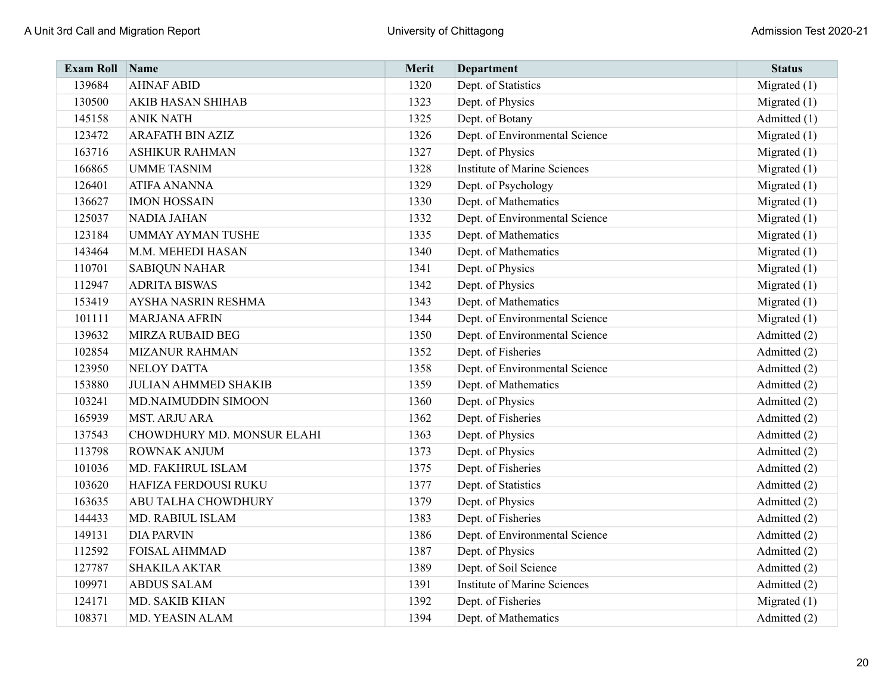| Exam Roll | Name | Merit | Department | Status |
|---|---|---|---|---|
| 139684 | AHNAF ABID | 1320 | Dept. of Statistics | Migrated (1) |
| 130500 | AKIB HASAN SHIHAB | 1323 | Dept. of Physics | Migrated (1) |
| 145158 | ANIK NATH | 1325 | Dept. of Botany | Admitted (1) |
| 123472 | ARAFATH BIN AZIZ | 1326 | Dept. of Environmental Science | Migrated (1) |
| 163716 | ASHIKUR RAHMAN | 1327 | Dept. of Physics | Migrated (1) |
| 166865 | UMME TASNIM | 1328 | Institute of Marine Sciences | Migrated (1) |
| 126401 | ATIFA ANANNA | 1329 | Dept. of Psychology | Migrated (1) |
| 136627 | IMON HOSSAIN | 1330 | Dept. of Mathematics | Migrated (1) |
| 125037 | NADIA JAHAN | 1332 | Dept. of Environmental Science | Migrated (1) |
| 123184 | UMMAY AYMAN TUSHE | 1335 | Dept. of Mathematics | Migrated (1) |
| 143464 | M.M. MEHEDI HASAN | 1340 | Dept. of Mathematics | Migrated (1) |
| 110701 | SABIQUN NAHAR | 1341 | Dept. of Physics | Migrated (1) |
| 112947 | ADRITA BISWAS | 1342 | Dept. of Physics | Migrated (1) |
| 153419 | AYSHA NASRIN RESHMA | 1343 | Dept. of Mathematics | Migrated (1) |
| 101111 | MARJANA AFRIN | 1344 | Dept. of Environmental Science | Migrated (1) |
| 139632 | MIRZA RUBAID BEG | 1350 | Dept. of Environmental Science | Admitted (2) |
| 102854 | MIZANUR RAHMAN | 1352 | Dept. of Fisheries | Admitted (2) |
| 123950 | NELOY DATTA | 1358 | Dept. of Environmental Science | Admitted (2) |
| 153880 | JULIAN AHMMED SHAKIB | 1359 | Dept. of Mathematics | Admitted (2) |
| 103241 | MD.NAIMUDDIN SIMOON | 1360 | Dept. of Physics | Admitted (2) |
| 165939 | MST. ARJU ARA | 1362 | Dept. of Fisheries | Admitted (2) |
| 137543 | CHOWDHURY MD. MONSUR ELAHI | 1363 | Dept. of Physics | Admitted (2) |
| 113798 | ROWNAK ANJUM | 1373 | Dept. of Physics | Admitted (2) |
| 101036 | MD. FAKHRUL ISLAM | 1375 | Dept. of Fisheries | Admitted (2) |
| 103620 | HAFIZA FERDOUSI RUKU | 1377 | Dept. of Statistics | Admitted (2) |
| 163635 | ABU TALHA CHOWDHURY | 1379 | Dept. of Physics | Admitted (2) |
| 144433 | MD. RABIUL ISLAM | 1383 | Dept. of Fisheries | Admitted (2) |
| 149131 | DIA PARVIN | 1386 | Dept. of Environmental Science | Admitted (2) |
| 112592 | FOISAL AHMMAD | 1387 | Dept. of Physics | Admitted (2) |
| 127787 | SHAKILA AKTAR | 1389 | Dept. of Soil Science | Admitted (2) |
| 109971 | ABDUS SALAM | 1391 | Institute of Marine Sciences | Admitted (2) |
| 124171 | MD. SAKIB KHAN | 1392 | Dept. of Fisheries | Migrated (1) |
| 108371 | MD. YEASIN ALAM | 1394 | Dept. of Mathematics | Admitted (2) |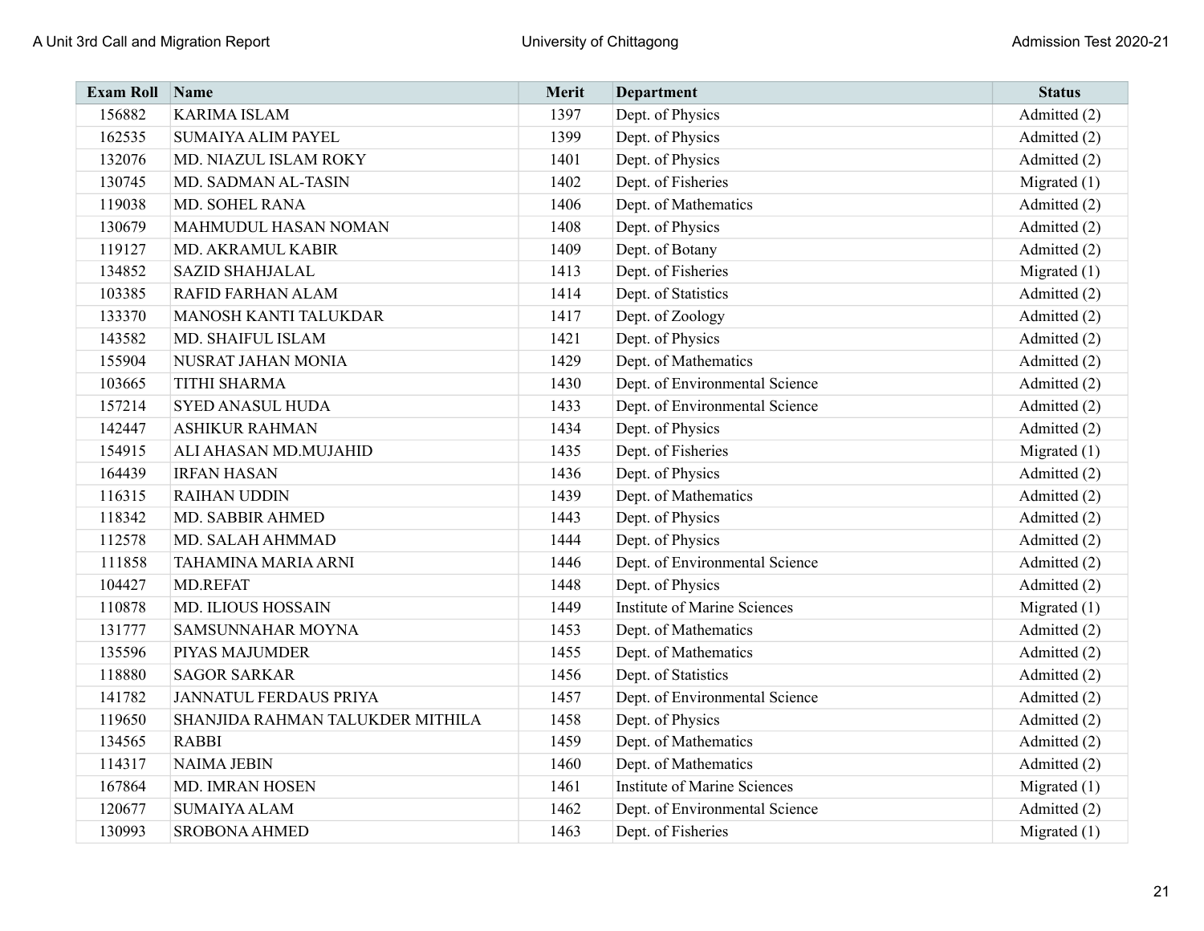| Exam Roll | Name | Merit | Department | Status |
|---|---|---|---|---|
| 156882 | KARIMA ISLAM | 1397 | Dept. of Physics | Admitted (2) |
| 162535 | SUMAIYA ALIM PAYEL | 1399 | Dept. of Physics | Admitted (2) |
| 132076 | MD. NIAZUL ISLAM ROKY | 1401 | Dept. of Physics | Admitted (2) |
| 130745 | MD. SADMAN AL-TASIN | 1402 | Dept. of Fisheries | Migrated (1) |
| 119038 | MD. SOHEL RANA | 1406 | Dept. of Mathematics | Admitted (2) |
| 130679 | MAHMUDUL HASAN NOMAN | 1408 | Dept. of Physics | Admitted (2) |
| 119127 | MD. AKRAMUL KABIR | 1409 | Dept. of Botany | Admitted (2) |
| 134852 | SAZID SHAHJALAL | 1413 | Dept. of Fisheries | Migrated (1) |
| 103385 | RAFID FARHAN ALAM | 1414 | Dept. of Statistics | Admitted (2) |
| 133370 | MANOSH KANTI TALUKDAR | 1417 | Dept. of Zoology | Admitted (2) |
| 143582 | MD. SHAIFUL ISLAM | 1421 | Dept. of Physics | Admitted (2) |
| 155904 | NUSRAT JAHAN MONIA | 1429 | Dept. of Mathematics | Admitted (2) |
| 103665 | TITHI SHARMA | 1430 | Dept. of Environmental Science | Admitted (2) |
| 157214 | SYED ANASUL HUDA | 1433 | Dept. of Environmental Science | Admitted (2) |
| 142447 | ASHIKUR RAHMAN | 1434 | Dept. of Physics | Admitted (2) |
| 154915 | ALI AHASAN MD.MUJAHID | 1435 | Dept. of Fisheries | Migrated (1) |
| 164439 | IRFAN HASAN | 1436 | Dept. of Physics | Admitted (2) |
| 116315 | RAIHAN UDDIN | 1439 | Dept. of Mathematics | Admitted (2) |
| 118342 | MD. SABBIR AHMED | 1443 | Dept. of Physics | Admitted (2) |
| 112578 | MD. SALAH AHMMAD | 1444 | Dept. of Physics | Admitted (2) |
| 111858 | TAHAMINA MARIA ARNI | 1446 | Dept. of Environmental Science | Admitted (2) |
| 104427 | MD.REFAT | 1448 | Dept. of Physics | Admitted (2) |
| 110878 | MD. ILIOUS HOSSAIN | 1449 | Institute of Marine Sciences | Migrated (1) |
| 131777 | SAMSUNNAHAR MOYNA | 1453 | Dept. of Mathematics | Admitted (2) |
| 135596 | PIYAS MAJUMDER | 1455 | Dept. of Mathematics | Admitted (2) |
| 118880 | SAGOR SARKAR | 1456 | Dept. of Statistics | Admitted (2) |
| 141782 | JANNATUL FERDAUS PRIYA | 1457 | Dept. of Environmental Science | Admitted (2) |
| 119650 | SHANJIDA RAHMAN TALUKDER MITHILA | 1458 | Dept. of Physics | Admitted (2) |
| 134565 | RABBI | 1459 | Dept. of Mathematics | Admitted (2) |
| 114317 | NAIMA JEBIN | 1460 | Dept. of Mathematics | Admitted (2) |
| 167864 | MD. IMRAN HOSEN | 1461 | Institute of Marine Sciences | Migrated (1) |
| 120677 | SUMAIYA ALAM | 1462 | Dept. of Environmental Science | Admitted (2) |
| 130993 | SROBONA AHMED | 1463 | Dept. of Fisheries | Migrated (1) |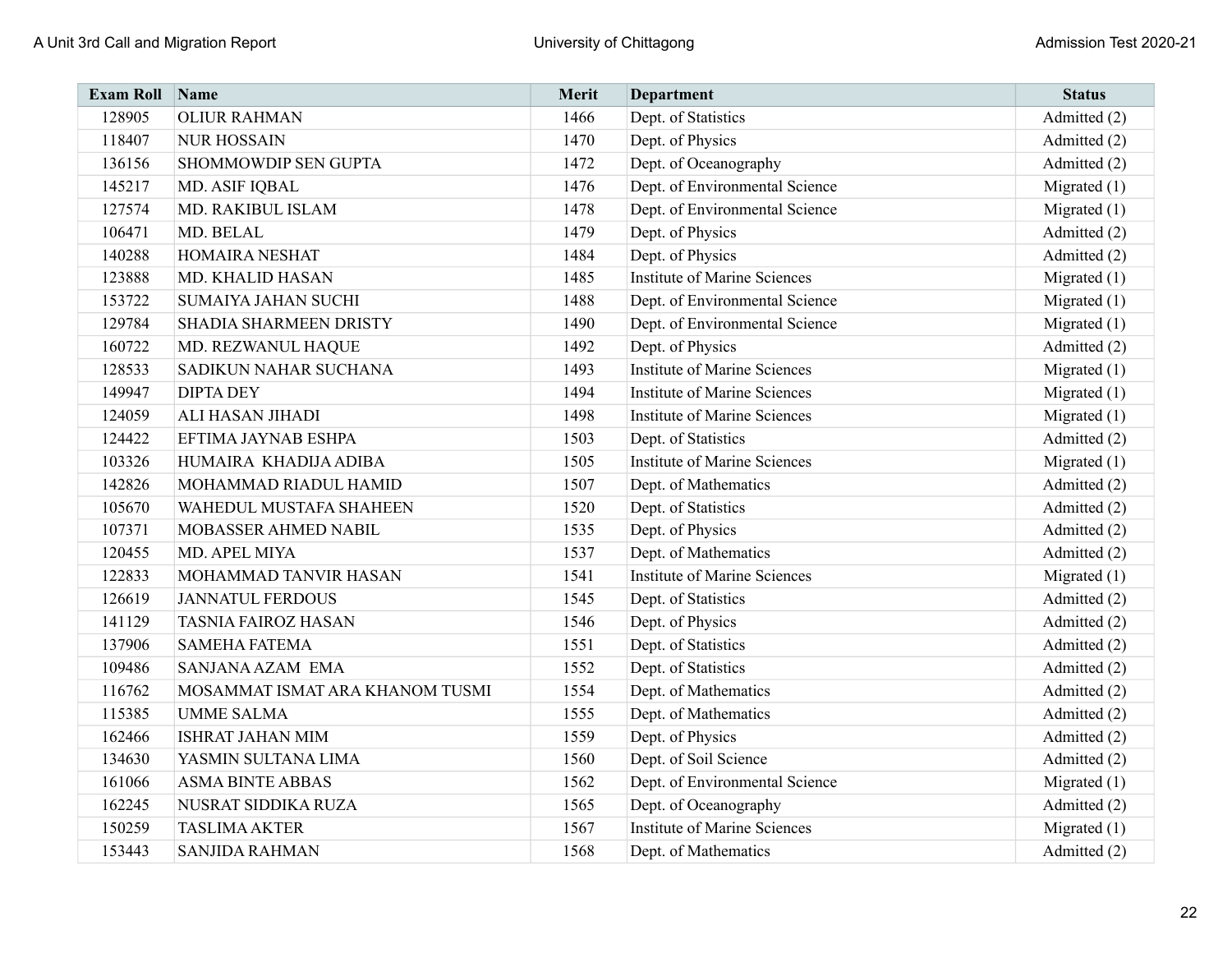| Exam Roll | Name | Merit | Department | Status |
|---|---|---|---|---|
| 128905 | OLIUR RAHMAN | 1466 | Dept. of Statistics | Admitted (2) |
| 118407 | NUR HOSSAIN | 1470 | Dept. of Physics | Admitted (2) |
| 136156 | SHOMMOWDIP SEN GUPTA | 1472 | Dept. of Oceanography | Admitted (2) |
| 145217 | MD. ASIF IQBAL | 1476 | Dept. of Environmental Science | Migrated (1) |
| 127574 | MD. RAKIBUL ISLAM | 1478 | Dept. of Environmental Science | Migrated (1) |
| 106471 | MD. BELAL | 1479 | Dept. of Physics | Admitted (2) |
| 140288 | HOMAIRA NESHAT | 1484 | Dept. of Physics | Admitted (2) |
| 123888 | MD. KHALID HASAN | 1485 | Institute of Marine Sciences | Migrated (1) |
| 153722 | SUMAIYA JAHAN SUCHI | 1488 | Dept. of Environmental Science | Migrated (1) |
| 129784 | SHADIA SHARMEEN DRISTY | 1490 | Dept. of Environmental Science | Migrated (1) |
| 160722 | MD. REZWANUL HAQUE | 1492 | Dept. of Physics | Admitted (2) |
| 128533 | SADIKUN NAHAR SUCHANA | 1493 | Institute of Marine Sciences | Migrated (1) |
| 149947 | DIPTA DEY | 1494 | Institute of Marine Sciences | Migrated (1) |
| 124059 | ALI HASAN JIHADI | 1498 | Institute of Marine Sciences | Migrated (1) |
| 124422 | EFTIMA JAYNAB ESHPA | 1503 | Dept. of Statistics | Admitted (2) |
| 103326 | HUMAIRA KHADIJA ADIBA | 1505 | Institute of Marine Sciences | Migrated (1) |
| 142826 | MOHAMMAD RIADUL HAMID | 1507 | Dept. of Mathematics | Admitted (2) |
| 105670 | WAHEDUL MUSTAFA SHAHEEN | 1520 | Dept. of Statistics | Admitted (2) |
| 107371 | MOBASSER AHMED NABIL | 1535 | Dept. of Physics | Admitted (2) |
| 120455 | MD. APEL MIYA | 1537 | Dept. of Mathematics | Admitted (2) |
| 122833 | MOHAMMAD TANVIR HASAN | 1541 | Institute of Marine Sciences | Migrated (1) |
| 126619 | JANNATUL FERDOUS | 1545 | Dept. of Statistics | Admitted (2) |
| 141129 | TASNIA FAIROZ HASAN | 1546 | Dept. of Physics | Admitted (2) |
| 137906 | SAMEHA FATEMA | 1551 | Dept. of Statistics | Admitted (2) |
| 109486 | SANJANA AZAM EMA | 1552 | Dept. of Statistics | Admitted (2) |
| 116762 | MOSAMMAT ISMAT ARA KHANOM TUSMI | 1554 | Dept. of Mathematics | Admitted (2) |
| 115385 | UMME SALMA | 1555 | Dept. of Mathematics | Admitted (2) |
| 162466 | ISHRAT JAHAN MIM | 1559 | Dept. of Physics | Admitted (2) |
| 134630 | YASMIN SULTANA LIMA | 1560 | Dept. of Soil Science | Admitted (2) |
| 161066 | ASMA BINTE ABBAS | 1562 | Dept. of Environmental Science | Migrated (1) |
| 162245 | NUSRAT SIDDIKA RUZA | 1565 | Dept. of Oceanography | Admitted (2) |
| 150259 | TASLIMA AKTER | 1567 | Institute of Marine Sciences | Migrated (1) |
| 153443 | SANJIDA RAHMAN | 1568 | Dept. of Mathematics | Admitted (2) |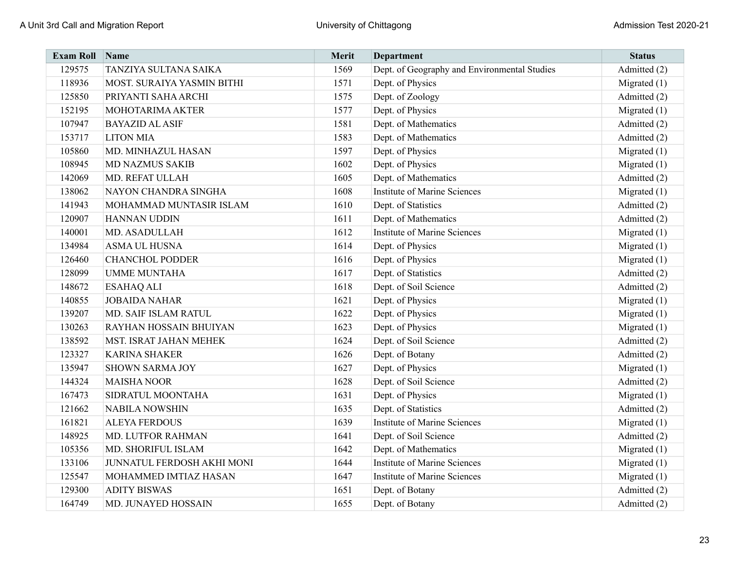| Exam Roll | Name | Merit | Department | Status |
| --- | --- | --- | --- | --- |
| 129575 | TANZIYA SULTANA SAIKA | 1569 | Dept. of Geography and Environmental Studies | Admitted (2) |
| 118936 | MOST. SURAIYA YASMIN BITHI | 1571 | Dept. of Physics | Migrated (1) |
| 125850 | PRIYANTI SAHA ARCHI | 1575 | Dept. of Zoology | Admitted (2) |
| 152195 | MOHOTARIMA AKTER | 1577 | Dept. of Physics | Migrated (1) |
| 107947 | BAYAZID AL ASIF | 1581 | Dept. of Mathematics | Admitted (2) |
| 153717 | LITON MIA | 1583 | Dept. of Mathematics | Admitted (2) |
| 105860 | MD. MINHAZUL HASAN | 1597 | Dept. of Physics | Migrated (1) |
| 108945 | MD NAZMUS SAKIB | 1602 | Dept. of Physics | Migrated (1) |
| 142069 | MD. REFAT ULLAH | 1605 | Dept. of Mathematics | Admitted (2) |
| 138062 | NAYON CHANDRA SINGHA | 1608 | Institute of Marine Sciences | Migrated (1) |
| 141943 | MOHAMMAD MUNTASIR ISLAM | 1610 | Dept. of Statistics | Admitted (2) |
| 120907 | HANNAN UDDIN | 1611 | Dept. of Mathematics | Admitted (2) |
| 140001 | MD. ASADULLAH | 1612 | Institute of Marine Sciences | Migrated (1) |
| 134984 | ASMA UL HUSNA | 1614 | Dept. of Physics | Migrated (1) |
| 126460 | CHANCHOL PODDER | 1616 | Dept. of Physics | Migrated (1) |
| 128099 | UMME MUNTAHA | 1617 | Dept. of Statistics | Admitted (2) |
| 148672 | ESAHAQ ALI | 1618 | Dept. of Soil Science | Admitted (2) |
| 140855 | JOBAIDA NAHAR | 1621 | Dept. of Physics | Migrated (1) |
| 139207 | MD. SAIF ISLAM RATUL | 1622 | Dept. of Physics | Migrated (1) |
| 130263 | RAYHAN HOSSAIN BHUIYAN | 1623 | Dept. of Physics | Migrated (1) |
| 138592 | MST. ISRAT JAHAN MEHEK | 1624 | Dept. of Soil Science | Admitted (2) |
| 123327 | KARINA SHAKER | 1626 | Dept. of Botany | Admitted (2) |
| 135947 | SHOWN SARMA JOY | 1627 | Dept. of Physics | Migrated (1) |
| 144324 | MAISHA NOOR | 1628 | Dept. of Soil Science | Admitted (2) |
| 167473 | SIDRATUL MOONTAHA | 1631 | Dept. of Physics | Migrated (1) |
| 121662 | NABILA NOWSHIN | 1635 | Dept. of Statistics | Admitted (2) |
| 161821 | ALEYA FERDOUS | 1639 | Institute of Marine Sciences | Migrated (1) |
| 148925 | MD. LUTFOR RAHMAN | 1641 | Dept. of Soil Science | Admitted (2) |
| 105356 | MD. SHORIFUL ISLAM | 1642 | Dept. of Mathematics | Migrated (1) |
| 133106 | JUNNATUL FERDOSH AKHI MONI | 1644 | Institute of Marine Sciences | Migrated (1) |
| 125547 | MOHAMMED IMTIAZ HASAN | 1647 | Institute of Marine Sciences | Migrated (1) |
| 129300 | ADITY BISWAS | 1651 | Dept. of Botany | Admitted (2) |
| 164749 | MD. JUNAYED HOSSAIN | 1655 | Dept. of Botany | Admitted (2) |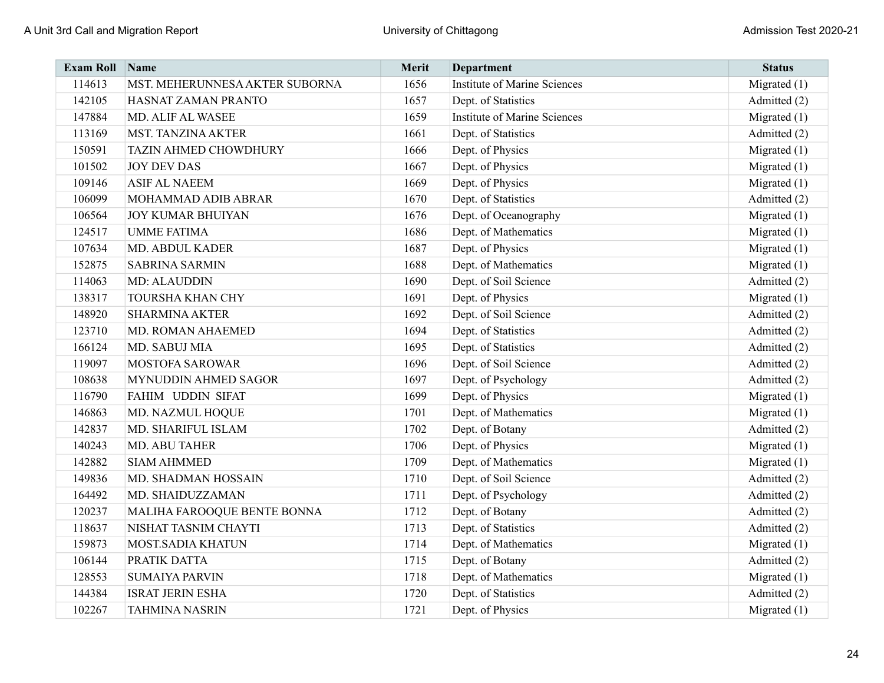| Exam Roll | Name | Merit | Department | Status |
|---|---|---|---|---|
| 114613 | MST. MEHERUNNESA AKTER SUBORNA | 1656 | Institute of Marine Sciences | Migrated (1) |
| 142105 | HASNAT ZAMAN PRANTO | 1657 | Dept. of Statistics | Admitted (2) |
| 147884 | MD. ALIF AL WASEE | 1659 | Institute of Marine Sciences | Migrated (1) |
| 113169 | MST. TANZINA AKTER | 1661 | Dept. of Statistics | Admitted (2) |
| 150591 | TAZIN AHMED CHOWDHURY | 1666 | Dept. of Physics | Migrated (1) |
| 101502 | JOY DEV DAS | 1667 | Dept. of Physics | Migrated (1) |
| 109146 | ASIF AL NAEEM | 1669 | Dept. of Physics | Migrated (1) |
| 106099 | MOHAMMAD ADIB ABRAR | 1670 | Dept. of Statistics | Admitted (2) |
| 106564 | JOY KUMAR BHUIYAN | 1676 | Dept. of Oceanography | Migrated (1) |
| 124517 | UMME FATIMA | 1686 | Dept. of Mathematics | Migrated (1) |
| 107634 | MD. ABDUL KADER | 1687 | Dept. of Physics | Migrated (1) |
| 152875 | SABRINA SARMIN | 1688 | Dept. of Mathematics | Migrated (1) |
| 114063 | MD: ALAUDDIN | 1690 | Dept. of Soil Science | Admitted (2) |
| 138317 | TOURSHA KHAN CHY | 1691 | Dept. of Physics | Migrated (1) |
| 148920 | SHARMINA AKTER | 1692 | Dept. of Soil Science | Admitted (2) |
| 123710 | MD. ROMAN AHAEMED | 1694 | Dept. of Statistics | Admitted (2) |
| 166124 | MD. SABUJ MIA | 1695 | Dept. of Statistics | Admitted (2) |
| 119097 | MOSTOFA SAROWAR | 1696 | Dept. of Soil Science | Admitted (2) |
| 108638 | MYNUDDIN AHMED SAGOR | 1697 | Dept. of Psychology | Admitted (2) |
| 116790 | FAHIM UDDIN SIFAT | 1699 | Dept. of Physics | Migrated (1) |
| 146863 | MD. NAZMUL HOQUE | 1701 | Dept. of Mathematics | Migrated (1) |
| 142837 | MD. SHARIFUL ISLAM | 1702 | Dept. of Botany | Admitted (2) |
| 140243 | MD. ABU TAHER | 1706 | Dept. of Physics | Migrated (1) |
| 142882 | SIAM AHMMED | 1709 | Dept. of Mathematics | Migrated (1) |
| 149836 | MD. SHADMAN HOSSAIN | 1710 | Dept. of Soil Science | Admitted (2) |
| 164492 | MD. SHAIDUZZAMAN | 1711 | Dept. of Psychology | Admitted (2) |
| 120237 | MALIHA FAROOQUE BENTE BONNA | 1712 | Dept. of Botany | Admitted (2) |
| 118637 | NISHAT TASNIM CHAYTI | 1713 | Dept. of Statistics | Admitted (2) |
| 159873 | MOST.SADIA KHATUN | 1714 | Dept. of Mathematics | Migrated (1) |
| 106144 | PRATIK DATTA | 1715 | Dept. of Botany | Admitted (2) |
| 128553 | SUMAIYA PARVIN | 1718 | Dept. of Mathematics | Migrated (1) |
| 144384 | ISRAT JERIN ESHA | 1720 | Dept. of Statistics | Admitted (2) |
| 102267 | TAHMINA NASRIN | 1721 | Dept. of Physics | Migrated (1) |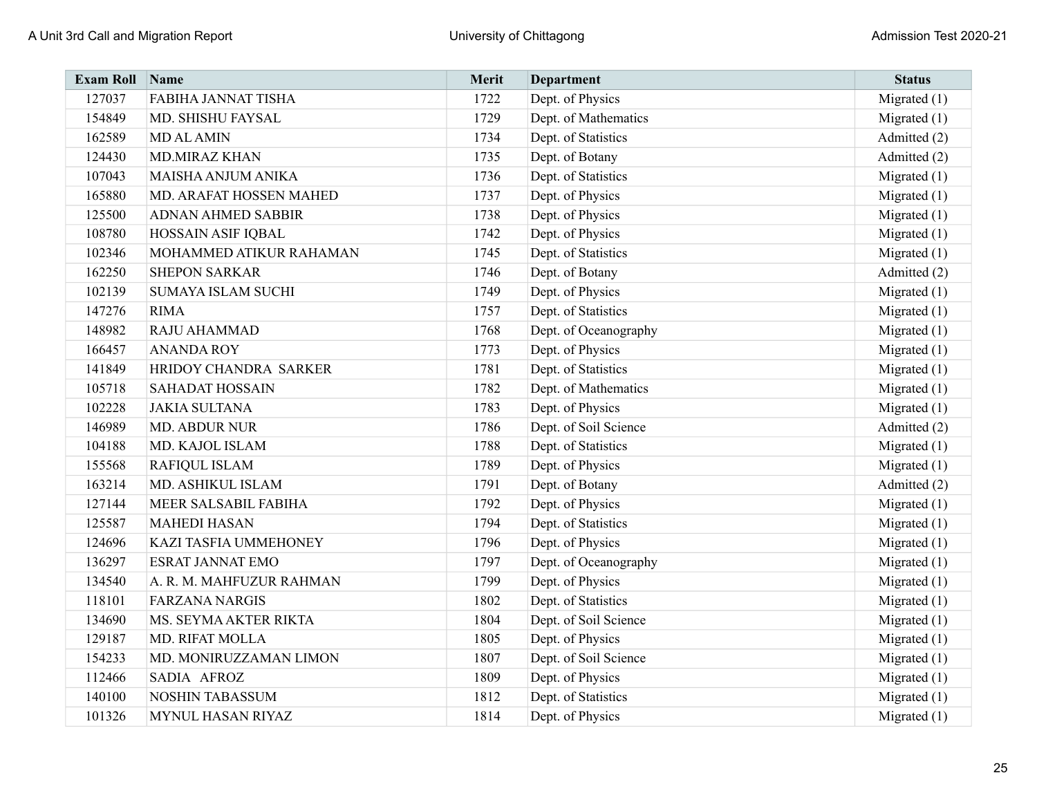| Exam Roll | Name | Merit | Department | Status |
|---|---|---|---|---|
| 127037 | FABIHA JANNAT TISHA | 1722 | Dept. of Physics | Migrated (1) |
| 154849 | MD. SHISHU FAYSAL | 1729 | Dept. of Mathematics | Migrated (1) |
| 162589 | MD AL AMIN | 1734 | Dept. of Statistics | Admitted (2) |
| 124430 | MD.MIRAZ KHAN | 1735 | Dept. of Botany | Admitted (2) |
| 107043 | MAISHA ANJUM ANIKA | 1736 | Dept. of Statistics | Migrated (1) |
| 165880 | MD. ARAFAT HOSSEN MAHED | 1737 | Dept. of Physics | Migrated (1) |
| 125500 | ADNAN AHMED SABBIR | 1738 | Dept. of Physics | Migrated (1) |
| 108780 | HOSSAIN ASIF IQBAL | 1742 | Dept. of Physics | Migrated (1) |
| 102346 | MOHAMMED ATIKUR RAHAMAN | 1745 | Dept. of Statistics | Migrated (1) |
| 162250 | SHEPON SARKAR | 1746 | Dept. of Botany | Admitted (2) |
| 102139 | SUMAYA ISLAM SUCHI | 1749 | Dept. of Physics | Migrated (1) |
| 147276 | RIMA | 1757 | Dept. of Statistics | Migrated (1) |
| 148982 | RAJU AHAMMAD | 1768 | Dept. of Oceanography | Migrated (1) |
| 166457 | ANANDA ROY | 1773 | Dept. of Physics | Migrated (1) |
| 141849 | HRIDOY CHANDRA SARKER | 1781 | Dept. of Statistics | Migrated (1) |
| 105718 | SAHADAT HOSSAIN | 1782 | Dept. of Mathematics | Migrated (1) |
| 102228 | JAKIA SULTANA | 1783 | Dept. of Physics | Migrated (1) |
| 146989 | MD. ABDUR NUR | 1786 | Dept. of Soil Science | Admitted (2) |
| 104188 | MD. KAJOL ISLAM | 1788 | Dept. of Statistics | Migrated (1) |
| 155568 | RAFIQUL ISLAM | 1789 | Dept. of Physics | Migrated (1) |
| 163214 | MD. ASHIKUL ISLAM | 1791 | Dept. of Botany | Admitted (2) |
| 127144 | MEER SALSABIL FABIHA | 1792 | Dept. of Physics | Migrated (1) |
| 125587 | MAHEDI HASAN | 1794 | Dept. of Statistics | Migrated (1) |
| 124696 | KAZI TASFIA UMMEHONEY | 1796 | Dept. of Physics | Migrated (1) |
| 136297 | ESRAT JANNAT EMO | 1797 | Dept. of Oceanography | Migrated (1) |
| 134540 | A. R. M. MAHFUZUR RAHMAN | 1799 | Dept. of Physics | Migrated (1) |
| 118101 | FARZANA NARGIS | 1802 | Dept. of Statistics | Migrated (1) |
| 134690 | MS. SEYMA AKTER RIKTA | 1804 | Dept. of Soil Science | Migrated (1) |
| 129187 | MD. RIFAT MOLLA | 1805 | Dept. of Physics | Migrated (1) |
| 154233 | MD. MONIRUZZAMAN LIMON | 1807 | Dept. of Soil Science | Migrated (1) |
| 112466 | SADIA AFROZ | 1809 | Dept. of Physics | Migrated (1) |
| 140100 | NOSHIN TABASSUM | 1812 | Dept. of Statistics | Migrated (1) |
| 101326 | MYNUL HASAN RIYAZ | 1814 | Dept. of Physics | Migrated (1) |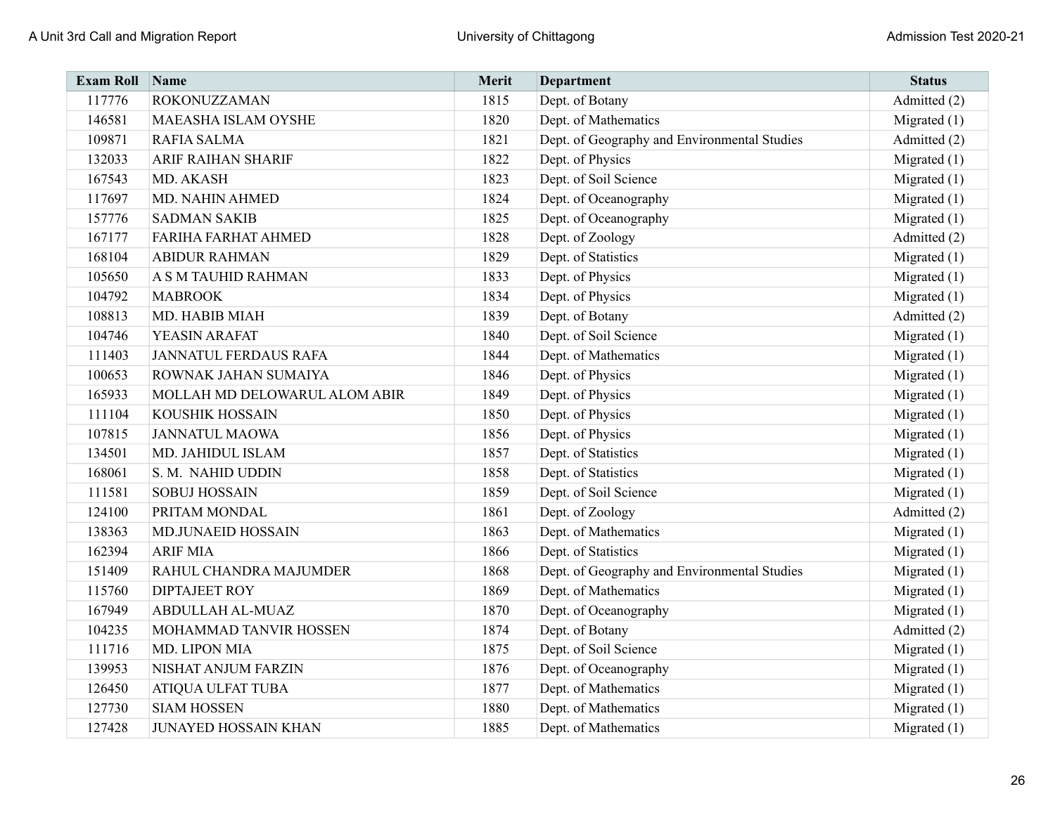| Exam Roll | Name | Merit | Department | Status |
|---|---|---|---|---|
| 117776 | ROKONUZZAMAN | 1815 | Dept. of Botany | Admitted (2) |
| 146581 | MAEASHA ISLAM OYSHE | 1820 | Dept. of Mathematics | Migrated (1) |
| 109871 | RAFIA SALMA | 1821 | Dept. of Geography and Environmental Studies | Admitted (2) |
| 132033 | ARIF RAIHAN SHARIF | 1822 | Dept. of Physics | Migrated (1) |
| 167543 | MD. AKASH | 1823 | Dept. of Soil Science | Migrated (1) |
| 117697 | MD. NAHIN AHMED | 1824 | Dept. of Oceanography | Migrated (1) |
| 157776 | SADMAN SAKIB | 1825 | Dept. of Oceanography | Migrated (1) |
| 167177 | FARIHA FARHAT AHMED | 1828 | Dept. of Zoology | Admitted (2) |
| 168104 | ABIDUR RAHMAN | 1829 | Dept. of Statistics | Migrated (1) |
| 105650 | A S M TAUHID RAHMAN | 1833 | Dept. of Physics | Migrated (1) |
| 104792 | MABROOK | 1834 | Dept. of Physics | Migrated (1) |
| 108813 | MD. HABIB MIAH | 1839 | Dept. of Botany | Admitted (2) |
| 104746 | YEASIN ARAFAT | 1840 | Dept. of Soil Science | Migrated (1) |
| 111403 | JANNATUL FERDAUS RAFA | 1844 | Dept. of Mathematics | Migrated (1) |
| 100653 | ROWNAK JAHAN SUMAIYA | 1846 | Dept. of Physics | Migrated (1) |
| 165933 | MOLLAH MD DELOWARUL ALOM ABIR | 1849 | Dept. of Physics | Migrated (1) |
| 111104 | KOUSHIK HOSSAIN | 1850 | Dept. of Physics | Migrated (1) |
| 107815 | JANNATUL MAOWA | 1856 | Dept. of Physics | Migrated (1) |
| 134501 | MD. JAHIDUL ISLAM | 1857 | Dept. of Statistics | Migrated (1) |
| 168061 | S. M. NAHID UDDIN | 1858 | Dept. of Statistics | Migrated (1) |
| 111581 | SOBUJ HOSSAIN | 1859 | Dept. of Soil Science | Migrated (1) |
| 124100 | PRITAM MONDAL | 1861 | Dept. of Zoology | Admitted (2) |
| 138363 | MD.JUNAEID HOSSAIN | 1863 | Dept. of Mathematics | Migrated (1) |
| 162394 | ARIF MIA | 1866 | Dept. of Statistics | Migrated (1) |
| 151409 | RAHUL CHANDRA MAJUMDER | 1868 | Dept. of Geography and Environmental Studies | Migrated (1) |
| 115760 | DIPTAJEET ROY | 1869 | Dept. of Mathematics | Migrated (1) |
| 167949 | ABDULLAH AL-MUAZ | 1870 | Dept. of Oceanography | Migrated (1) |
| 104235 | MOHAMMAD TANVIR HOSSEN | 1874 | Dept. of Botany | Admitted (2) |
| 111716 | MD. LIPON MIA | 1875 | Dept. of Soil Science | Migrated (1) |
| 139953 | NISHAT ANJUM FARZIN | 1876 | Dept. of Oceanography | Migrated (1) |
| 126450 | ATIQUA ULFAT TUBA | 1877 | Dept. of Mathematics | Migrated (1) |
| 127730 | SIAM HOSSEN | 1880 | Dept. of Mathematics | Migrated (1) |
| 127428 | JUNAYED HOSSAIN KHAN | 1885 | Dept. of Mathematics | Migrated (1) |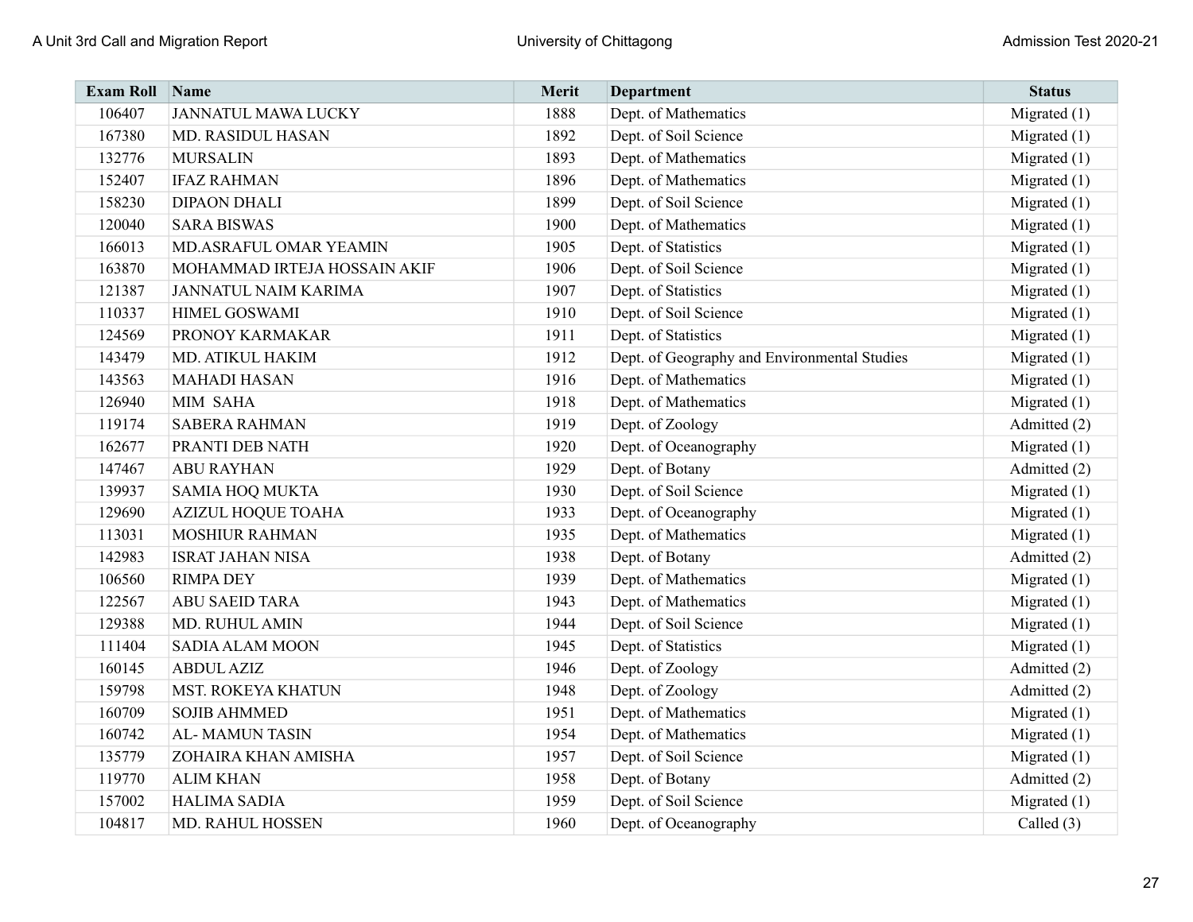| Exam Roll | Name | Merit | Department | Status |
|---|---|---|---|---|
| 106407 | JANNATUL MAWA LUCKY | 1888 | Dept. of Mathematics | Migrated (1) |
| 167380 | MD. RASIDUL HASAN | 1892 | Dept. of Soil Science | Migrated (1) |
| 132776 | MURSALIN | 1893 | Dept. of Mathematics | Migrated (1) |
| 152407 | IFAZ RAHMAN | 1896 | Dept. of Mathematics | Migrated (1) |
| 158230 | DIPAON DHALI | 1899 | Dept. of Soil Science | Migrated (1) |
| 120040 | SARA BISWAS | 1900 | Dept. of Mathematics | Migrated (1) |
| 166013 | MD.ASRAFUL OMAR YEAMIN | 1905 | Dept. of Statistics | Migrated (1) |
| 163870 | MOHAMMAD IRTEJA HOSSAIN AKIF | 1906 | Dept. of Soil Science | Migrated (1) |
| 121387 | JANNATUL NAIM KARIMA | 1907 | Dept. of Statistics | Migrated (1) |
| 110337 | HIMEL GOSWAMI | 1910 | Dept. of Soil Science | Migrated (1) |
| 124569 | PRONOY KARMAKAR | 1911 | Dept. of Statistics | Migrated (1) |
| 143479 | MD. ATIKUL HAKIM | 1912 | Dept. of Geography and Environmental Studies | Migrated (1) |
| 143563 | MAHADI HASAN | 1916 | Dept. of Mathematics | Migrated (1) |
| 126940 | MIM SAHA | 1918 | Dept. of Mathematics | Migrated (1) |
| 119174 | SABERA RAHMAN | 1919 | Dept. of Zoology | Admitted (2) |
| 162677 | PRANTI DEB NATH | 1920 | Dept. of Oceanography | Migrated (1) |
| 147467 | ABU RAYHAN | 1929 | Dept. of Botany | Admitted (2) |
| 139937 | SAMIA HOQ MUKTA | 1930 | Dept. of Soil Science | Migrated (1) |
| 129690 | AZIZUL HOQUE TOAHA | 1933 | Dept. of Oceanography | Migrated (1) |
| 113031 | MOSHIUR RAHMAN | 1935 | Dept. of Mathematics | Migrated (1) |
| 142983 | ISRAT JAHAN NISA | 1938 | Dept. of Botany | Admitted (2) |
| 106560 | RIMPA DEY | 1939 | Dept. of Mathematics | Migrated (1) |
| 122567 | ABU SAEID TARA | 1943 | Dept. of Mathematics | Migrated (1) |
| 129388 | MD. RUHUL AMIN | 1944 | Dept. of Soil Science | Migrated (1) |
| 111404 | SADIA ALAM MOON | 1945 | Dept. of Statistics | Migrated (1) |
| 160145 | ABDUL AZIZ | 1946 | Dept. of Zoology | Admitted (2) |
| 159798 | MST. ROKEYA KHATUN | 1948 | Dept. of Zoology | Admitted (2) |
| 160709 | SOJIB AHMMED | 1951 | Dept. of Mathematics | Migrated (1) |
| 160742 | AL- MAMUN TASIN | 1954 | Dept. of Mathematics | Migrated (1) |
| 135779 | ZOHAIRA KHAN AMISHA | 1957 | Dept. of Soil Science | Migrated (1) |
| 119770 | ALIM KHAN | 1958 | Dept. of Botany | Admitted (2) |
| 157002 | HALIMA SADIA | 1959 | Dept. of Soil Science | Migrated (1) |
| 104817 | MD. RAHUL HOSSEN | 1960 | Dept. of Oceanography | Called (3) |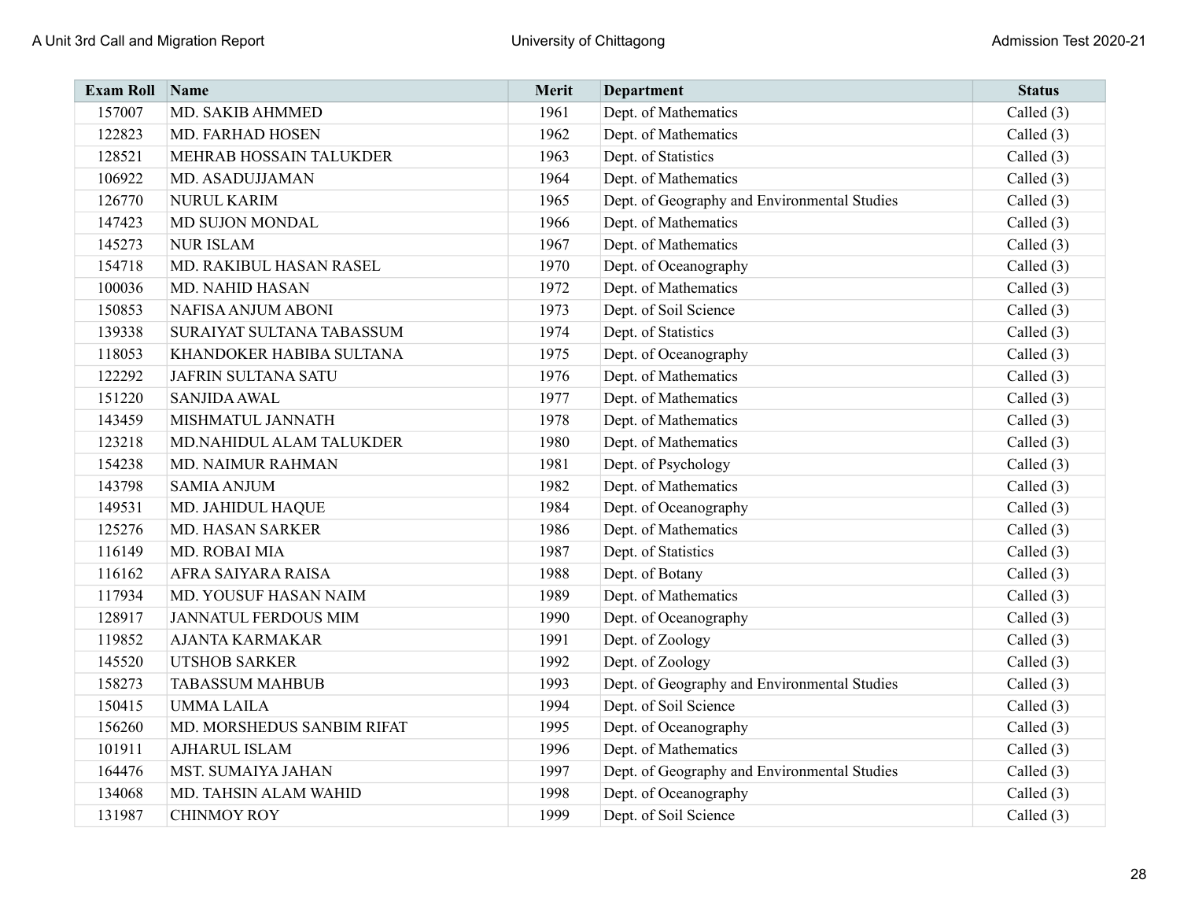| Exam Roll | Name | Merit | Department | Status |
|---|---|---|---|---|
| 157007 | MD. SAKIB AHMMED | 1961 | Dept. of Mathematics | Called (3) |
| 122823 | MD. FARHAD HOSEN | 1962 | Dept. of Mathematics | Called (3) |
| 128521 | MEHRAB HOSSAIN TALUKDER | 1963 | Dept. of Statistics | Called (3) |
| 106922 | MD. ASADUJJAMAN | 1964 | Dept. of Mathematics | Called (3) |
| 126770 | NURUL KARIM | 1965 | Dept. of Geography and Environmental Studies | Called (3) |
| 147423 | MD SUJON MONDAL | 1966 | Dept. of Mathematics | Called (3) |
| 145273 | NUR ISLAM | 1967 | Dept. of Mathematics | Called (3) |
| 154718 | MD. RAKIBUL HASAN RASEL | 1970 | Dept. of Oceanography | Called (3) |
| 100036 | MD. NAHID HASAN | 1972 | Dept. of Mathematics | Called (3) |
| 150853 | NAFISA ANJUM ABONI | 1973 | Dept. of Soil Science | Called (3) |
| 139338 | SURAIYAT SULTANA TABASSUM | 1974 | Dept. of Statistics | Called (3) |
| 118053 | KHANDOKER HABIBA SULTANA | 1975 | Dept. of Oceanography | Called (3) |
| 122292 | JAFRIN SULTANA SATU | 1976 | Dept. of Mathematics | Called (3) |
| 151220 | SANJIDA AWAL | 1977 | Dept. of Mathematics | Called (3) |
| 143459 | MISHMATUL JANNATH | 1978 | Dept. of Mathematics | Called (3) |
| 123218 | MD.NAHIDUL ALAM TALUKDER | 1980 | Dept. of Mathematics | Called (3) |
| 154238 | MD. NAIMUR RAHMAN | 1981 | Dept. of Psychology | Called (3) |
| 143798 | SAMIA ANJUM | 1982 | Dept. of Mathematics | Called (3) |
| 149531 | MD. JAHIDUL HAQUE | 1984 | Dept. of Oceanography | Called (3) |
| 125276 | MD. HASAN SARKER | 1986 | Dept. of Mathematics | Called (3) |
| 116149 | MD. ROBAI MIA | 1987 | Dept. of Statistics | Called (3) |
| 116162 | AFRA SAIYARA RAISA | 1988 | Dept. of Botany | Called (3) |
| 117934 | MD. YOUSUF HASAN NAIM | 1989 | Dept. of Mathematics | Called (3) |
| 128917 | JANNATUL FERDOUS MIM | 1990 | Dept. of Oceanography | Called (3) |
| 119852 | AJANTA KARMAKAR | 1991 | Dept. of Zoology | Called (3) |
| 145520 | UTSHOB SARKER | 1992 | Dept. of Zoology | Called (3) |
| 158273 | TABASSUM MAHBUB | 1993 | Dept. of Geography and Environmental Studies | Called (3) |
| 150415 | UMMA LAILA | 1994 | Dept. of Soil Science | Called (3) |
| 156260 | MD. MORSHEDUS SANBIM RIFAT | 1995 | Dept. of Oceanography | Called (3) |
| 101911 | AJHARUL ISLAM | 1996 | Dept. of Mathematics | Called (3) |
| 164476 | MST. SUMAIYA JAHAN | 1997 | Dept. of Geography and Environmental Studies | Called (3) |
| 134068 | MD. TAHSIN ALAM WAHID | 1998 | Dept. of Oceanography | Called (3) |
| 131987 | CHINMOY ROY | 1999 | Dept. of Soil Science | Called (3) |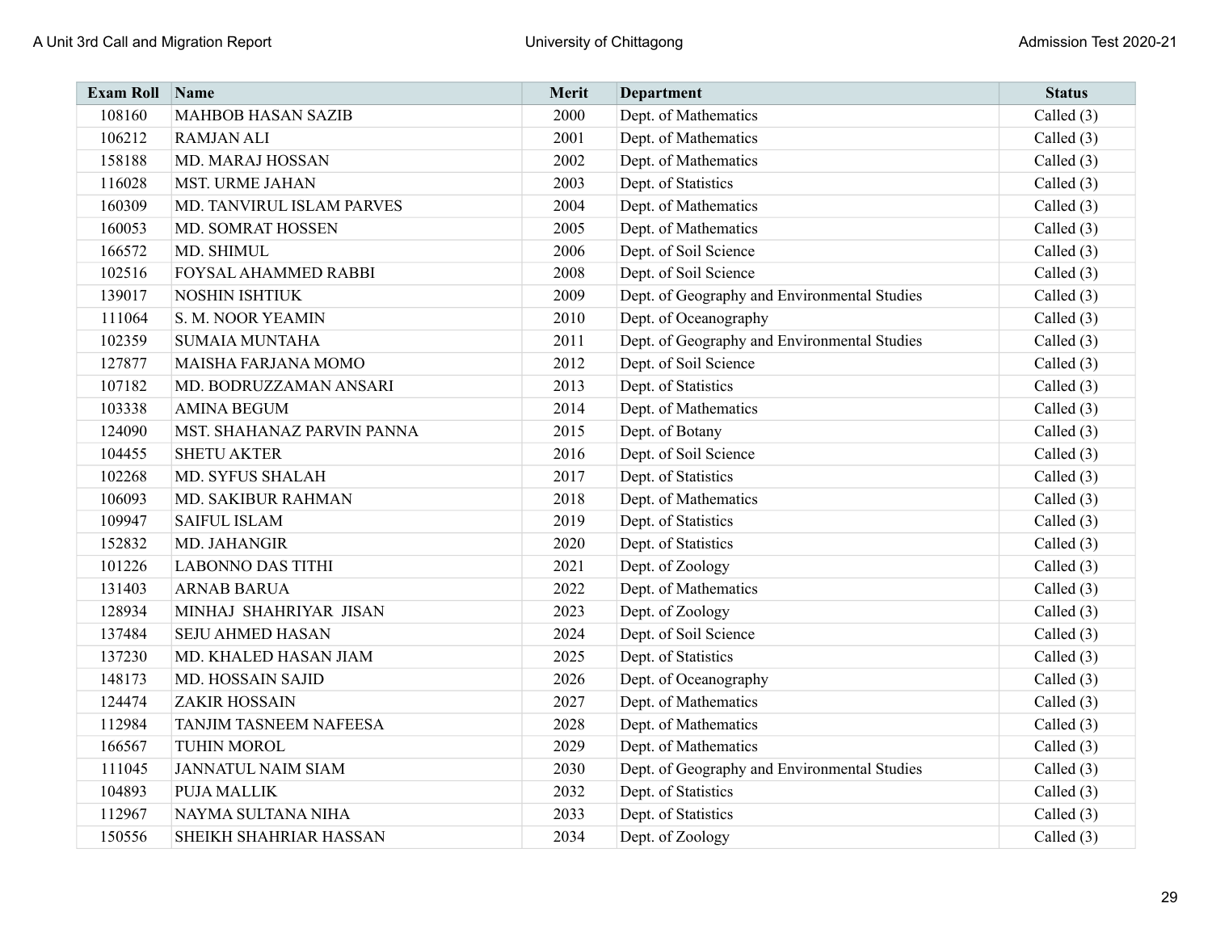| Exam Roll | Name | Merit | Department | Status |
|---|---|---|---|---|
| 108160 | MAHBOB HASAN SAZIB | 2000 | Dept. of Mathematics | Called (3) |
| 106212 | RAMJAN ALI | 2001 | Dept. of Mathematics | Called (3) |
| 158188 | MD. MARAJ HOSSAN | 2002 | Dept. of Mathematics | Called (3) |
| 116028 | MST. URME JAHAN | 2003 | Dept. of Statistics | Called (3) |
| 160309 | MD. TANVIRUL ISLAM PARVES | 2004 | Dept. of Mathematics | Called (3) |
| 160053 | MD. SOMRAT HOSSEN | 2005 | Dept. of Mathematics | Called (3) |
| 166572 | MD. SHIMUL | 2006 | Dept. of Soil Science | Called (3) |
| 102516 | FOYSAL AHAMMED RABBI | 2008 | Dept. of Soil Science | Called (3) |
| 139017 | NOSHIN ISHTIUK | 2009 | Dept. of Geography and Environmental Studies | Called (3) |
| 111064 | S. M. NOOR YEAMIN | 2010 | Dept. of Oceanography | Called (3) |
| 102359 | SUMAIA MUNTAHA | 2011 | Dept. of Geography and Environmental Studies | Called (3) |
| 127877 | MAISHA FARJANA MOMO | 2012 | Dept. of Soil Science | Called (3) |
| 107182 | MD. BODRUZZAMAN ANSARI | 2013 | Dept. of Statistics | Called (3) |
| 103338 | AMINA BEGUM | 2014 | Dept. of Mathematics | Called (3) |
| 124090 | MST. SHAHANAZ PARVIN PANNA | 2015 | Dept. of Botany | Called (3) |
| 104455 | SHETU AKTER | 2016 | Dept. of Soil Science | Called (3) |
| 102268 | MD. SYFUS SHALAH | 2017 | Dept. of Statistics | Called (3) |
| 106093 | MD. SAKIBUR RAHMAN | 2018 | Dept. of Mathematics | Called (3) |
| 109947 | SAIFUL ISLAM | 2019 | Dept. of Statistics | Called (3) |
| 152832 | MD. JAHANGIR | 2020 | Dept. of Statistics | Called (3) |
| 101226 | LABONNO DAS TITHI | 2021 | Dept. of Zoology | Called (3) |
| 131403 | ARNAB BARUA | 2022 | Dept. of Mathematics | Called (3) |
| 128934 | MINHAJ SHAHRIYAR JISAN | 2023 | Dept. of Zoology | Called (3) |
| 137484 | SEJU AHMED HASAN | 2024 | Dept. of Soil Science | Called (3) |
| 137230 | MD. KHALED HASAN JIAM | 2025 | Dept. of Statistics | Called (3) |
| 148173 | MD. HOSSAIN SAJID | 2026 | Dept. of Oceanography | Called (3) |
| 124474 | ZAKIR HOSSAIN | 2027 | Dept. of Mathematics | Called (3) |
| 112984 | TANJIM TASNEEM NAFEESA | 2028 | Dept. of Mathematics | Called (3) |
| 166567 | TUHIN MOROL | 2029 | Dept. of Mathematics | Called (3) |
| 111045 | JANNATUL NAIM SIAM | 2030 | Dept. of Geography and Environmental Studies | Called (3) |
| 104893 | PUJA MALLIK | 2032 | Dept. of Statistics | Called (3) |
| 112967 | NAYMA SULTANA NIHA | 2033 | Dept. of Statistics | Called (3) |
| 150556 | SHEIKH SHAHRIAR HASSAN | 2034 | Dept. of Zoology | Called (3) |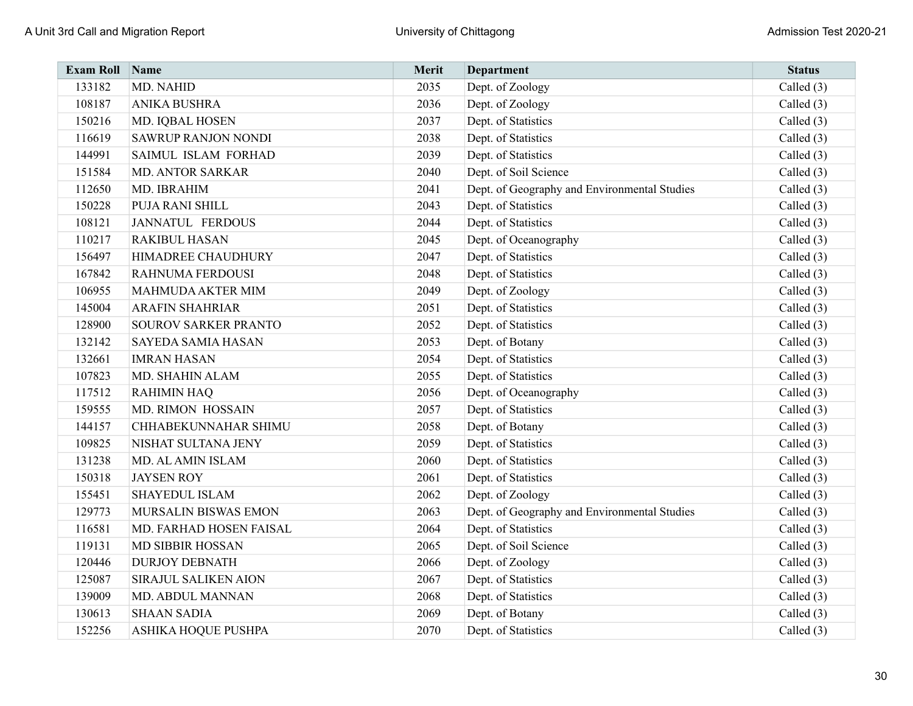| Exam Roll | Name | Merit | Department | Status |
|---|---|---|---|---|
| 133182 | MD. NAHID | 2035 | Dept. of Zoology | Called (3) |
| 108187 | ANIKA BUSHRA | 2036 | Dept. of Zoology | Called (3) |
| 150216 | MD. IQBAL HOSEN | 2037 | Dept. of Statistics | Called (3) |
| 116619 | SAWRUP RANJON NONDI | 2038 | Dept. of Statistics | Called (3) |
| 144991 | SAIMUL ISLAM FORHAD | 2039 | Dept. of Statistics | Called (3) |
| 151584 | MD. ANTOR SARKAR | 2040 | Dept. of Soil Science | Called (3) |
| 112650 | MD. IBRAHIM | 2041 | Dept. of Geography and Environmental Studies | Called (3) |
| 150228 | PUJA RANI SHILL | 2043 | Dept. of Statistics | Called (3) |
| 108121 | JANNATUL FERDOUS | 2044 | Dept. of Statistics | Called (3) |
| 110217 | RAKIBUL HASAN | 2045 | Dept. of Oceanography | Called (3) |
| 156497 | HIMADREE CHAUDHURY | 2047 | Dept. of Statistics | Called (3) |
| 167842 | RAHNUMA FERDOUSI | 2048 | Dept. of Statistics | Called (3) |
| 106955 | MAHMUDA AKTER MIM | 2049 | Dept. of Zoology | Called (3) |
| 145004 | ARAFIN SHAHRIAR | 2051 | Dept. of Statistics | Called (3) |
| 128900 | SOUROV SARKER PRANTO | 2052 | Dept. of Statistics | Called (3) |
| 132142 | SAYEDA SAMIA HASAN | 2053 | Dept. of Botany | Called (3) |
| 132661 | IMRAN HASAN | 2054 | Dept. of Statistics | Called (3) |
| 107823 | MD. SHAHIN ALAM | 2055 | Dept. of Statistics | Called (3) |
| 117512 | RAHIMIN HAQ | 2056 | Dept. of Oceanography | Called (3) |
| 159555 | MD. RIMON HOSSAIN | 2057 | Dept. of Statistics | Called (3) |
| 144157 | CHHABEKUNNAHAR SHIMU | 2058 | Dept. of Botany | Called (3) |
| 109825 | NISHAT SULTANA JENY | 2059 | Dept. of Statistics | Called (3) |
| 131238 | MD. AL AMIN ISLAM | 2060 | Dept. of Statistics | Called (3) |
| 150318 | JAYSEN ROY | 2061 | Dept. of Statistics | Called (3) |
| 155451 | SHAYEDUL ISLAM | 2062 | Dept. of Zoology | Called (3) |
| 129773 | MURSALIN BISWAS EMON | 2063 | Dept. of Geography and Environmental Studies | Called (3) |
| 116581 | MD. FARHAD HOSEN FAISAL | 2064 | Dept. of Statistics | Called (3) |
| 119131 | MD SIBBIR HOSSAN | 2065 | Dept. of Soil Science | Called (3) |
| 120446 | DURJOY DEBNATH | 2066 | Dept. of Zoology | Called (3) |
| 125087 | SIRAJUL SALIKEN AION | 2067 | Dept. of Statistics | Called (3) |
| 139009 | MD. ABDUL MANNAN | 2068 | Dept. of Statistics | Called (3) |
| 130613 | SHAAN SADIA | 2069 | Dept. of Botany | Called (3) |
| 152256 | ASHIKA HOQUE PUSHPA | 2070 | Dept. of Statistics | Called (3) |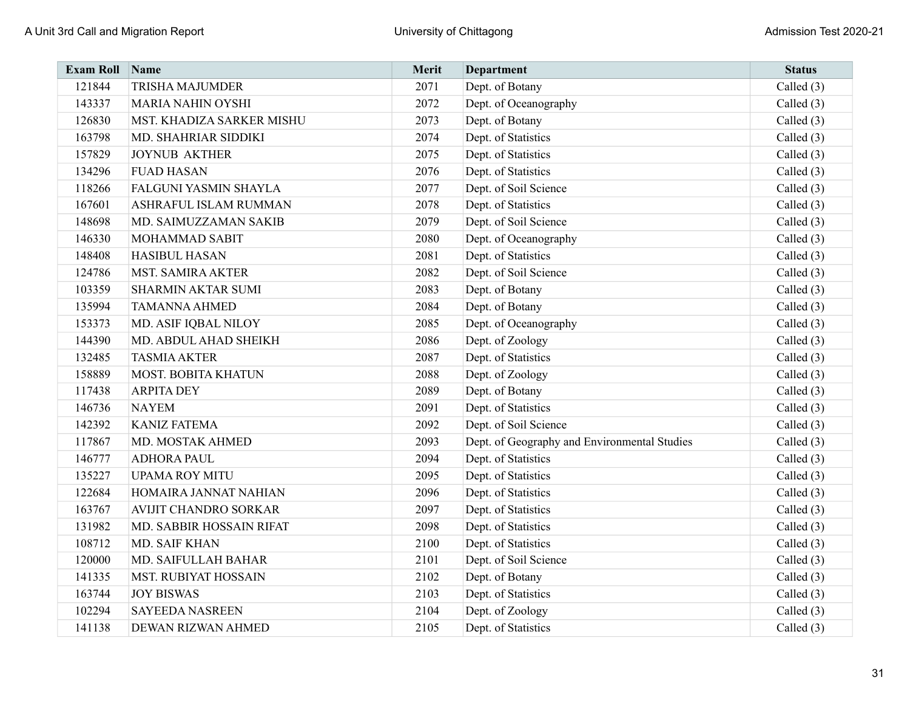| Exam Roll | Name | Merit | Department | Status |
| --- | --- | --- | --- | --- |
| 121844 | TRISHA MAJUMDER | 2071 | Dept. of Botany | Called (3) |
| 143337 | MARIA NAHIN OYSHI | 2072 | Dept. of Oceanography | Called (3) |
| 126830 | MST. KHADIZA SARKER MISHU | 2073 | Dept. of Botany | Called (3) |
| 163798 | MD. SHAHRIAR SIDDIKI | 2074 | Dept. of Statistics | Called (3) |
| 157829 | JOYNUB AKTHER | 2075 | Dept. of Statistics | Called (3) |
| 134296 | FUAD HASAN | 2076 | Dept. of Statistics | Called (3) |
| 118266 | FALGUNI YASMIN SHAYLA | 2077 | Dept. of Soil Science | Called (3) |
| 167601 | ASHRAFUL ISLAM RUMMAN | 2078 | Dept. of Statistics | Called (3) |
| 148698 | MD. SAIMUZZAMAN SAKIB | 2079 | Dept. of Soil Science | Called (3) |
| 146330 | MOHAMMAD SABIT | 2080 | Dept. of Oceanography | Called (3) |
| 148408 | HASIBUL HASAN | 2081 | Dept. of Statistics | Called (3) |
| 124786 | MST. SAMIRA AKTER | 2082 | Dept. of Soil Science | Called (3) |
| 103359 | SHARMIN AKTAR SUMI | 2083 | Dept. of Botany | Called (3) |
| 135994 | TAMANNA AHMED | 2084 | Dept. of Botany | Called (3) |
| 153373 | MD. ASIF IQBAL NILOY | 2085 | Dept. of Oceanography | Called (3) |
| 144390 | MD. ABDUL AHAD SHEIKH | 2086 | Dept. of Zoology | Called (3) |
| 132485 | TASMIA AKTER | 2087 | Dept. of Statistics | Called (3) |
| 158889 | MOST. BOBITA KHATUN | 2088 | Dept. of Zoology | Called (3) |
| 117438 | ARPITA DEY | 2089 | Dept. of Botany | Called (3) |
| 146736 | NAYEM | 2091 | Dept. of Statistics | Called (3) |
| 142392 | KANIZ FATEMA | 2092 | Dept. of Soil Science | Called (3) |
| 117867 | MD. MOSTAK AHMED | 2093 | Dept. of Geography and Environmental Studies | Called (3) |
| 146777 | ADHORA PAUL | 2094 | Dept. of Statistics | Called (3) |
| 135227 | UPAMA ROY MITU | 2095 | Dept. of Statistics | Called (3) |
| 122684 | HOMAIRA JANNAT NAHIAN | 2096 | Dept. of Statistics | Called (3) |
| 163767 | AVIJIT CHANDRO SORKAR | 2097 | Dept. of Statistics | Called (3) |
| 131982 | MD. SABBIR HOSSAIN RIFAT | 2098 | Dept. of Statistics | Called (3) |
| 108712 | MD. SAIF KHAN | 2100 | Dept. of Statistics | Called (3) |
| 120000 | MD. SAIFULLAH BAHAR | 2101 | Dept. of Soil Science | Called (3) |
| 141335 | MST. RUBIYAT HOSSAIN | 2102 | Dept. of Botany | Called (3) |
| 163744 | JOY BISWAS | 2103 | Dept. of Statistics | Called (3) |
| 102294 | SAYEEDA NASREEN | 2104 | Dept. of Zoology | Called (3) |
| 141138 | DEWAN RIZWAN AHMED | 2105 | Dept. of Statistics | Called (3) |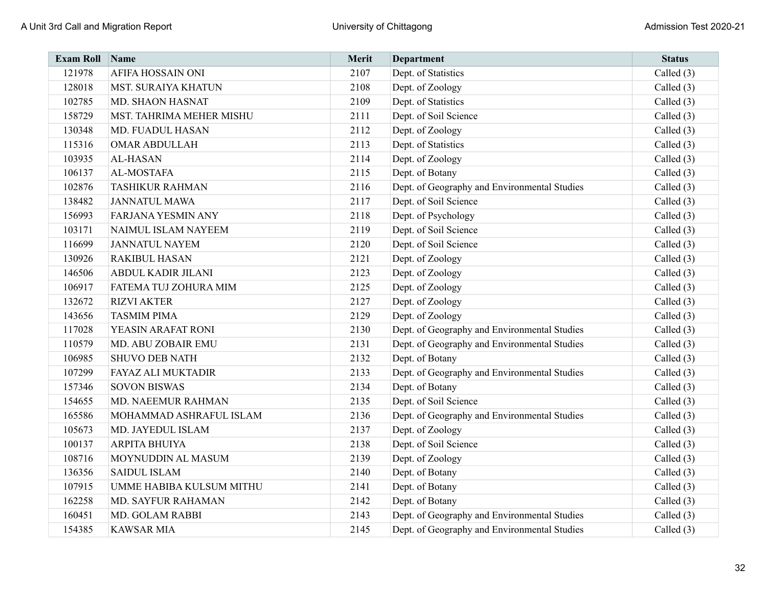| Exam Roll | Name | Merit | Department | Status |
|---|---|---|---|---|
| 121978 | AFIFA HOSSAIN ONI | 2107 | Dept. of Statistics | Called (3) |
| 128018 | MST. SURAIYA KHATUN | 2108 | Dept. of Zoology | Called (3) |
| 102785 | MD. SHAON HASNAT | 2109 | Dept. of Statistics | Called (3) |
| 158729 | MST. TAHRIMA MEHER MISHU | 2111 | Dept. of Soil Science | Called (3) |
| 130348 | MD. FUADUL HASAN | 2112 | Dept. of Zoology | Called (3) |
| 115316 | OMAR ABDULLAH | 2113 | Dept. of Statistics | Called (3) |
| 103935 | AL-HASAN | 2114 | Dept. of Zoology | Called (3) |
| 106137 | AL-MOSTAFA | 2115 | Dept. of Botany | Called (3) |
| 102876 | TASHIKUR RAHMAN | 2116 | Dept. of Geography and Environmental Studies | Called (3) |
| 138482 | JANNATUL MAWA | 2117 | Dept. of Soil Science | Called (3) |
| 156993 | FARJANA YESMIN ANY | 2118 | Dept. of Psychology | Called (3) |
| 103171 | NAIMUL ISLAM NAYEEM | 2119 | Dept. of Soil Science | Called (3) |
| 116699 | JANNATUL NAYEM | 2120 | Dept. of Soil Science | Called (3) |
| 130926 | RAKIBUL HASAN | 2121 | Dept. of Zoology | Called (3) |
| 146506 | ABDUL KADIR JILANI | 2123 | Dept. of Zoology | Called (3) |
| 106917 | FATEMA TUJ ZOHURA MIM | 2125 | Dept. of Zoology | Called (3) |
| 132672 | RIZVI AKTER | 2127 | Dept. of Zoology | Called (3) |
| 143656 | TASMIM PIMA | 2129 | Dept. of Zoology | Called (3) |
| 117028 | YEASIN ARAFAT RONI | 2130 | Dept. of Geography and Environmental Studies | Called (3) |
| 110579 | MD. ABU ZOBAIR EMU | 2131 | Dept. of Geography and Environmental Studies | Called (3) |
| 106985 | SHUVO DEB NATH | 2132 | Dept. of Botany | Called (3) |
| 107299 | FAYAZ ALI MUKTADIR | 2133 | Dept. of Geography and Environmental Studies | Called (3) |
| 157346 | SOVON BISWAS | 2134 | Dept. of Botany | Called (3) |
| 154655 | MD. NAEEMUR RAHMAN | 2135 | Dept. of Soil Science | Called (3) |
| 165586 | MOHAMMAD ASHRAFUL ISLAM | 2136 | Dept. of Geography and Environmental Studies | Called (3) |
| 105673 | MD. JAYEDUL ISLAM | 2137 | Dept. of Zoology | Called (3) |
| 100137 | ARPITA BHUIYA | 2138 | Dept. of Soil Science | Called (3) |
| 108716 | MOYNUDDIN AL MASUM | 2139 | Dept. of Zoology | Called (3) |
| 136356 | SAIDUL ISLAM | 2140 | Dept. of Botany | Called (3) |
| 107915 | UMME HABIBA KULSUM MITHU | 2141 | Dept. of Botany | Called (3) |
| 162258 | MD. SAYFUR RAHAMAN | 2142 | Dept. of Botany | Called (3) |
| 160451 | MD. GOLAM RABBI | 2143 | Dept. of Geography and Environmental Studies | Called (3) |
| 154385 | KAWSAR MIA | 2145 | Dept. of Geography and Environmental Studies | Called (3) |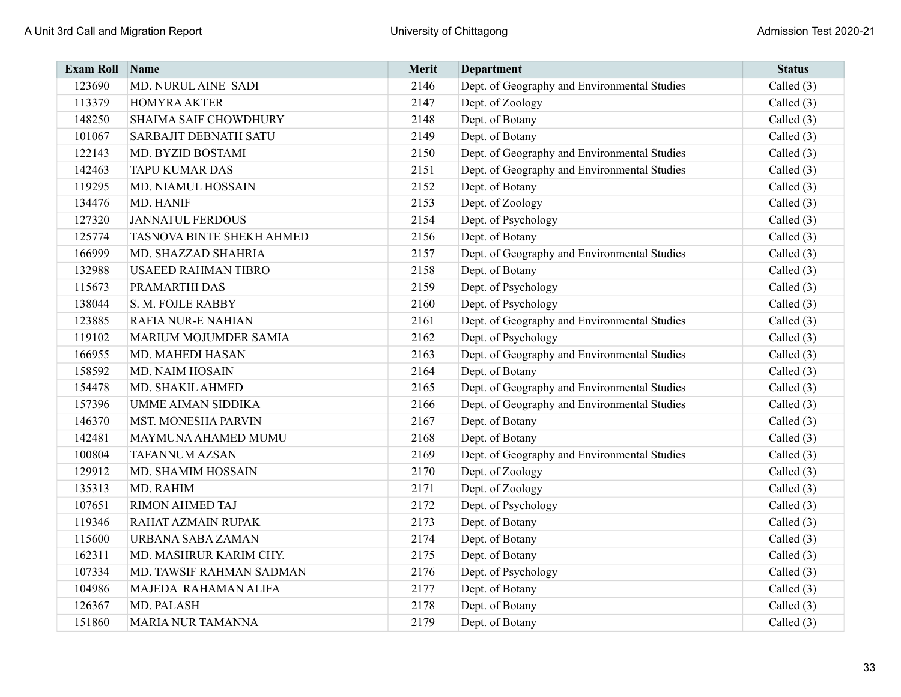| Exam Roll | Name | Merit | Department | Status |
|---|---|---|---|---|
| 123690 | MD. NURUL AINE SADI | 2146 | Dept. of Geography and Environmental Studies | Called (3) |
| 113379 | HOMYRA AKTER | 2147 | Dept. of Zoology | Called (3) |
| 148250 | SHAIMA SAIF CHOWDHURY | 2148 | Dept. of Botany | Called (3) |
| 101067 | SARBAJIT DEBNATH SATU | 2149 | Dept. of Botany | Called (3) |
| 122143 | MD. BYZID BOSTAMI | 2150 | Dept. of Geography and Environmental Studies | Called (3) |
| 142463 | TAPU KUMAR DAS | 2151 | Dept. of Geography and Environmental Studies | Called (3) |
| 119295 | MD. NIAMUL HOSSAIN | 2152 | Dept. of Botany | Called (3) |
| 134476 | MD. HANIF | 2153 | Dept. of Zoology | Called (3) |
| 127320 | JANNATUL FERDOUS | 2154 | Dept. of Psychology | Called (3) |
| 125774 | TASNOVA BINTE SHEKH AHMED | 2156 | Dept. of Botany | Called (3) |
| 166999 | MD. SHAZZAD SHAHRIA | 2157 | Dept. of Geography and Environmental Studies | Called (3) |
| 132988 | USAEED RAHMAN TIBRO | 2158 | Dept. of Botany | Called (3) |
| 115673 | PRAMARTHI DAS | 2159 | Dept. of Psychology | Called (3) |
| 138044 | S. M. FOJLE RABBY | 2160 | Dept. of Psychology | Called (3) |
| 123885 | RAFIA NUR-E NAHIAN | 2161 | Dept. of Geography and Environmental Studies | Called (3) |
| 119102 | MARIUM MOJUMDER SAMIA | 2162 | Dept. of Psychology | Called (3) |
| 166955 | MD. MAHEDI HASAN | 2163 | Dept. of Geography and Environmental Studies | Called (3) |
| 158592 | MD. NAIM HOSAIN | 2164 | Dept. of Botany | Called (3) |
| 154478 | MD. SHAKIL AHMED | 2165 | Dept. of Geography and Environmental Studies | Called (3) |
| 157396 | UMME AIMAN SIDDIKA | 2166 | Dept. of Geography and Environmental Studies | Called (3) |
| 146370 | MST. MONESHA PARVIN | 2167 | Dept. of Botany | Called (3) |
| 142481 | MAYMUNA AHAMED MUMU | 2168 | Dept. of Botany | Called (3) |
| 100804 | TAFANNUM AZSAN | 2169 | Dept. of Geography and Environmental Studies | Called (3) |
| 129912 | MD. SHAMIM HOSSAIN | 2170 | Dept. of Zoology | Called (3) |
| 135313 | MD. RAHIM | 2171 | Dept. of Zoology | Called (3) |
| 107651 | RIMON AHMED TAJ | 2172 | Dept. of Psychology | Called (3) |
| 119346 | RAHAT AZMAIN RUPAK | 2173 | Dept. of Botany | Called (3) |
| 115600 | URBANA SABA ZAMAN | 2174 | Dept. of Botany | Called (3) |
| 162311 | MD. MASHRUR KARIM CHY. | 2175 | Dept. of Botany | Called (3) |
| 107334 | MD. TAWSIF RAHMAN SADMAN | 2176 | Dept. of Psychology | Called (3) |
| 104986 | MAJEDA RAHAMAN ALIFA | 2177 | Dept. of Botany | Called (3) |
| 126367 | MD. PALASH | 2178 | Dept. of Botany | Called (3) |
| 151860 | MARIA NUR TAMANNA | 2179 | Dept. of Botany | Called (3) |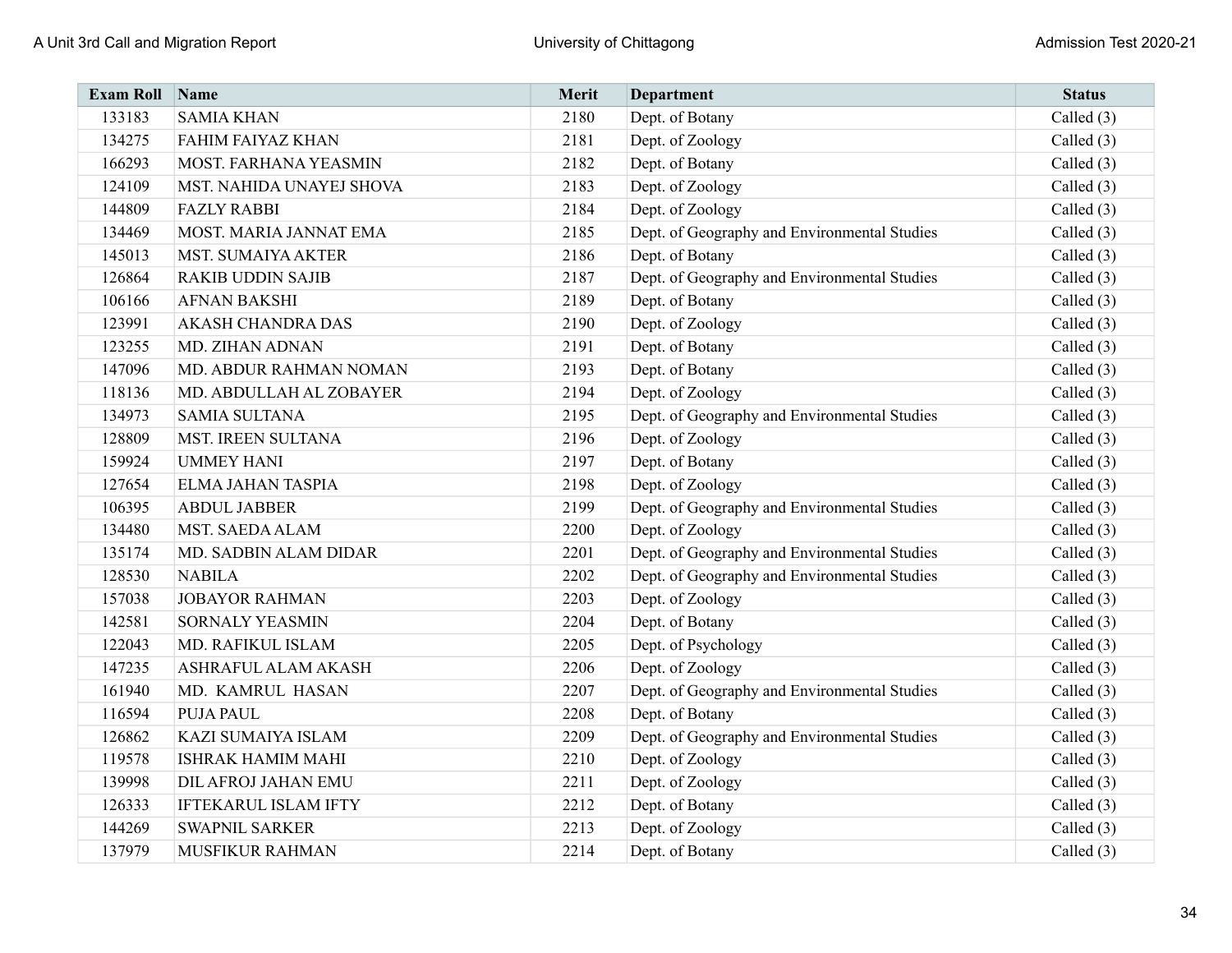| Exam Roll | Name | Merit | Department | Status |
|---|---|---|---|---|
| 133183 | SAMIA KHAN | 2180 | Dept. of Botany | Called (3) |
| 134275 | FAHIM FAIYAZ KHAN | 2181 | Dept. of Zoology | Called (3) |
| 166293 | MOST. FARHANA YEASMIN | 2182 | Dept. of Botany | Called (3) |
| 124109 | MST. NAHIDA UNAYEJ SHOVA | 2183 | Dept. of Zoology | Called (3) |
| 144809 | FAZLY RABBI | 2184 | Dept. of Zoology | Called (3) |
| 134469 | MOST. MARIA JANNAT EMA | 2185 | Dept. of Geography and Environmental Studies | Called (3) |
| 145013 | MST. SUMAIYA AKTER | 2186 | Dept. of Botany | Called (3) |
| 126864 | RAKIB UDDIN SAJIB | 2187 | Dept. of Geography and Environmental Studies | Called (3) |
| 106166 | AFNAN BAKSHI | 2189 | Dept. of Botany | Called (3) |
| 123991 | AKASH CHANDRA DAS | 2190 | Dept. of Zoology | Called (3) |
| 123255 | MD. ZIHAN ADNAN | 2191 | Dept. of Botany | Called (3) |
| 147096 | MD. ABDUR RAHMAN NOMAN | 2193 | Dept. of Botany | Called (3) |
| 118136 | MD. ABDULLAH AL ZOBAYER | 2194 | Dept. of Zoology | Called (3) |
| 134973 | SAMIA SULTANA | 2195 | Dept. of Geography and Environmental Studies | Called (3) |
| 128809 | MST. IREEN SULTANA | 2196 | Dept. of Zoology | Called (3) |
| 159924 | UMMEY HANI | 2197 | Dept. of Botany | Called (3) |
| 127654 | ELMA JAHAN TASPIA | 2198 | Dept. of Zoology | Called (3) |
| 106395 | ABDUL JABBER | 2199 | Dept. of Geography and Environmental Studies | Called (3) |
| 134480 | MST. SAEDA ALAM | 2200 | Dept. of Zoology | Called (3) |
| 135174 | MD. SADBIN ALAM DIDAR | 2201 | Dept. of Geography and Environmental Studies | Called (3) |
| 128530 | NABILA | 2202 | Dept. of Geography and Environmental Studies | Called (3) |
| 157038 | JOBAYOR RAHMAN | 2203 | Dept. of Zoology | Called (3) |
| 142581 | SORNALY YEASMIN | 2204 | Dept. of Botany | Called (3) |
| 122043 | MD. RAFIKUL ISLAM | 2205 | Dept. of Psychology | Called (3) |
| 147235 | ASHRAFUL ALAM AKASH | 2206 | Dept. of Zoology | Called (3) |
| 161940 | MD. KAMRUL HASAN | 2207 | Dept. of Geography and Environmental Studies | Called (3) |
| 116594 | PUJA PAUL | 2208 | Dept. of Botany | Called (3) |
| 126862 | KAZI SUMAIYA ISLAM | 2209 | Dept. of Geography and Environmental Studies | Called (3) |
| 119578 | ISHRAK HAMIM MAHI | 2210 | Dept. of Zoology | Called (3) |
| 139998 | DIL AFROJ JAHAN EMU | 2211 | Dept. of Zoology | Called (3) |
| 126333 | IFTEKARUL ISLAM IFTY | 2212 | Dept. of Botany | Called (3) |
| 144269 | SWAPNIL SARKER | 2213 | Dept. of Zoology | Called (3) |
| 137979 | MUSFIKUR RAHMAN | 2214 | Dept. of Botany | Called (3) |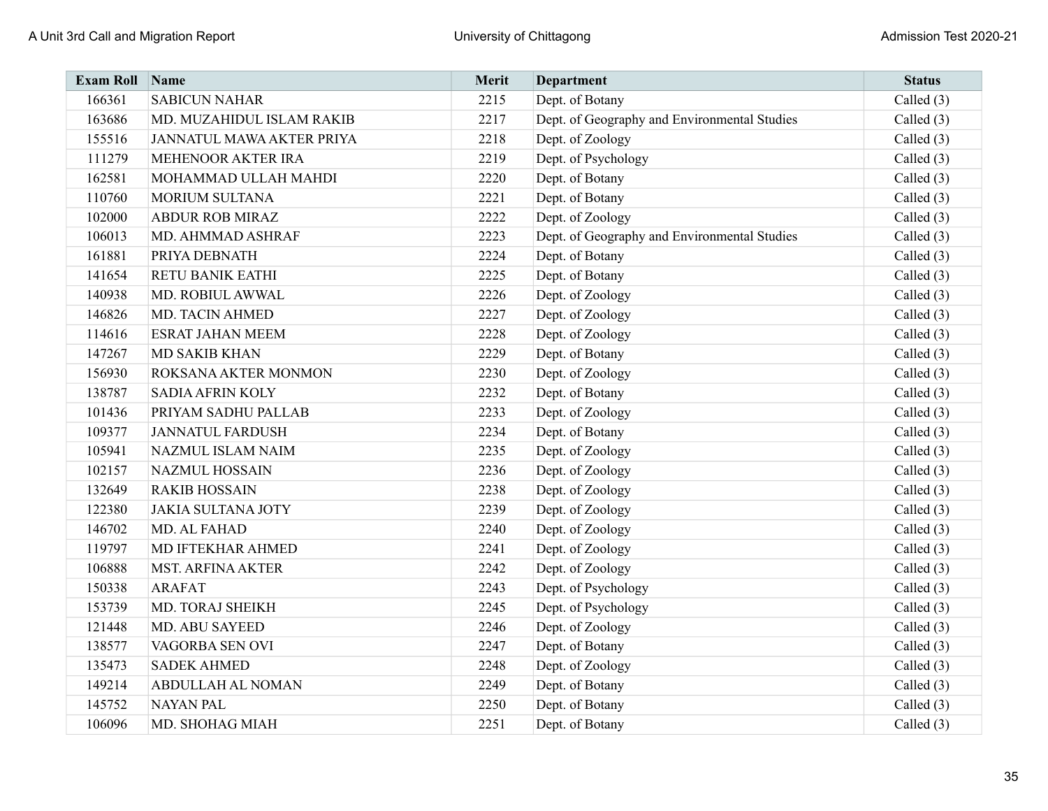| Exam Roll | Name | Merit | Department | Status |
| --- | --- | --- | --- | --- |
| 166361 | SABICUN NAHAR | 2215 | Dept. of Botany | Called (3) |
| 163686 | MD. MUZAHIDUL ISLAM RAKIB | 2217 | Dept. of Geography and Environmental Studies | Called (3) |
| 155516 | JANNATUL MAWA AKTER PRIYA | 2218 | Dept. of Zoology | Called (3) |
| 111279 | MEHENOOR AKTER IRA | 2219 | Dept. of Psychology | Called (3) |
| 162581 | MOHAMMAD ULLAH MAHDI | 2220 | Dept. of Botany | Called (3) |
| 110760 | MORIUM SULTANA | 2221 | Dept. of Botany | Called (3) |
| 102000 | ABDUR ROB MIRAZ | 2222 | Dept. of Zoology | Called (3) |
| 106013 | MD. AHMMAD ASHRAF | 2223 | Dept. of Geography and Environmental Studies | Called (3) |
| 161881 | PRIYA DEBNATH | 2224 | Dept. of Botany | Called (3) |
| 141654 | RETU BANIK EATHI | 2225 | Dept. of Botany | Called (3) |
| 140938 | MD. ROBIUL AWWAL | 2226 | Dept. of Zoology | Called (3) |
| 146826 | MD. TACIN AHMED | 2227 | Dept. of Zoology | Called (3) |
| 114616 | ESRAT JAHAN MEEM | 2228 | Dept. of Zoology | Called (3) |
| 147267 | MD SAKIB KHAN | 2229 | Dept. of Botany | Called (3) |
| 156930 | ROKSANA AKTER MONMON | 2230 | Dept. of Zoology | Called (3) |
| 138787 | SADIA AFRIN KOLY | 2232 | Dept. of Botany | Called (3) |
| 101436 | PRIYAM SADHU PALLAB | 2233 | Dept. of Zoology | Called (3) |
| 109377 | JANNATUL FARDUSH | 2234 | Dept. of Botany | Called (3) |
| 105941 | NAZMUL ISLAM NAIM | 2235 | Dept. of Zoology | Called (3) |
| 102157 | NAZMUL HOSSAIN | 2236 | Dept. of Zoology | Called (3) |
| 132649 | RAKIB HOSSAIN | 2238 | Dept. of Zoology | Called (3) |
| 122380 | JAKIA SULTANA JOTY | 2239 | Dept. of Zoology | Called (3) |
| 146702 | MD. AL FAHAD | 2240 | Dept. of Zoology | Called (3) |
| 119797 | MD IFTEKHAR AHMED | 2241 | Dept. of Zoology | Called (3) |
| 106888 | MST. ARFINA AKTER | 2242 | Dept. of Zoology | Called (3) |
| 150338 | ARAFAT | 2243 | Dept. of Psychology | Called (3) |
| 153739 | MD. TORAJ SHEIKH | 2245 | Dept. of Psychology | Called (3) |
| 121448 | MD. ABU SAYEED | 2246 | Dept. of Zoology | Called (3) |
| 138577 | VAGORBA SEN OVI | 2247 | Dept. of Botany | Called (3) |
| 135473 | SADEK AHMED | 2248 | Dept. of Zoology | Called (3) |
| 149214 | ABDULLAH AL NOMAN | 2249 | Dept. of Botany | Called (3) |
| 145752 | NAYAN PAL | 2250 | Dept. of Botany | Called (3) |
| 106096 | MD. SHOHAG MIAH | 2251 | Dept. of Botany | Called (3) |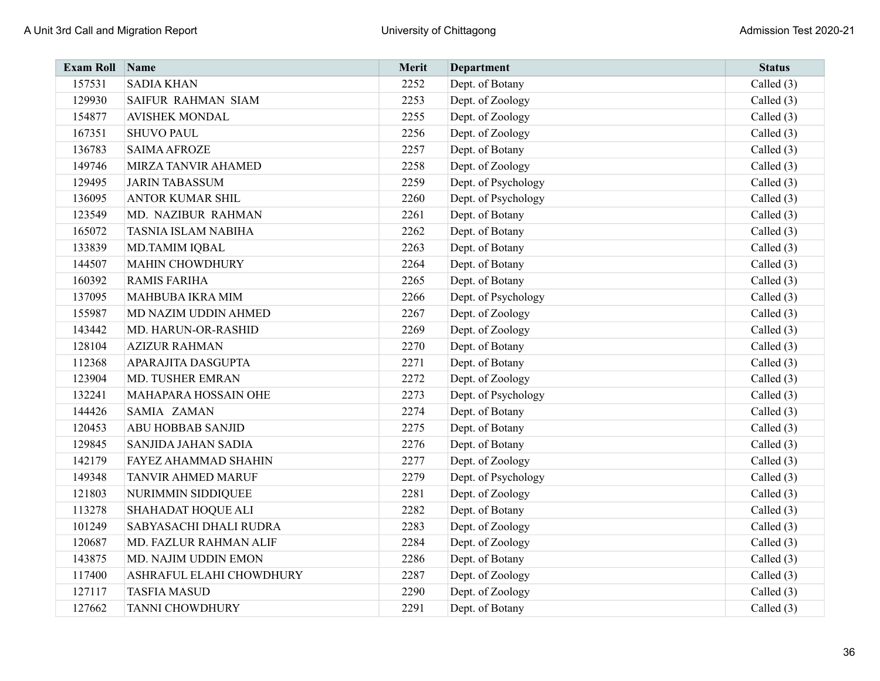| Exam Roll | Name | Merit | Department | Status |
|---|---|---|---|---|
| 157531 | SADIA KHAN | 2252 | Dept. of Botany | Called (3) |
| 129930 | SAIFUR RAHMAN SIAM | 2253 | Dept. of Zoology | Called (3) |
| 154877 | AVISHEK MONDAL | 2255 | Dept. of Zoology | Called (3) |
| 167351 | SHUVO PAUL | 2256 | Dept. of Zoology | Called (3) |
| 136783 | SAIMA AFROZE | 2257 | Dept. of Botany | Called (3) |
| 149746 | MIRZA TANVIR AHAMED | 2258 | Dept. of Zoology | Called (3) |
| 129495 | JARIN TABASSUM | 2259 | Dept. of Psychology | Called (3) |
| 136095 | ANTOR KUMAR SHIL | 2260 | Dept. of Psychology | Called (3) |
| 123549 | MD. NAZIBUR RAHMAN | 2261 | Dept. of Botany | Called (3) |
| 165072 | TASNIA ISLAM NABIHA | 2262 | Dept. of Botany | Called (3) |
| 133839 | MD.TAMIM IQBAL | 2263 | Dept. of Botany | Called (3) |
| 144507 | MAHIN CHOWDHURY | 2264 | Dept. of Botany | Called (3) |
| 160392 | RAMIS FARIHA | 2265 | Dept. of Botany | Called (3) |
| 137095 | MAHBUBA IKRA MIM | 2266 | Dept. of Psychology | Called (3) |
| 155987 | MD NAZIM UDDIN AHMED | 2267 | Dept. of Zoology | Called (3) |
| 143442 | MD. HARUN-OR-RASHID | 2269 | Dept. of Zoology | Called (3) |
| 128104 | AZIZUR RAHMAN | 2270 | Dept. of Botany | Called (3) |
| 112368 | APARAJITA DASGUPTA | 2271 | Dept. of Botany | Called (3) |
| 123904 | MD. TUSHER EMRAN | 2272 | Dept. of Zoology | Called (3) |
| 132241 | MAHAPARA HOSSAIN OHE | 2273 | Dept. of Psychology | Called (3) |
| 144426 | SAMIA ZAMAN | 2274 | Dept. of Botany | Called (3) |
| 120453 | ABU HOBBAB SANJID | 2275 | Dept. of Botany | Called (3) |
| 129845 | SANJIDA JAHAN SADIA | 2276 | Dept. of Botany | Called (3) |
| 142179 | FAYEZ AHAMMAD SHAHIN | 2277 | Dept. of Zoology | Called (3) |
| 149348 | TANVIR AHMED MARUF | 2279 | Dept. of Psychology | Called (3) |
| 121803 | NURIMMIN SIDDIQUEE | 2281 | Dept. of Zoology | Called (3) |
| 113278 | SHAHADAT HOQUE ALI | 2282 | Dept. of Botany | Called (3) |
| 101249 | SABYASACHI DHALI RUDRA | 2283 | Dept. of Zoology | Called (3) |
| 120687 | MD. FAZLUR RAHMAN ALIF | 2284 | Dept. of Zoology | Called (3) |
| 143875 | MD. NAJIM UDDIN EMON | 2286 | Dept. of Botany | Called (3) |
| 117400 | ASHRAFUL ELAHI CHOWDHURY | 2287 | Dept. of Zoology | Called (3) |
| 127117 | TASFIA MASUD | 2290 | Dept. of Zoology | Called (3) |
| 127662 | TANNI CHOWDHURY | 2291 | Dept. of Botany | Called (3) |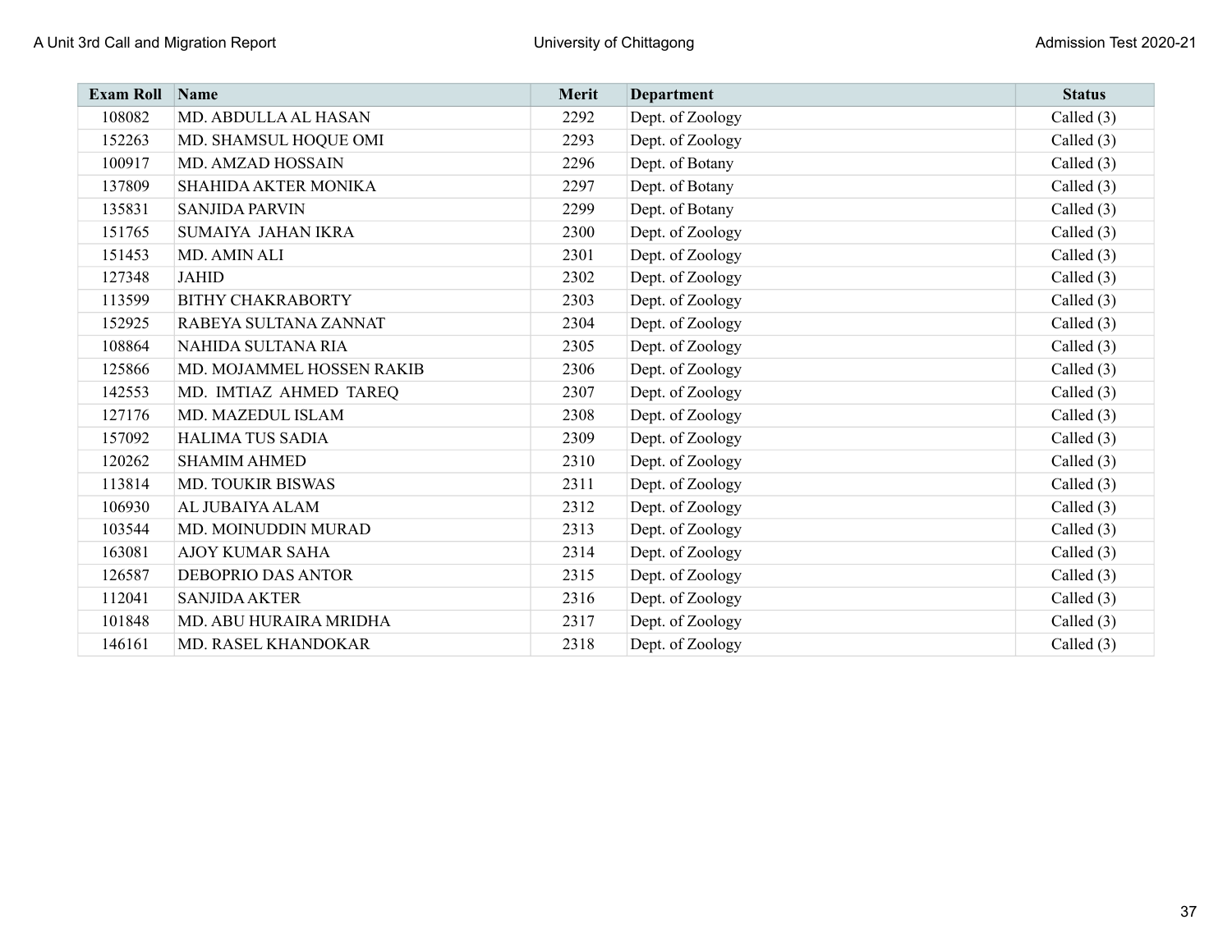| Exam Roll | Name | Merit | Department | Status |
|---|---|---|---|---|
| 108082 | MD. ABDULLA AL HASAN | 2292 | Dept. of Zoology | Called (3) |
| 152263 | MD. SHAMSUL HOQUE OMI | 2293 | Dept. of Zoology | Called (3) |
| 100917 | MD. AMZAD HOSSAIN | 2296 | Dept. of Botany | Called (3) |
| 137809 | SHAHIDA AKTER MONIKA | 2297 | Dept. of Botany | Called (3) |
| 135831 | SANJIDA PARVIN | 2299 | Dept. of Botany | Called (3) |
| 151765 | SUMAIYA JAHAN IKRA | 2300 | Dept. of Zoology | Called (3) |
| 151453 | MD. AMIN ALI | 2301 | Dept. of Zoology | Called (3) |
| 127348 | JAHID | 2302 | Dept. of Zoology | Called (3) |
| 113599 | BITHY CHAKRABORTY | 2303 | Dept. of Zoology | Called (3) |
| 152925 | RABEYA SULTANA ZANNAT | 2304 | Dept. of Zoology | Called (3) |
| 108864 | NAHIDA SULTANA RIA | 2305 | Dept. of Zoology | Called (3) |
| 125866 | MD. MOJAMMEL HOSSEN RAKIB | 2306 | Dept. of Zoology | Called (3) |
| 142553 | MD. IMTIAZ AHMED TAREQ | 2307 | Dept. of Zoology | Called (3) |
| 127176 | MD. MAZEDUL ISLAM | 2308 | Dept. of Zoology | Called (3) |
| 157092 | HALIMA TUS SADIA | 2309 | Dept. of Zoology | Called (3) |
| 120262 | SHAMIM AHMED | 2310 | Dept. of Zoology | Called (3) |
| 113814 | MD. TOUKIR BISWAS | 2311 | Dept. of Zoology | Called (3) |
| 106930 | AL JUBAIYA ALAM | 2312 | Dept. of Zoology | Called (3) |
| 103544 | MD. MOINUDDIN MURAD | 2313 | Dept. of Zoology | Called (3) |
| 163081 | AJOY KUMAR SAHA | 2314 | Dept. of Zoology | Called (3) |
| 126587 | DEBOPRIO DAS ANTOR | 2315 | Dept. of Zoology | Called (3) |
| 112041 | SANJIDA AKTER | 2316 | Dept. of Zoology | Called (3) |
| 101848 | MD. ABU HURAIRA MRIDHA | 2317 | Dept. of Zoology | Called (3) |
| 146161 | MD. RASEL KHANDOKAR | 2318 | Dept. of Zoology | Called (3) |